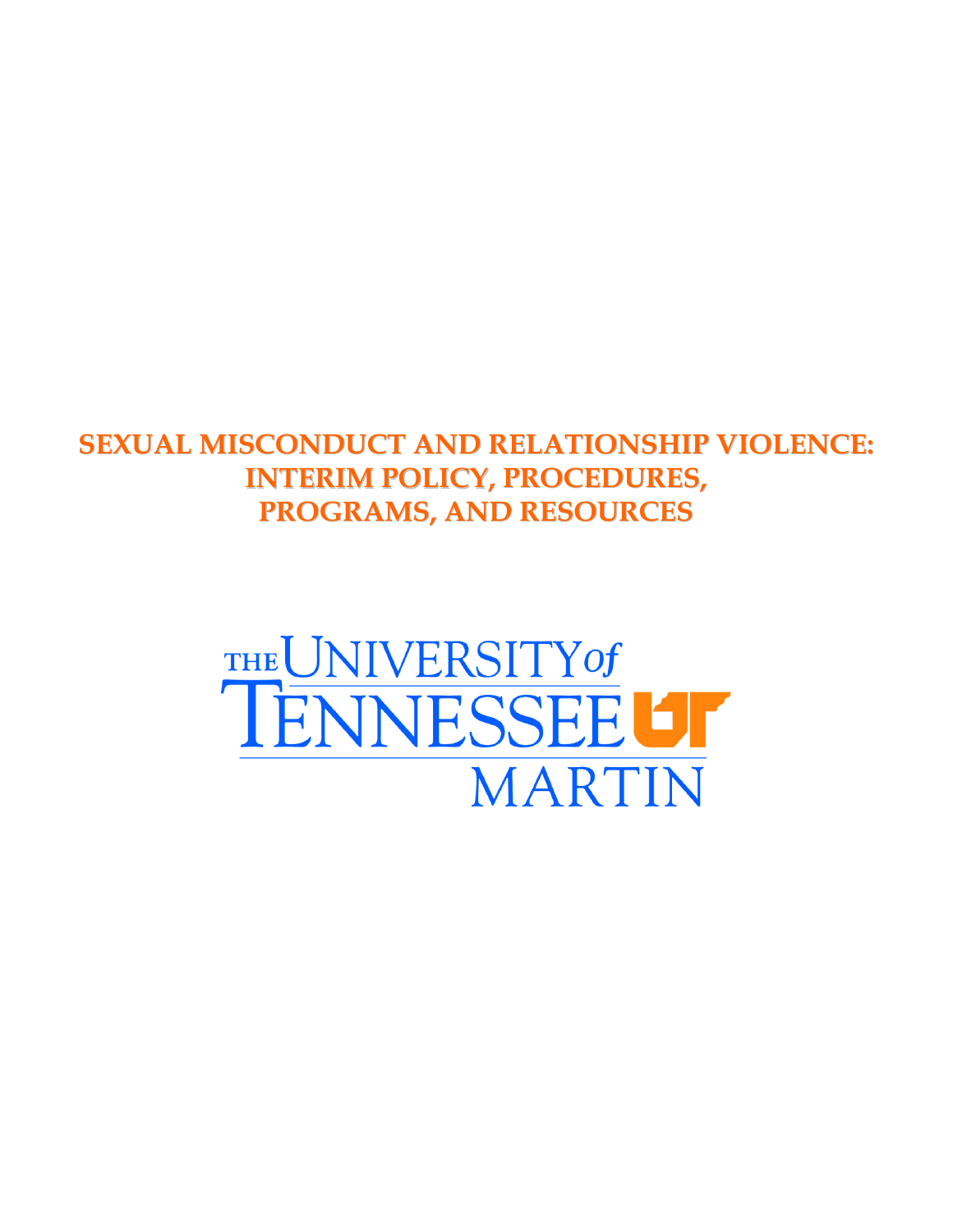# SEXUAL MISCONDUCT AND RELATIONSHIP VIOLENCE: INTERIM POLICY, PROCEDURES, PROGRAMS, AND RESOURCES

THE UNIVERSITY of TENNESSEE MARTIN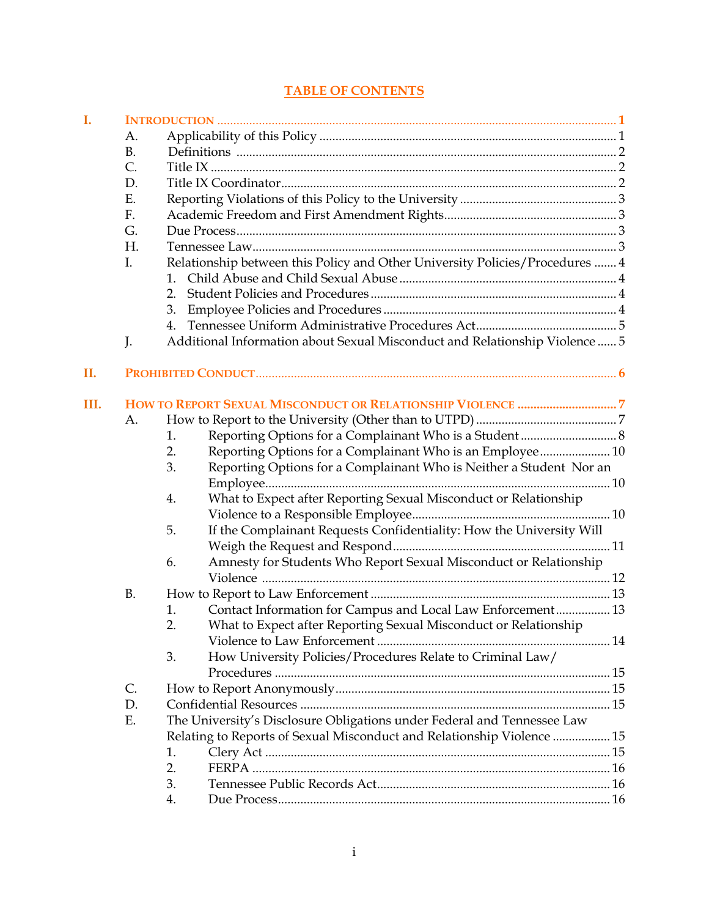# TABLE OF CONTENTS

**I. INTRODUCTION** ............ 1

- A. Applicability of this Policy ............ 1
- B. Definitions ............ 2
- C. Title IX ............ 2
- D. Title IX Coordinator ............ 2
- E. Reporting Violations of this Policy to the University ............ 3
- F. Academic Freedom and First Amendment Rights ............ 3
- G. Due Process ............ 3
- H. Tennessee Law ............ 3
- I. Relationship between this Policy and Other University Policies/Procedures ............ 4
  1. Child Abuse and Child Sexual Abuse ............ 4
  2. Student Policies and Procedures ............ 4
  3. Employee Policies and Procedures ............ 4
  4. Tennessee Uniform Administrative Procedures Act ............ 5
- J. Additional Information about Sexual Misconduct and Relationship Violence ............ 5

**II. PROHIBITED CONDUCT** ............ 6

**III. HOW TO REPORT SEXUAL MISCONDUCT OR RELATIONSHIP VIOLENCE** ............ 7

- A. How to Report to the University (Other than to UTPD) ............ 7
  1. Reporting Options for a Complainant Who is a Student ............ 8
  2. Reporting Options for a Complainant Who is an Employee ............ 10
  3. Reporting Options for a Complainant Who is Neither a Student Nor an Employee ............ 10
  4. What to Expect after Reporting Sexual Misconduct or Relationship Violence to a Responsible Employee ............ 10
  5. If the Complainant Requests Confidentiality: How the University Will Weigh the Request and Respond ............ 11
  6. Amnesty for Students Who Report Sexual Misconduct or Relationship Violence ............ 12
- B. How to Report to Law Enforcement ............ 13
  1. Contact Information for Campus and Local Law Enforcement ............ 13
  2. What to Expect after Reporting Sexual Misconduct or Relationship Violence to Law Enforcement ............ 14
  3. How University Policies/Procedures Relate to Criminal Law/ Procedures ............ 15
- C. How to Report Anonymously ............ 15
- D. Confidential Resources ............ 15
- E. The University's Disclosure Obligations under Federal and Tennessee Law Relating to Reports of Sexual Misconduct and Relationship Violence ............ 15
  1. Clery Act ............ 15
  2. FERPA ............ 16
  3. Tennessee Public Records Act ............ 16
  4. Due Process ............ 16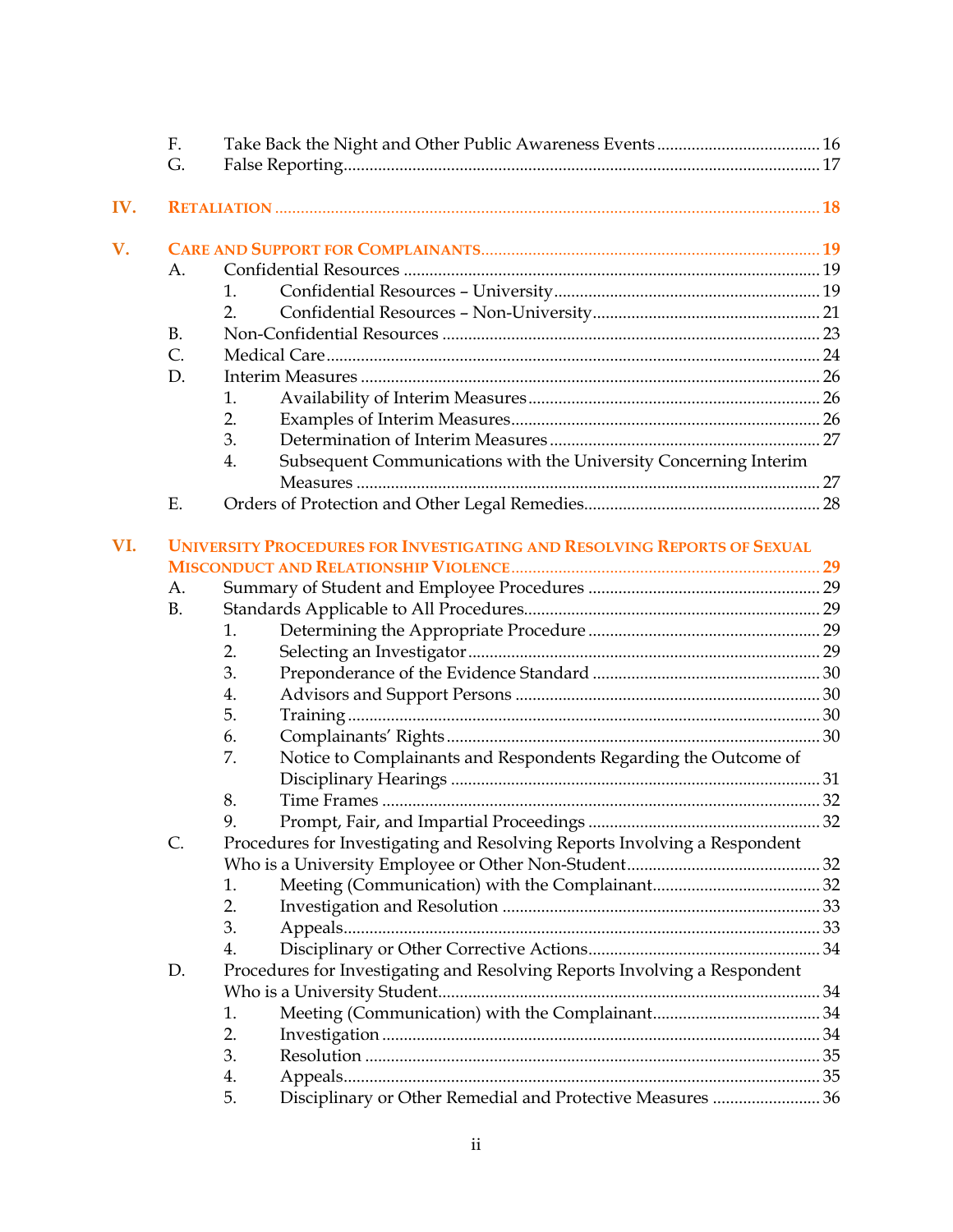F. Take Back the Night and Other Public Awareness Events ...... 16
G. False Reporting ...... 17

**IV. RETALIATION ...... 18**

**V. CARE AND SUPPORT FOR COMPLAINANTS ...... 19**

A. Confidential Resources ...... 19
  1. Confidential Resources – University ...... 19
  2. Confidential Resources – Non-University ...... 21
B. Non-Confidential Resources ...... 23
C. Medical Care ...... 24
D. Interim Measures ...... 26
  1. Availability of Interim Measures ...... 26
  2. Examples of Interim Measures ...... 26
  3. Determination of Interim Measures ...... 27
  4. Subsequent Communications with the University Concerning Interim Measures ...... 27
E. Orders of Protection and Other Legal Remedies ...... 28

**VI. UNIVERSITY PROCEDURES FOR INVESTIGATING AND RESOLVING REPORTS OF SEXUAL MISCONDUCT AND RELATIONSHIP VIOLENCE ...... 29**

A. Summary of Student and Employee Procedures ...... 29
B. Standards Applicable to All Procedures ...... 29
  1. Determining the Appropriate Procedure ...... 29
  2. Selecting an Investigator ...... 29
  3. Preponderance of the Evidence Standard ...... 30
  4. Advisors and Support Persons ...... 30
  5. Training ...... 30
  6. Complainants' Rights ...... 30
  7. Notice to Complainants and Respondents Regarding the Outcome of Disciplinary Hearings ...... 31
  8. Time Frames ...... 32
  9. Prompt, Fair, and Impartial Proceedings ...... 32
C. Procedures for Investigating and Resolving Reports Involving a Respondent Who is a University Employee or Other Non-Student ...... 32
  1. Meeting (Communication) with the Complainant ...... 32
  2. Investigation and Resolution ...... 33
  3. Appeals ...... 33
  4. Disciplinary or Other Corrective Actions ...... 34
D. Procedures for Investigating and Resolving Reports Involving a Respondent Who is a University Student ...... 34
  1. Meeting (Communication) with the Complainant ...... 34
  2. Investigation ...... 34
  3. Resolution ...... 35
  4. Appeals ...... 35
  5. Disciplinary or Other Remedial and Protective Measures ...... 36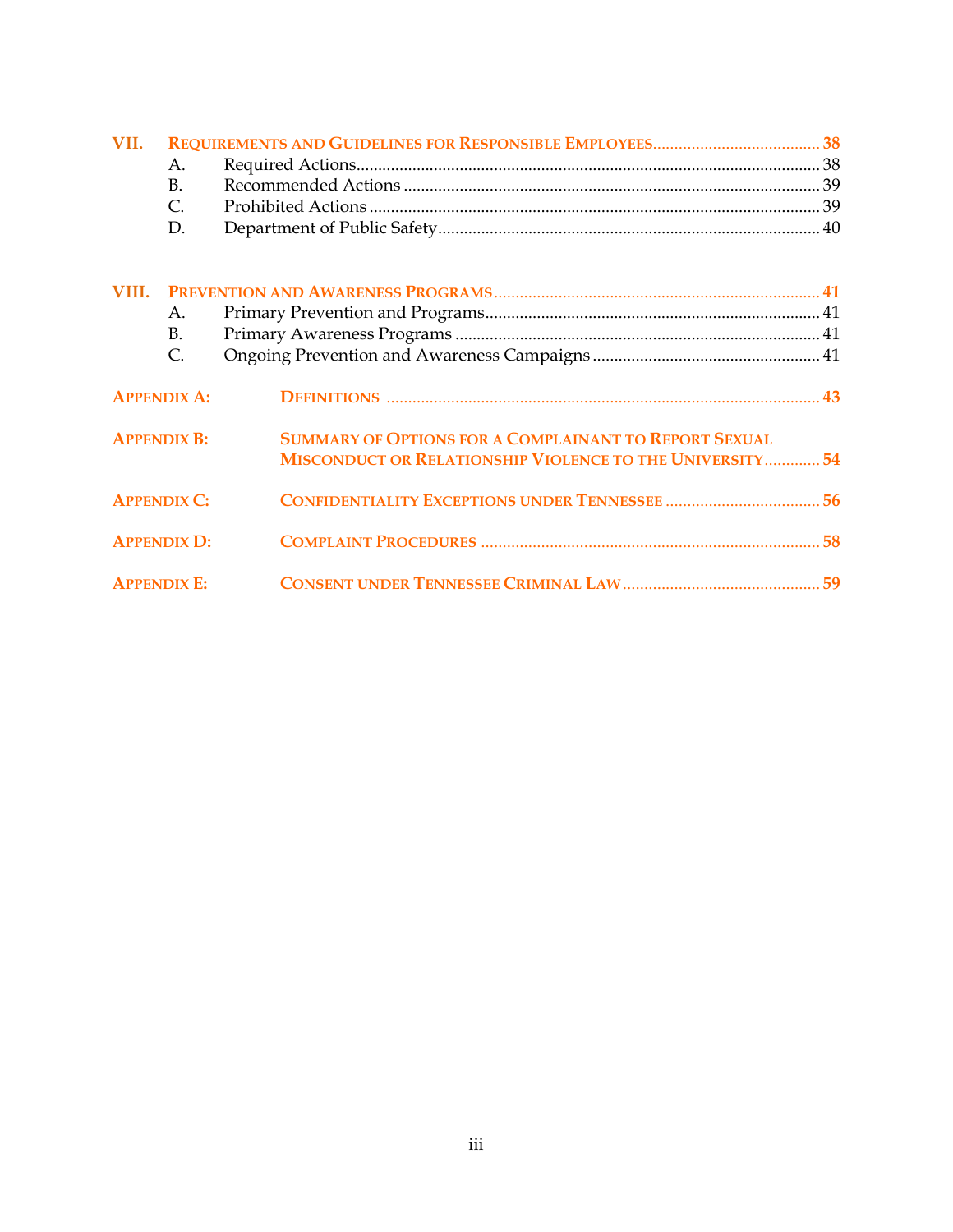**VII. REQUIREMENTS AND GUIDELINES FOR RESPONSIBLE EMPLOYEES** .......... 38
- A. Required Actions .......... 38
- B. Recommended Actions .......... 39
- C. Prohibited Actions .......... 39
- D. Department of Public Safety .......... 40

**VIII. PREVENTION AND AWARENESS PROGRAMS** .......... 41
- A. Primary Prevention and Programs .......... 41
- B. Primary Awareness Programs .......... 41
- C. Ongoing Prevention and Awareness Campaigns .......... 41

**APPENDIX A: DEFINITIONS** .......... 43

**APPENDIX B: SUMMARY OF OPTIONS FOR A COMPLAINANT TO REPORT SEXUAL MISCONDUCT OR RELATIONSHIP VIOLENCE TO THE UNIVERSITY** .......... 54

**APPENDIX C: CONFIDENTIALITY EXCEPTIONS UNDER TENNESSEE** .......... 56

**APPENDIX D: COMPLAINT PROCEDURES** .......... 58

**APPENDIX E: CONSENT UNDER TENNESSEE CRIMINAL LAW** .......... 59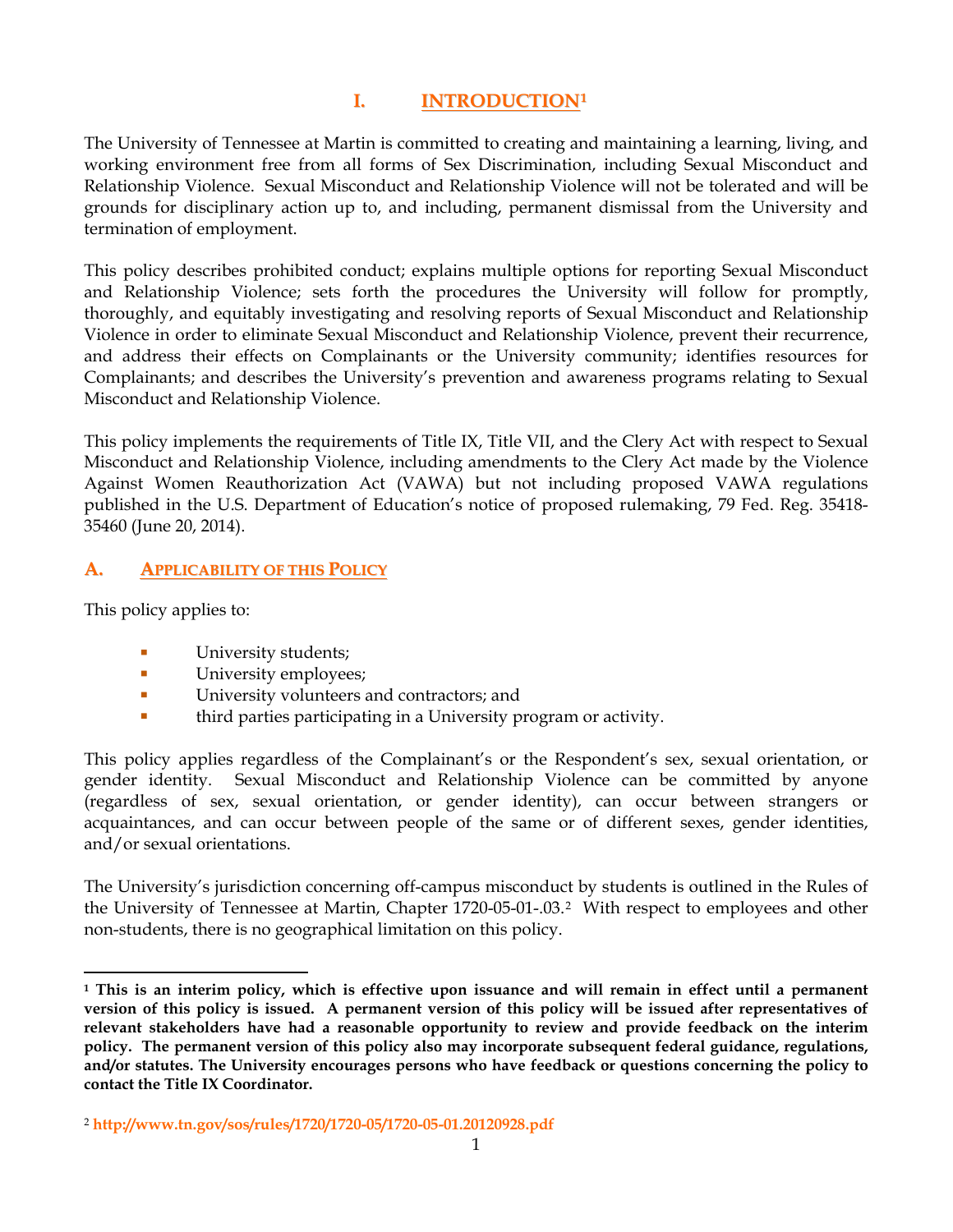# I. INTRODUCTION[1]

The University of Tennessee at Martin is committed to creating and maintaining a learning, living, and working environment free from all forms of Sex Discrimination, including Sexual Misconduct and Relationship Violence. Sexual Misconduct and Relationship Violence will not be tolerated and will be grounds for disciplinary action up to, and including, permanent dismissal from the University and termination of employment.

This policy describes prohibited conduct; explains multiple options for reporting Sexual Misconduct and Relationship Violence; sets forth the procedures the University will follow for promptly, thoroughly, and equitably investigating and resolving reports of Sexual Misconduct and Relationship Violence in order to eliminate Sexual Misconduct and Relationship Violence, prevent their recurrence, and address their effects on Complainants or the University community; identifies resources for Complainants; and describes the University's prevention and awareness programs relating to Sexual Misconduct and Relationship Violence.

This policy implements the requirements of Title IX, Title VII, and the Clery Act with respect to Sexual Misconduct and Relationship Violence, including amendments to the Clery Act made by the Violence Against Women Reauthorization Act (VAWA) but not including proposed VAWA regulations published in the U.S. Department of Education's notice of proposed rulemaking, 79 Fed. Reg. 35418-35460 (June 20, 2014).

## A. Applicability of this Policy

This policy applies to:

- University students;
- University employees;
- University volunteers and contractors; and
- third parties participating in a University program or activity.

This policy applies regardless of the Complainant's or the Respondent's sex, sexual orientation, or gender identity. Sexual Misconduct and Relationship Violence can be committed by anyone (regardless of sex, sexual orientation, or gender identity), can occur between strangers or acquaintances, and can occur between people of the same or of different sexes, gender identities, and/or sexual orientations.

The University's jurisdiction concerning off-campus misconduct by students is outlined in the Rules of the University of Tennessee at Martin, Chapter 1720-05-01-.03.[2] With respect to employees and other non-students, there is no geographical limitation on this policy.

---

[1] **This is an interim policy, which is effective upon issuance and will remain in effect until a permanent version of this policy is issued. A permanent version of this policy will be issued after representatives of relevant stakeholders have had a reasonable opportunity to review and provide feedback on the interim policy. The permanent version of this policy also may incorporate subsequent federal guidance, regulations, and/or statutes. The University encourages persons who have feedback or questions concerning the policy to contact the Title IX Coordinator.**

[2] **http://www.tn.gov/sos/rules/1720/1720-05/1720-05-01.20120928.pdf**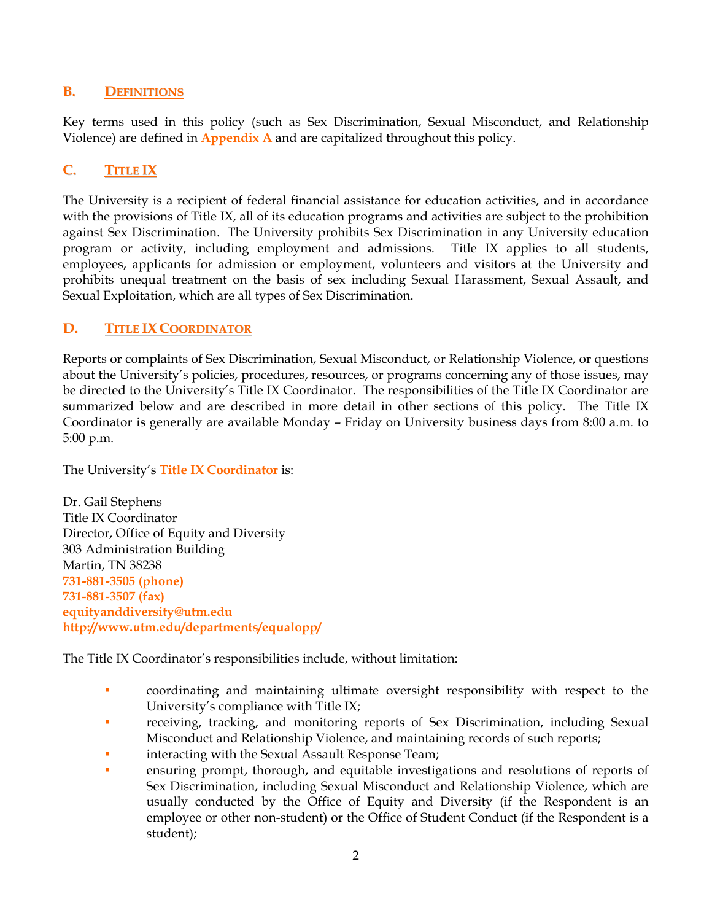## B. DEFINITIONS

Key terms used in this policy (such as Sex Discrimination, Sexual Misconduct, and Relationship Violence) are defined in **Appendix A** and are capitalized throughout this policy.

## C. TITLE IX

The University is a recipient of federal financial assistance for education activities, and in accordance with the provisions of Title IX, all of its education programs and activities are subject to the prohibition against Sex Discrimination. The University prohibits Sex Discrimination in any University education program or activity, including employment and admissions. Title IX applies to all students, employees, applicants for admission or employment, volunteers and visitors at the University and prohibits unequal treatment on the basis of sex including Sexual Harassment, Sexual Assault, and Sexual Exploitation, which are all types of Sex Discrimination.

## D. TITLE IX COORDINATOR

Reports or complaints of Sex Discrimination, Sexual Misconduct, or Relationship Violence, or questions about the University's policies, procedures, resources, or programs concerning any of those issues, may be directed to the University's Title IX Coordinator. The responsibilities of the Title IX Coordinator are summarized below and are described in more detail in other sections of this policy. The Title IX Coordinator is generally are available Monday – Friday on University business days from 8:00 a.m. to 5:00 p.m.

The University's **Title IX Coordinator** is:

Dr. Gail Stephens
Title IX Coordinator
Director, Office of Equity and Diversity
303 Administration Building
Martin, TN 38238
**731-881-3505 (phone)**
**731-881-3507 (fax)**
**equityanddiversity@utm.edu**
**http://www.utm.edu/departments/equalopp/**

The Title IX Coordinator's responsibilities include, without limitation:

- coordinating and maintaining ultimate oversight responsibility with respect to the University's compliance with Title IX;
- receiving, tracking, and monitoring reports of Sex Discrimination, including Sexual Misconduct and Relationship Violence, and maintaining records of such reports;
- interacting with the Sexual Assault Response Team;
- ensuring prompt, thorough, and equitable investigations and resolutions of reports of Sex Discrimination, including Sexual Misconduct and Relationship Violence, which are usually conducted by the Office of Equity and Diversity (if the Respondent is an employee or other non-student) or the Office of Student Conduct (if the Respondent is a student);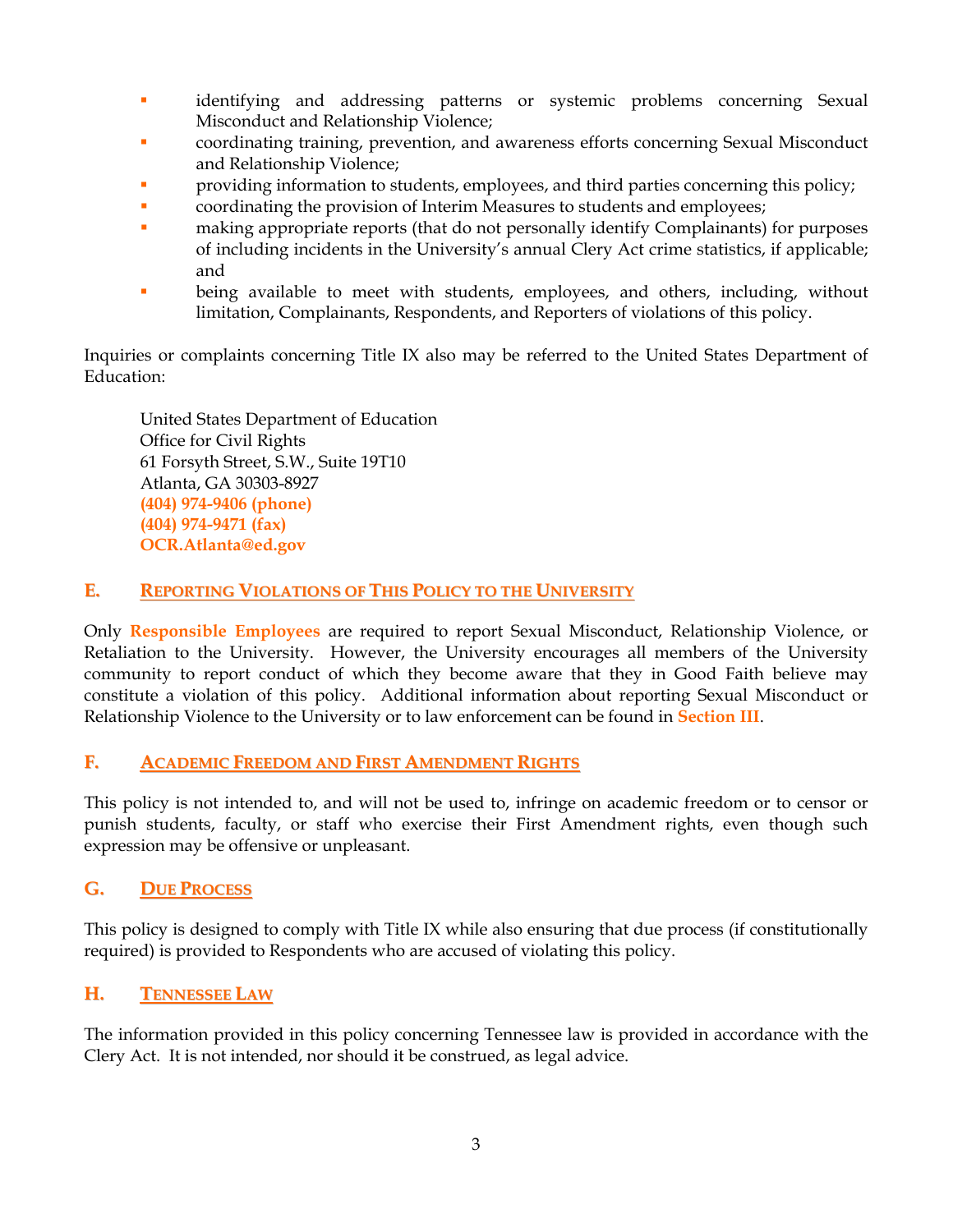- identifying and addressing patterns or systemic problems concerning Sexual Misconduct and Relationship Violence;
- coordinating training, prevention, and awareness efforts concerning Sexual Misconduct and Relationship Violence;
- providing information to students, employees, and third parties concerning this policy;
- coordinating the provision of Interim Measures to students and employees;
- making appropriate reports (that do not personally identify Complainants) for purposes of including incidents in the University's annual Clery Act crime statistics, if applicable; and
- being available to meet with students, employees, and others, including, without limitation, Complainants, Respondents, and Reporters of violations of this policy.

Inquiries or complaints concerning Title IX also may be referred to the United States Department of Education:

United States Department of Education
Office for Civil Rights
61 Forsyth Street, S.W., Suite 19T10
Atlanta, GA 30303-8927
**(404) 974-9406 (phone)**
**(404) 974-9471 (fax)**
**OCR.Atlanta@ed.gov**

### E. REPORTING VIOLATIONS OF THIS POLICY TO THE UNIVERSITY

Only **Responsible Employees** are required to report Sexual Misconduct, Relationship Violence, or Retaliation to the University. However, the University encourages all members of the University community to report conduct of which they become aware that they in Good Faith believe may constitute a violation of this policy. Additional information about reporting Sexual Misconduct or Relationship Violence to the University or to law enforcement can be found in **Section III**.

### F. ACADEMIC FREEDOM AND FIRST AMENDMENT RIGHTS

This policy is not intended to, and will not be used to, infringe on academic freedom or to censor or punish students, faculty, or staff who exercise their First Amendment rights, even though such expression may be offensive or unpleasant.

### G. DUE PROCESS

This policy is designed to comply with Title IX while also ensuring that due process (if constitutionally required) is provided to Respondents who are accused of violating this policy.

### H. TENNESSEE LAW

The information provided in this policy concerning Tennessee law is provided in accordance with the Clery Act. It is not intended, nor should it be construed, as legal advice.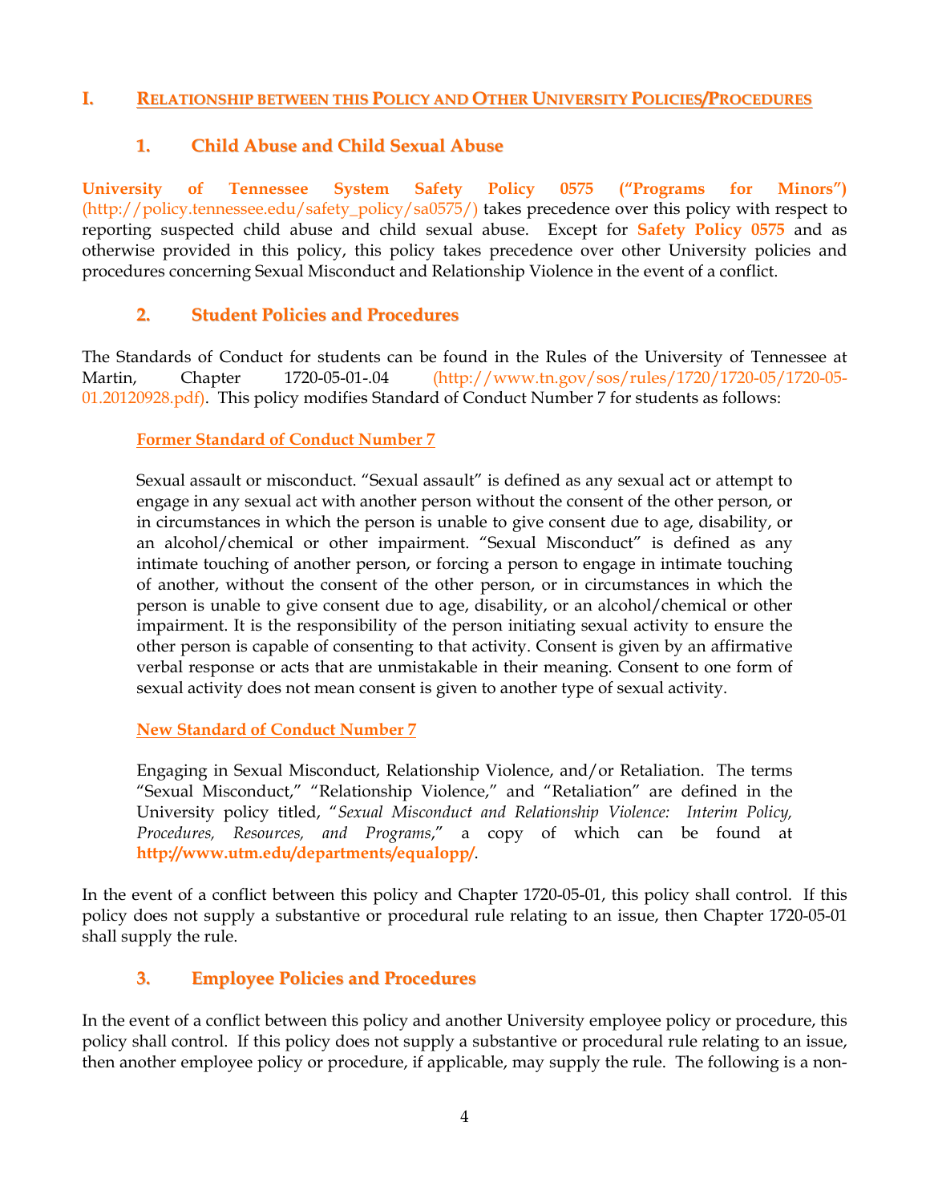## I. RELATIONSHIP BETWEEN THIS POLICY AND OTHER UNIVERSITY POLICIES/PROCEDURES

### 1. Child Abuse and Child Sexual Abuse

**University of Tennessee System Safety Policy 0575 ("Programs for Minors")** (http://policy.tennessee.edu/safety_policy/sa0575/) takes precedence over this policy with respect to reporting suspected child abuse and child sexual abuse. Except for **Safety Policy 0575** and as otherwise provided in this policy, this policy takes precedence over other University policies and procedures concerning Sexual Misconduct and Relationship Violence in the event of a conflict.

### 2. Student Policies and Procedures

The Standards of Conduct for students can be found in the Rules of the University of Tennessee at Martin, Chapter 1720-05-01-.04 (http://www.tn.gov/sos/rules/1720/1720-05/1720-05-01.20120928.pdf). This policy modifies Standard of Conduct Number 7 for students as follows:

**Former Standard of Conduct Number 7**

> Sexual assault or misconduct. "Sexual assault" is defined as any sexual act or attempt to engage in any sexual act with another person without the consent of the other person, or in circumstances in which the person is unable to give consent due to age, disability, or an alcohol/chemical or other impairment. "Sexual Misconduct" is defined as any intimate touching of another person, or forcing a person to engage in intimate touching of another, without the consent of the other person, or in circumstances in which the person is unable to give consent due to age, disability, or an alcohol/chemical or other impairment. It is the responsibility of the person initiating sexual activity to ensure the other person is capable of consenting to that activity. Consent is given by an affirmative verbal response or acts that are unmistakable in their meaning. Consent to one form of sexual activity does not mean consent is given to another type of sexual activity.

**New Standard of Conduct Number 7**

> Engaging in Sexual Misconduct, Relationship Violence, and/or Retaliation. The terms "Sexual Misconduct," "Relationship Violence," and "Retaliation" are defined in the University policy titled, "*Sexual Misconduct and Relationship Violence: Interim Policy, Procedures, Resources, and Programs*," a copy of which can be found at **http://www.utm.edu/departments/equalopp/**.

In the event of a conflict between this policy and Chapter 1720-05-01, this policy shall control. If this policy does not supply a substantive or procedural rule relating to an issue, then Chapter 1720-05-01 shall supply the rule.

### 3. Employee Policies and Procedures

In the event of a conflict between this policy and another University employee policy or procedure, this policy shall control. If this policy does not supply a substantive or procedural rule relating to an issue, then another employee policy or procedure, if applicable, may supply the rule. The following is a non-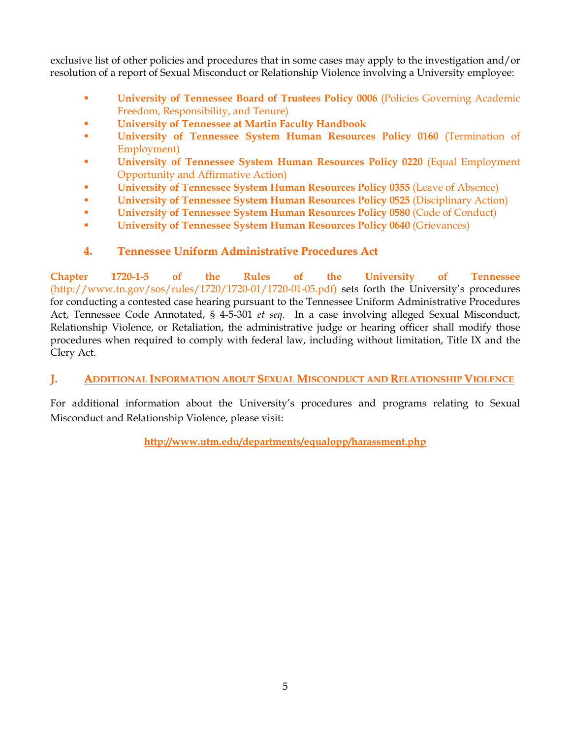exclusive list of other policies and procedures that in some cases may apply to the investigation and/or resolution of a report of Sexual Misconduct or Relationship Violence involving a University employee:

- **University of Tennessee Board of Trustees Policy 0006** (Policies Governing Academic Freedom, Responsibility, and Tenure)
- **University of Tennessee at Martin Faculty Handbook**
- **University of Tennessee System Human Resources Policy 0160** (Termination of Employment)
- **University of Tennessee System Human Resources Policy 0220** (Equal Employment Opportunity and Affirmative Action)
- **University of Tennessee System Human Resources Policy 0355** (Leave of Absence)
- **University of Tennessee System Human Resources Policy 0525** (Disciplinary Action)
- **University of Tennessee System Human Resources Policy 0580** (Code of Conduct)
- **University of Tennessee System Human Resources Policy 0640** (Grievances)

### 4. Tennessee Uniform Administrative Procedures Act

**Chapter 1720-1-5 of the Rules of the University of Tennessee** (http://www.tn.gov/sos/rules/1720/1720-01/1720-01-05.pdf) sets forth the University's procedures for conducting a contested case hearing pursuant to the Tennessee Uniform Administrative Procedures Act, Tennessee Code Annotated, § 4-5-301 *et seq.* In a case involving alleged Sexual Misconduct, Relationship Violence, or Retaliation, the administrative judge or hearing officer shall modify those procedures when required to comply with federal law, including without limitation, Title IX and the Clery Act.

## J. Additional Information about Sexual Misconduct and Relationship Violence

For additional information about the University's procedures and programs relating to Sexual Misconduct and Relationship Violence, please visit:

http://www.utm.edu/departments/equalopp/harassment.php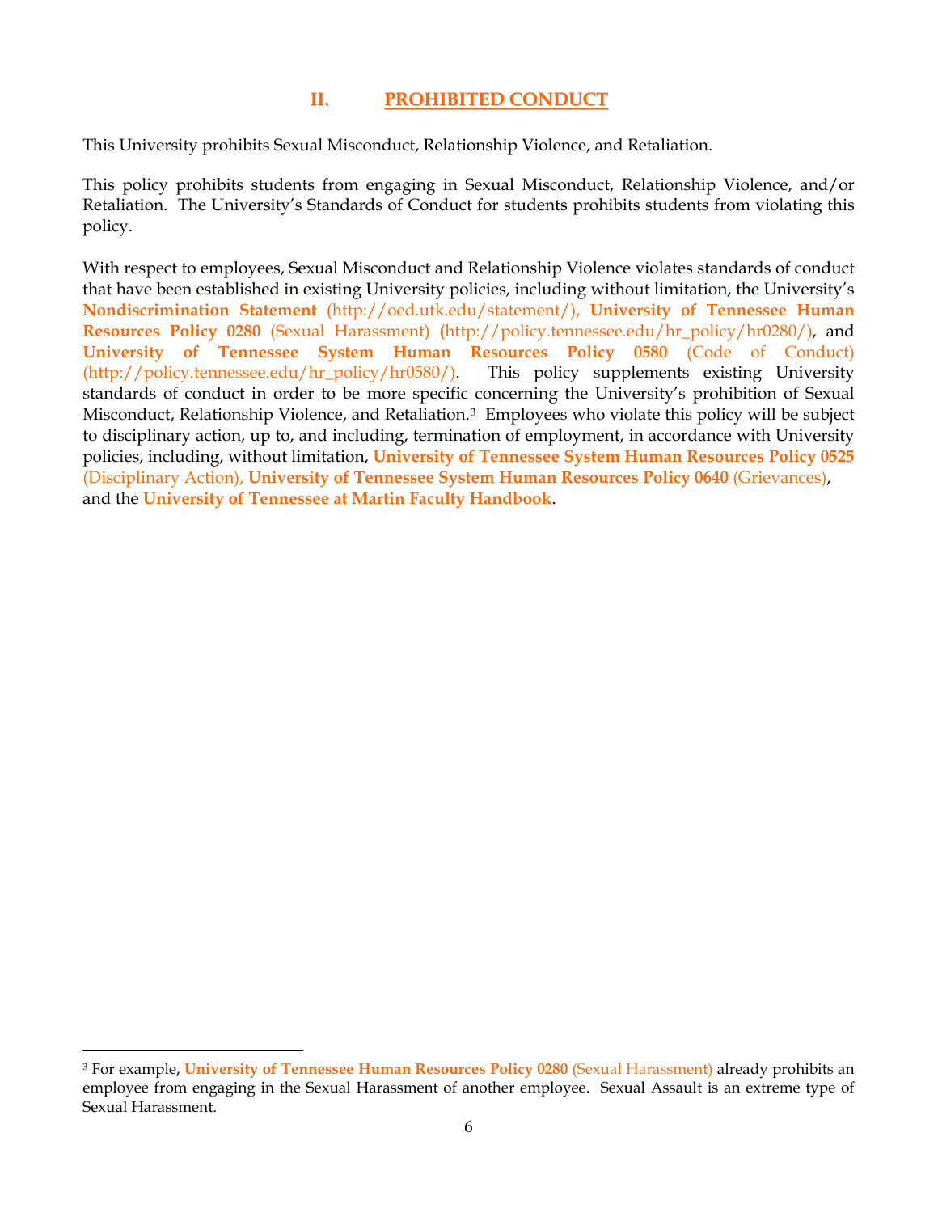## II. PROHIBITED CONDUCT

This University prohibits Sexual Misconduct, Relationship Violence, and Retaliation.

This policy prohibits students from engaging in Sexual Misconduct, Relationship Violence, and/or Retaliation. The University's Standards of Conduct for students prohibits students from violating this policy.

With respect to employees, Sexual Misconduct and Relationship Violence violates standards of conduct that have been established in existing University policies, including without limitation, the University's **Nondiscrimination Statement** (http://oed.utk.edu/statement/), **University of Tennessee Human Resources Policy 0280** (Sexual Harassment) (http://policy.tennessee.edu/hr_policy/hr0280/), and **University of Tennessee System Human Resources Policy 0580** (Code of Conduct) (http://policy.tennessee.edu/hr_policy/hr0580/). This policy supplements existing University standards of conduct in order to be more specific concerning the University's prohibition of Sexual Misconduct, Relationship Violence, and Retaliation.[3] Employees who violate this policy will be subject to disciplinary action, up to, and including, termination of employment, in accordance with University policies, including, without limitation, **University of Tennessee System Human Resources Policy 0525** (Disciplinary Action), **University of Tennessee System Human Resources Policy 0640** (Grievances), and the **University of Tennessee at Martin Faculty Handbook**.

---

[3] For example, **University of Tennessee Human Resources Policy 0280** (Sexual Harassment) already prohibits an employee from engaging in the Sexual Harassment of another employee. Sexual Assault is an extreme type of Sexual Harassment.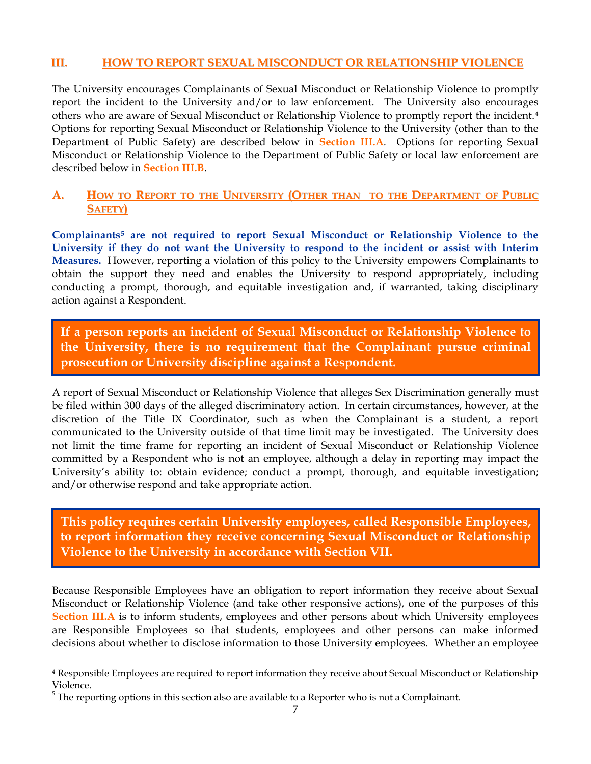## III. HOW TO REPORT SEXUAL MISCONDUCT OR RELATIONSHIP VIOLENCE

The University encourages Complainants of Sexual Misconduct or Relationship Violence to promptly report the incident to the University and/or to law enforcement. The University also encourages others who are aware of Sexual Misconduct or Relationship Violence to promptly report the incident.[4] Options for reporting Sexual Misconduct or Relationship Violence to the University (other than to the Department of Public Safety) are described below in **Section III.A**. Options for reporting Sexual Misconduct or Relationship Violence to the Department of Public Safety or local law enforcement are described below in **Section III.B**.

### A. HOW TO REPORT TO THE UNIVERSITY (OTHER THAN TO THE DEPARTMENT OF PUBLIC SAFETY)

**Complainants[5] are not required to report Sexual Misconduct or Relationship Violence to the University if they do not want the University to respond to the incident or assist with Interim Measures.** However, reporting a violation of this policy to the University empowers Complainants to obtain the support they need and enables the University to respond appropriately, including conducting a prompt, thorough, and equitable investigation and, if warranted, taking disciplinary action against a Respondent.

**If a person reports an incident of Sexual Misconduct or Relationship Violence to the University, there is no requirement that the Complainant pursue criminal prosecution or University discipline against a Respondent.**

A report of Sexual Misconduct or Relationship Violence that alleges Sex Discrimination generally must be filed within 300 days of the alleged discriminatory action. In certain circumstances, however, at the discretion of the Title IX Coordinator, such as when the Complainant is a student, a report communicated to the University outside of that time limit may be investigated. The University does not limit the time frame for reporting an incident of Sexual Misconduct or Relationship Violence committed by a Respondent who is not an employee, although a delay in reporting may impact the University's ability to: obtain evidence; conduct a prompt, thorough, and equitable investigation; and/or otherwise respond and take appropriate action.

**This policy requires certain University employees, called Responsible Employees, to report information they receive concerning Sexual Misconduct or Relationship Violence to the University in accordance with Section VII.**

Because Responsible Employees have an obligation to report information they receive about Sexual Misconduct or Relationship Violence (and take other responsive actions), one of the purposes of this **Section III.A** is to inform students, employees and other persons about which University employees are Responsible Employees so that students, employees and other persons can make informed decisions about whether to disclose information to those University employees. Whether an employee

---

[4] Responsible Employees are required to report information they receive about Sexual Misconduct or Relationship Violence.

[5] The reporting options in this section also are available to a Reporter who is not a Complainant.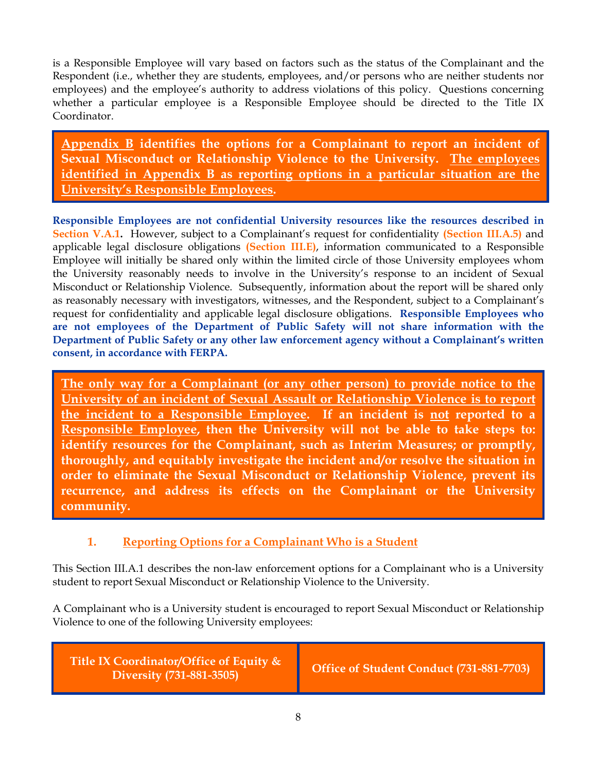is a Responsible Employee will vary based on factors such as the status of the Complainant and the Respondent (i.e., whether they are students, employees, and/or persons who are neither students nor employees) and the employee's authority to address violations of this policy. Questions concerning whether a particular employee is a Responsible Employee should be directed to the Title IX Coordinator.

> **Appendix B identifies the options for a Complainant to report an incident of Sexual Misconduct or Relationship Violence to the University. The employees identified in Appendix B as reporting options in a particular situation are the University's Responsible Employees.**

**Responsible Employees are not confidential University resources like the resources described in Section V.A.1.** However, subject to a Complainant's request for confidentiality **(Section III.A.5)** and applicable legal disclosure obligations **(Section III.E)**, information communicated to a Responsible Employee will initially be shared only within the limited circle of those University employees whom the University reasonably needs to involve in the University's response to an incident of Sexual Misconduct or Relationship Violence. Subsequently, information about the report will be shared only as reasonably necessary with investigators, witnesses, and the Respondent, subject to a Complainant's request for confidentiality and applicable legal disclosure obligations. **Responsible Employees who are not employees of the Department of Public Safety will not share information with the Department of Public Safety or any other law enforcement agency without a Complainant's written consent, in accordance with FERPA.**

> **The only way for a Complainant (or any other person) to provide notice to the University of an incident of Sexual Assault or Relationship Violence is to report the incident to a Responsible Employee. If an incident is not reported to a Responsible Employee, then the University will not be able to take steps to: identify resources for the Complainant, such as Interim Measures; or promptly, thoroughly, and equitably investigate the incident and/or resolve the situation in order to eliminate the Sexual Misconduct or Relationship Violence, prevent its recurrence, and address its effects on the Complainant or the University community.**

### 1. Reporting Options for a Complainant Who is a Student

This Section III.A.1 describes the non-law enforcement options for a Complainant who is a University student to report Sexual Misconduct or Relationship Violence to the University.

A Complainant who is a University student is encouraged to report Sexual Misconduct or Relationship Violence to one of the following University employees:

| Title IX Coordinator/Office of Equity & Diversity (731-881-3505) | Office of Student Conduct (731-881-7703) |
|---|---|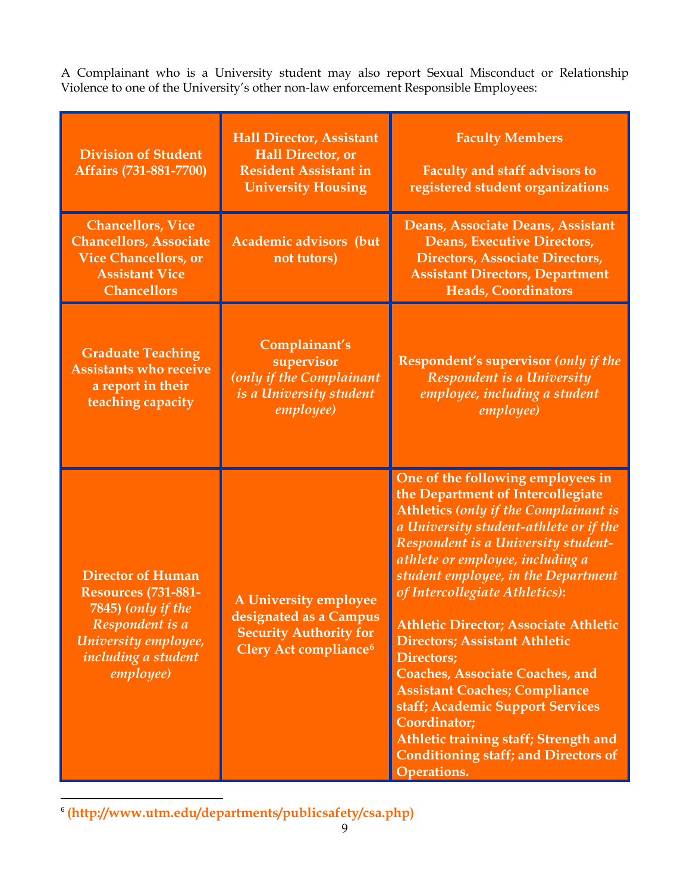A Complainant who is a University student may also report Sexual Misconduct or Relationship Violence to one of the University's other non-law enforcement Responsible Employees:

| | | |
|---|---|---|
| **Division of Student Affairs (731-881-7700)** | **Hall Director, Assistant Hall Director, or Resident Assistant in University Housing** | **Faculty Members**<br><br>**Faculty and staff advisors to registered student organizations** |
| **Chancellors, Vice Chancellors, Associate Vice Chancellors, or Assistant Vice Chancellors** | **Academic advisors (but not tutors)** | **Deans, Associate Deans, Assistant Deans, Executive Directors, Directors, Associate Directors, Assistant Directors, Department Heads, Coordinators** |
| **Graduate Teaching Assistants who receive a report in their teaching capacity** | **Complainant's supervisor** ***(only if the Complainant is a University student employee)*** | **Respondent's supervisor** ***(only if the Respondent is a University employee, including a student employee)*** |
| **Director of Human Resources (731-881-7845)** ***(only if the Respondent is a University employee, including a student employee)*** | **A University employee designated as a Campus Security Authority for Clery Act compliance**[6] | **One of the following employees in the Department of Intercollegiate Athletics** ***(only if the Complainant is a University student-athlete or if the Respondent is a University student-athlete or employee, including a student employee, in the Department of Intercollegiate Athletics)*****:**<br><br>**Athletic Director; Associate Athletic Directors; Assistant Athletic Directors;**<br>**Coaches, Associate Coaches, and Assistant Coaches; Compliance staff; Academic Support Services Coordinator;**<br>**Athletic training staff; Strength and Conditioning staff; and Directors of Operations.** |

---

[6] **(http://www.utm.edu/departments/publicsafety/csa.php)**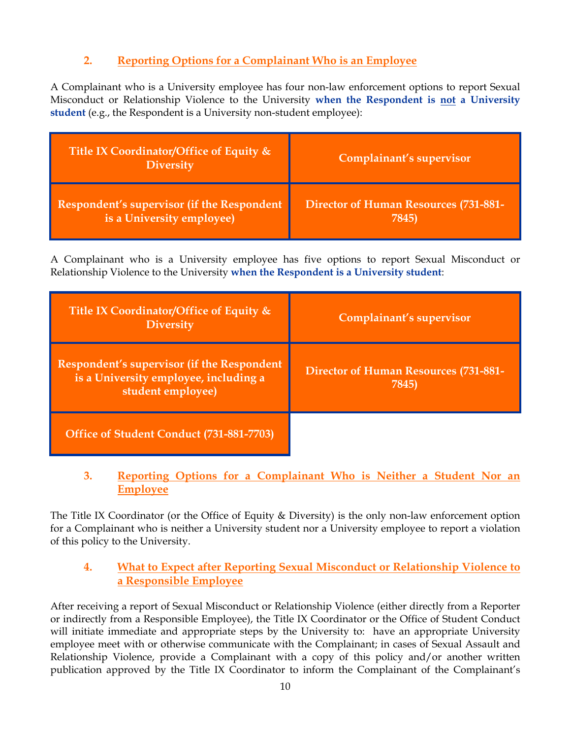### 2. Reporting Options for a Complainant Who is an Employee

A Complainant who is a University employee has four non-law enforcement options to report Sexual Misconduct or Relationship Violence to the University **when the Respondent is not a University student** (e.g., the Respondent is a University non-student employee):

| | |
|---|---|
| **Title IX Coordinator/Office of Equity & Diversity** | **Complainant's supervisor** |
| **Respondent's supervisor (if the Respondent is a University employee)** | **Director of Human Resources (731-881-7845)** |

A Complainant who is a University employee has five options to report Sexual Misconduct or Relationship Violence to the University **when the Respondent is a University student**:

| | |
|---|---|
| **Title IX Coordinator/Office of Equity & Diversity** | **Complainant's supervisor** |
| **Respondent's supervisor (if the Respondent is a University employee, including a student employee)** | **Director of Human Resources (731-881-7845)** |
| **Office of Student Conduct (731-881-7703)** | |

### 3. Reporting Options for a Complainant Who is Neither a Student Nor an Employee

The Title IX Coordinator (or the Office of Equity & Diversity) is the only non-law enforcement option for a Complainant who is neither a University student nor a University employee to report a violation of this policy to the University.

### 4. What to Expect after Reporting Sexual Misconduct or Relationship Violence to a Responsible Employee

After receiving a report of Sexual Misconduct or Relationship Violence (either directly from a Reporter or indirectly from a Responsible Employee), the Title IX Coordinator or the Office of Student Conduct will initiate immediate and appropriate steps by the University to: have an appropriate University employee meet with or otherwise communicate with the Complainant; in cases of Sexual Assault and Relationship Violence, provide a Complainant with a copy of this policy and/or another written publication approved by the Title IX Coordinator to inform the Complainant of the Complainant's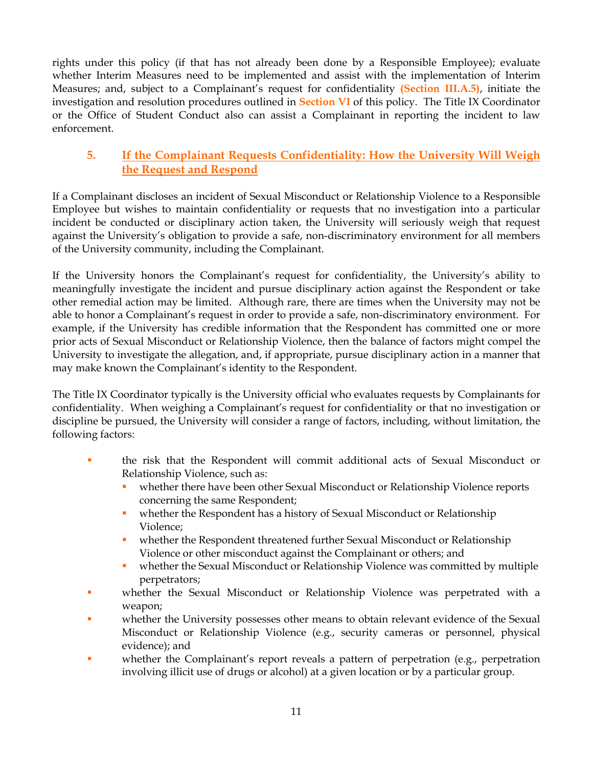rights under this policy (if that has not already been done by a Responsible Employee); evaluate whether Interim Measures need to be implemented and assist with the implementation of Interim Measures; and, subject to a Complainant's request for confidentiality **(Section III.A.5)**, initiate the investigation and resolution procedures outlined in **Section VI** of this policy. The Title IX Coordinator or the Office of Student Conduct also can assist a Complainant in reporting the incident to law enforcement.

### 5. If the Complainant Requests Confidentiality: How the University Will Weigh the Request and Respond

If a Complainant discloses an incident of Sexual Misconduct or Relationship Violence to a Responsible Employee but wishes to maintain confidentiality or requests that no investigation into a particular incident be conducted or disciplinary action taken, the University will seriously weigh that request against the University's obligation to provide a safe, non-discriminatory environment for all members of the University community, including the Complainant.

If the University honors the Complainant's request for confidentiality, the University's ability to meaningfully investigate the incident and pursue disciplinary action against the Respondent or take other remedial action may be limited. Although rare, there are times when the University may not be able to honor a Complainant's request in order to provide a safe, non-discriminatory environment. For example, if the University has credible information that the Respondent has committed one or more prior acts of Sexual Misconduct or Relationship Violence, then the balance of factors might compel the University to investigate the allegation, and, if appropriate, pursue disciplinary action in a manner that may make known the Complainant's identity to the Respondent.

The Title IX Coordinator typically is the University official who evaluates requests by Complainants for confidentiality. When weighing a Complainant's request for confidentiality or that no investigation or discipline be pursued, the University will consider a range of factors, including, without limitation, the following factors:

- the risk that the Respondent will commit additional acts of Sexual Misconduct or Relationship Violence, such as:
  - whether there have been other Sexual Misconduct or Relationship Violence reports concerning the same Respondent;
  - whether the Respondent has a history of Sexual Misconduct or Relationship Violence;
  - whether the Respondent threatened further Sexual Misconduct or Relationship Violence or other misconduct against the Complainant or others; and
  - whether the Sexual Misconduct or Relationship Violence was committed by multiple perpetrators;
- whether the Sexual Misconduct or Relationship Violence was perpetrated with a weapon;
- whether the University possesses other means to obtain relevant evidence of the Sexual Misconduct or Relationship Violence (e.g., security cameras or personnel, physical evidence); and
- whether the Complainant's report reveals a pattern of perpetration (e.g., perpetration involving illicit use of drugs or alcohol) at a given location or by a particular group.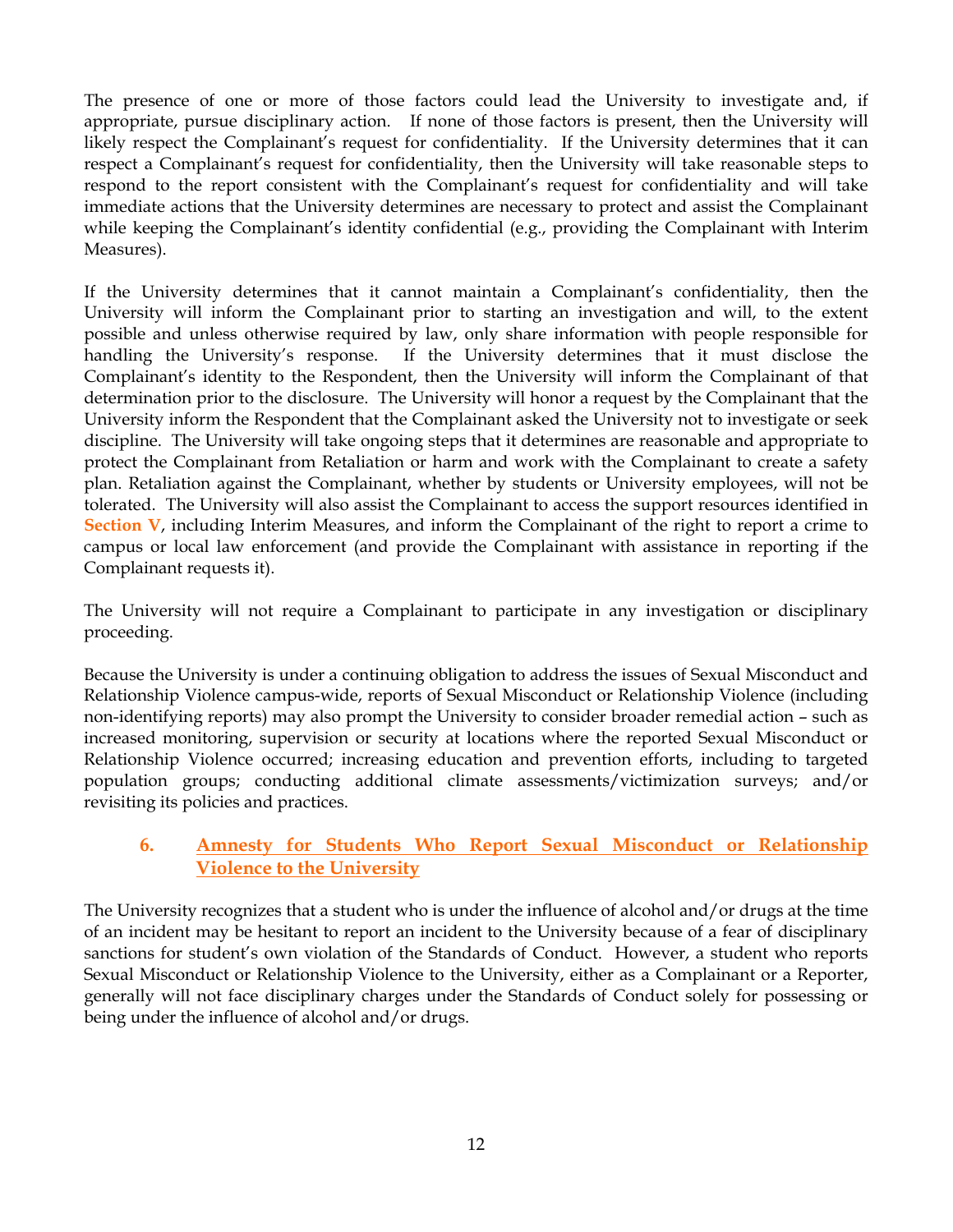The presence of one or more of those factors could lead the University to investigate and, if appropriate, pursue disciplinary action. If none of those factors is present, then the University will likely respect the Complainant's request for confidentiality. If the University determines that it can respect a Complainant's request for confidentiality, then the University will take reasonable steps to respond to the report consistent with the Complainant's request for confidentiality and will take immediate actions that the University determines are necessary to protect and assist the Complainant while keeping the Complainant's identity confidential (e.g., providing the Complainant with Interim Measures).

If the University determines that it cannot maintain a Complainant's confidentiality, then the University will inform the Complainant prior to starting an investigation and will, to the extent possible and unless otherwise required by law, only share information with people responsible for handling the University's response. If the University determines that it must disclose the Complainant's identity to the Respondent, then the University will inform the Complainant of that determination prior to the disclosure. The University will honor a request by the Complainant that the University inform the Respondent that the Complainant asked the University not to investigate or seek discipline. The University will take ongoing steps that it determines are reasonable and appropriate to protect the Complainant from Retaliation or harm and work with the Complainant to create a safety plan. Retaliation against the Complainant, whether by students or University employees, will not be tolerated. The University will also assist the Complainant to access the support resources identified in **Section V**, including Interim Measures, and inform the Complainant of the right to report a crime to campus or local law enforcement (and provide the Complainant with assistance in reporting if the Complainant requests it).

The University will not require a Complainant to participate in any investigation or disciplinary proceeding.

Because the University is under a continuing obligation to address the issues of Sexual Misconduct and Relationship Violence campus-wide, reports of Sexual Misconduct or Relationship Violence (including non-identifying reports) may also prompt the University to consider broader remedial action – such as increased monitoring, supervision or security at locations where the reported Sexual Misconduct or Relationship Violence occurred; increasing education and prevention efforts, including to targeted population groups; conducting additional climate assessments/victimization surveys; and/or revisiting its policies and practices.

### 6. Amnesty for Students Who Report Sexual Misconduct or Relationship Violence to the University

The University recognizes that a student who is under the influence of alcohol and/or drugs at the time of an incident may be hesitant to report an incident to the University because of a fear of disciplinary sanctions for student's own violation of the Standards of Conduct. However, a student who reports Sexual Misconduct or Relationship Violence to the University, either as a Complainant or a Reporter, generally will not face disciplinary charges under the Standards of Conduct solely for possessing or being under the influence of alcohol and/or drugs.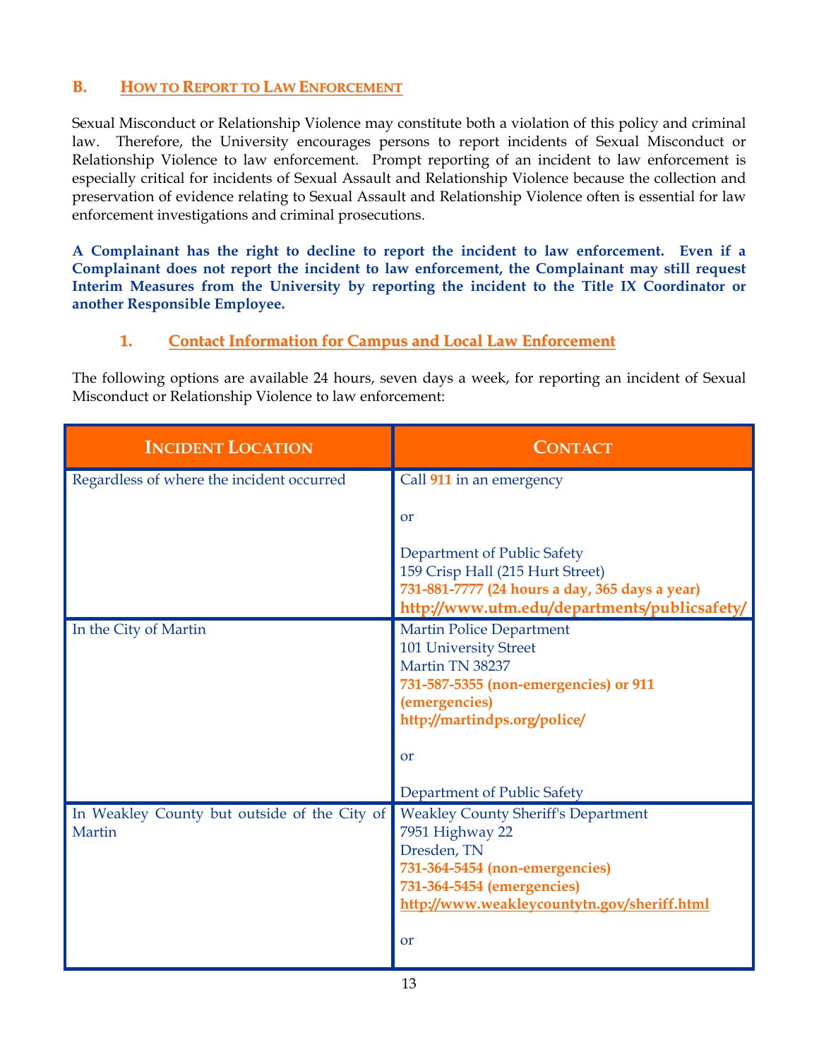## B. How to Report to Law Enforcement

Sexual Misconduct or Relationship Violence may constitute both a violation of this policy and criminal law. Therefore, the University encourages persons to report incidents of Sexual Misconduct or Relationship Violence to law enforcement. Prompt reporting of an incident to law enforcement is especially critical for incidents of Sexual Assault and Relationship Violence because the collection and preservation of evidence relating to Sexual Assault and Relationship Violence often is essential for law enforcement investigations and criminal prosecutions.

**A Complainant has the right to decline to report the incident to law enforcement. Even if a Complainant does not report the incident to law enforcement, the Complainant may still request Interim Measures from the University by reporting the incident to the Title IX Coordinator or another Responsible Employee.**

### 1. Contact Information for Campus and Local Law Enforcement

The following options are available 24 hours, seven days a week, for reporting an incident of Sexual Misconduct or Relationship Violence to law enforcement:

| Incident Location | Contact |
|---|---|
| Regardless of where the incident occurred | Call **911** in an emergency<br><br>or<br><br>Department of Public Safety<br>159 Crisp Hall (215 Hurt Street)<br>**731-881-7777 (24 hours a day, 365 days a year)**<br>**http://www.utm.edu/departments/publicsafety/** |
| In the City of Martin | Martin Police Department<br>101 University Street<br>Martin TN 38237<br>**731-587-5355 (non-emergencies) or 911 (emergencies)**<br>**http://martindps.org/police/**<br><br>or<br><br>Department of Public Safety |
| In Weakley County but outside of the City of Martin | Weakley County Sheriff's Department<br>7951 Highway 22<br>Dresden, TN<br>**731-364-5454 (non-emergencies)**<br>**731-364-5454 (emergencies)**<br>**http://www.weakleycountytn.gov/sheriff.html**<br><br>or |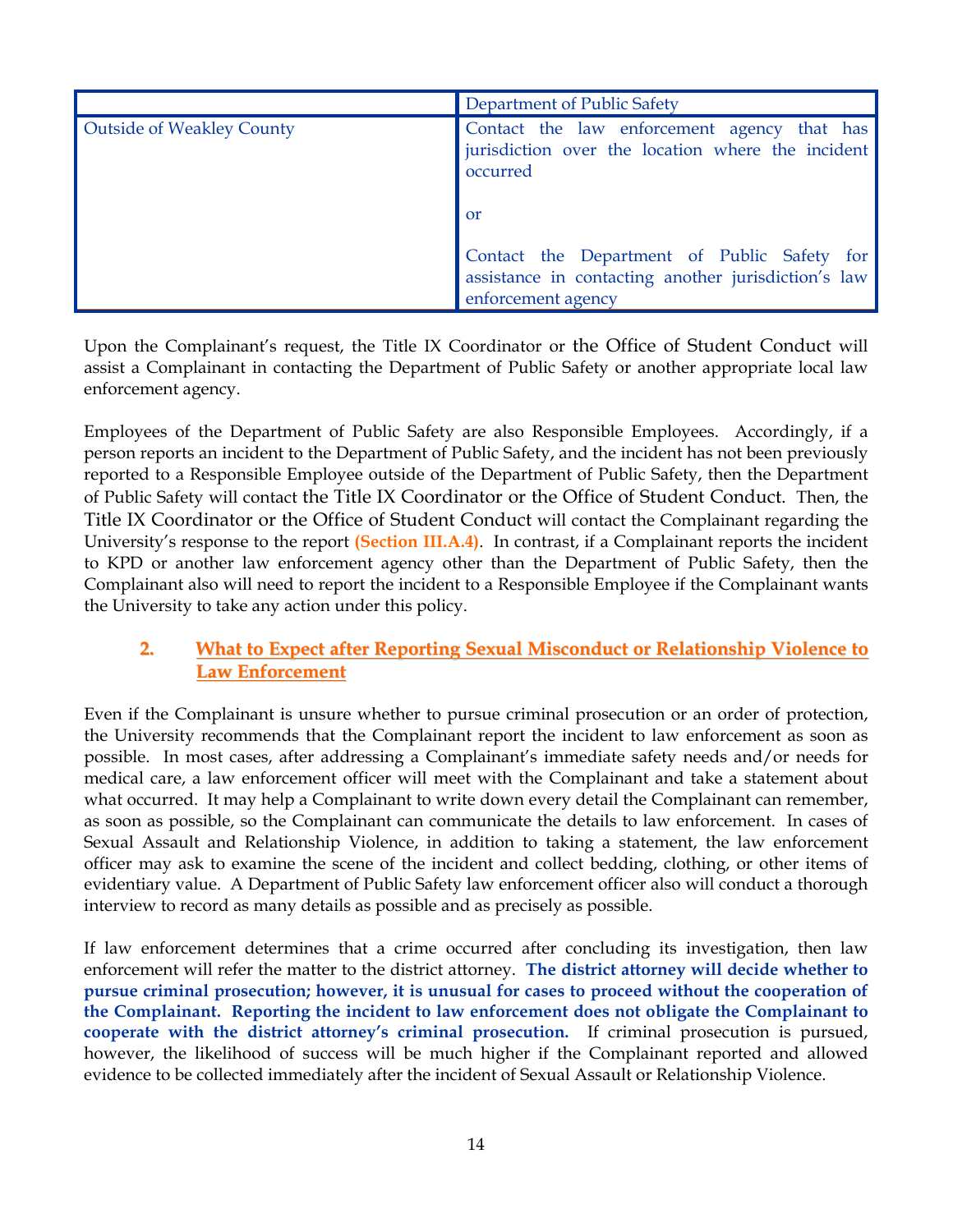| | Department of Public Safety |
|---|---|
| Outside of Weakley County | Contact the law enforcement agency that has jurisdiction over the location where the incident occurred<br><br>or<br><br>Contact the Department of Public Safety for assistance in contacting another jurisdiction's law enforcement agency |

Upon the Complainant's request, the Title IX Coordinator or the Office of Student Conduct will assist a Complainant in contacting the Department of Public Safety or another appropriate local law enforcement agency.

Employees of the Department of Public Safety are also Responsible Employees. Accordingly, if a person reports an incident to the Department of Public Safety, and the incident has not been previously reported to a Responsible Employee outside of the Department of Public Safety, then the Department of Public Safety will contact the Title IX Coordinator or the Office of Student Conduct. Then, the Title IX Coordinator or the Office of Student Conduct will contact the Complainant regarding the University's response to the report **(Section III.A.4)**. In contrast, if a Complainant reports the incident to KPD or another law enforcement agency other than the Department of Public Safety, then the Complainant also will need to report the incident to a Responsible Employee if the Complainant wants the University to take any action under this policy.

### 2. What to Expect after Reporting Sexual Misconduct or Relationship Violence to Law Enforcement

Even if the Complainant is unsure whether to pursue criminal prosecution or an order of protection, the University recommends that the Complainant report the incident to law enforcement as soon as possible. In most cases, after addressing a Complainant's immediate safety needs and/or needs for medical care, a law enforcement officer will meet with the Complainant and take a statement about what occurred. It may help a Complainant to write down every detail the Complainant can remember, as soon as possible, so the Complainant can communicate the details to law enforcement. In cases of Sexual Assault and Relationship Violence, in addition to taking a statement, the law enforcement officer may ask to examine the scene of the incident and collect bedding, clothing, or other items of evidentiary value. A Department of Public Safety law enforcement officer also will conduct a thorough interview to record as many details as possible and as precisely as possible.

If law enforcement determines that a crime occurred after concluding its investigation, then law enforcement will refer the matter to the district attorney. **The district attorney will decide whether to pursue criminal prosecution; however, it is unusual for cases to proceed without the cooperation of the Complainant. Reporting the incident to law enforcement does not obligate the Complainant to cooperate with the district attorney's criminal prosecution.** If criminal prosecution is pursued, however, the likelihood of success will be much higher if the Complainant reported and allowed evidence to be collected immediately after the incident of Sexual Assault or Relationship Violence.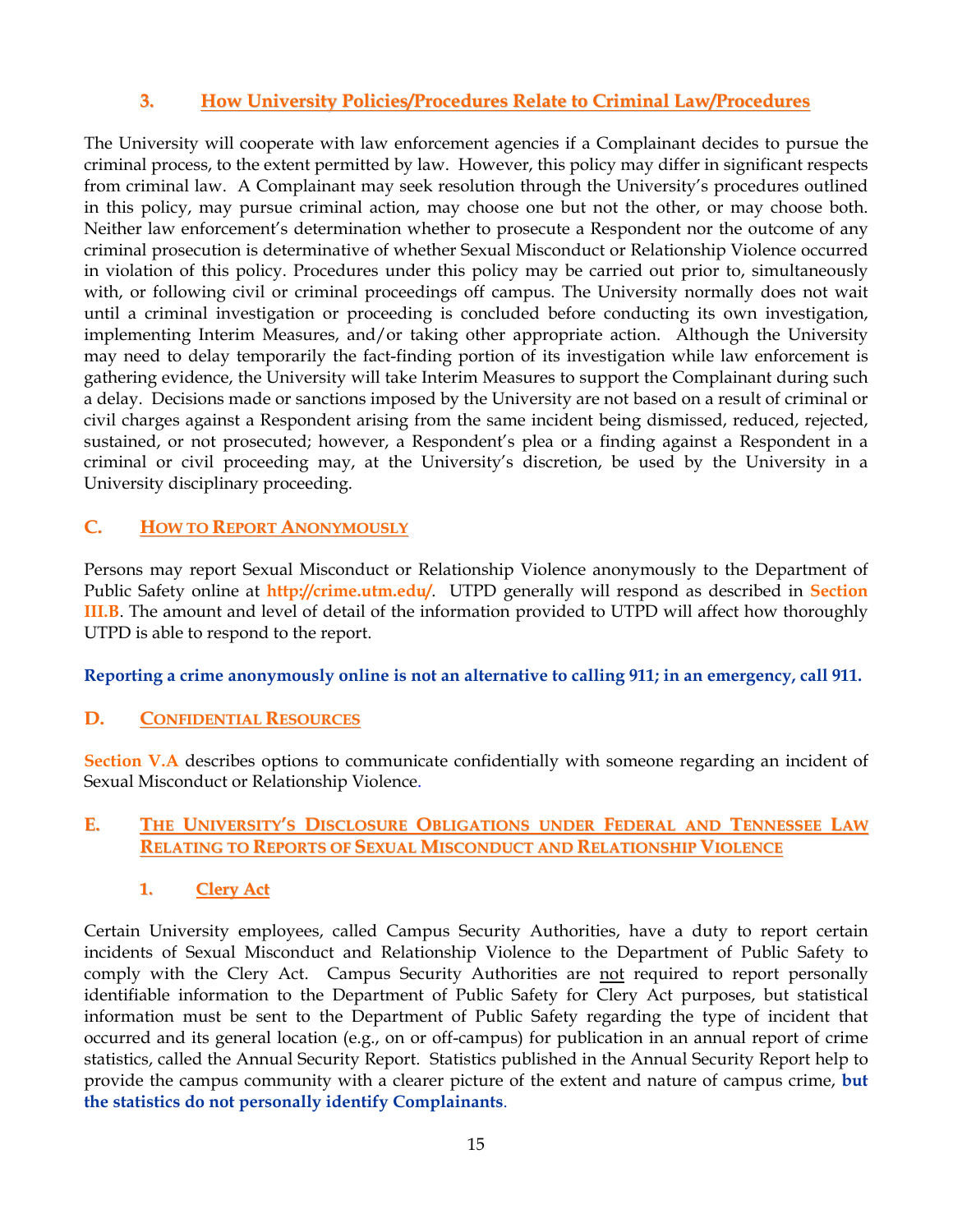### 3. How University Policies/Procedures Relate to Criminal Law/Procedures

The University will cooperate with law enforcement agencies if a Complainant decides to pursue the criminal process, to the extent permitted by law. However, this policy may differ in significant respects from criminal law. A Complainant may seek resolution through the University's procedures outlined in this policy, may pursue criminal action, may choose one but not the other, or may choose both. Neither law enforcement's determination whether to prosecute a Respondent nor the outcome of any criminal prosecution is determinative of whether Sexual Misconduct or Relationship Violence occurred in violation of this policy. Procedures under this policy may be carried out prior to, simultaneously with, or following civil or criminal proceedings off campus. The University normally does not wait until a criminal investigation or proceeding is concluded before conducting its own investigation, implementing Interim Measures, and/or taking other appropriate action. Although the University may need to delay temporarily the fact-finding portion of its investigation while law enforcement is gathering evidence, the University will take Interim Measures to support the Complainant during such a delay. Decisions made or sanctions imposed by the University are not based on a result of criminal or civil charges against a Respondent arising from the same incident being dismissed, reduced, rejected, sustained, or not prosecuted; however, a Respondent's plea or a finding against a Respondent in a criminal or civil proceeding may, at the University's discretion, be used by the University in a University disciplinary proceeding.

## C. How to Report Anonymously

Persons may report Sexual Misconduct or Relationship Violence anonymously to the Department of Public Safety online at **http://crime.utm.edu/**. UTPD generally will respond as described in **Section III.B**. The amount and level of detail of the information provided to UTPD will affect how thoroughly UTPD is able to respond to the report.

**Reporting a crime anonymously online is not an alternative to calling 911; in an emergency, call 911.**

## D. Confidential Resources

**Section V.A** describes options to communicate confidentially with someone regarding an incident of Sexual Misconduct or Relationship Violence.

## E. The University's Disclosure Obligations under Federal and Tennessee Law Relating to Reports of Sexual Misconduct and Relationship Violence

### 1. Clery Act

Certain University employees, called Campus Security Authorities, have a duty to report certain incidents of Sexual Misconduct and Relationship Violence to the Department of Public Safety to comply with the Clery Act. Campus Security Authorities are not required to report personally identifiable information to the Department of Public Safety for Clery Act purposes, but statistical information must be sent to the Department of Public Safety regarding the type of incident that occurred and its general location (e.g., on or off-campus) for publication in an annual report of crime statistics, called the Annual Security Report. Statistics published in the Annual Security Report help to provide the campus community with a clearer picture of the extent and nature of campus crime, **but the statistics do not personally identify Complainants**.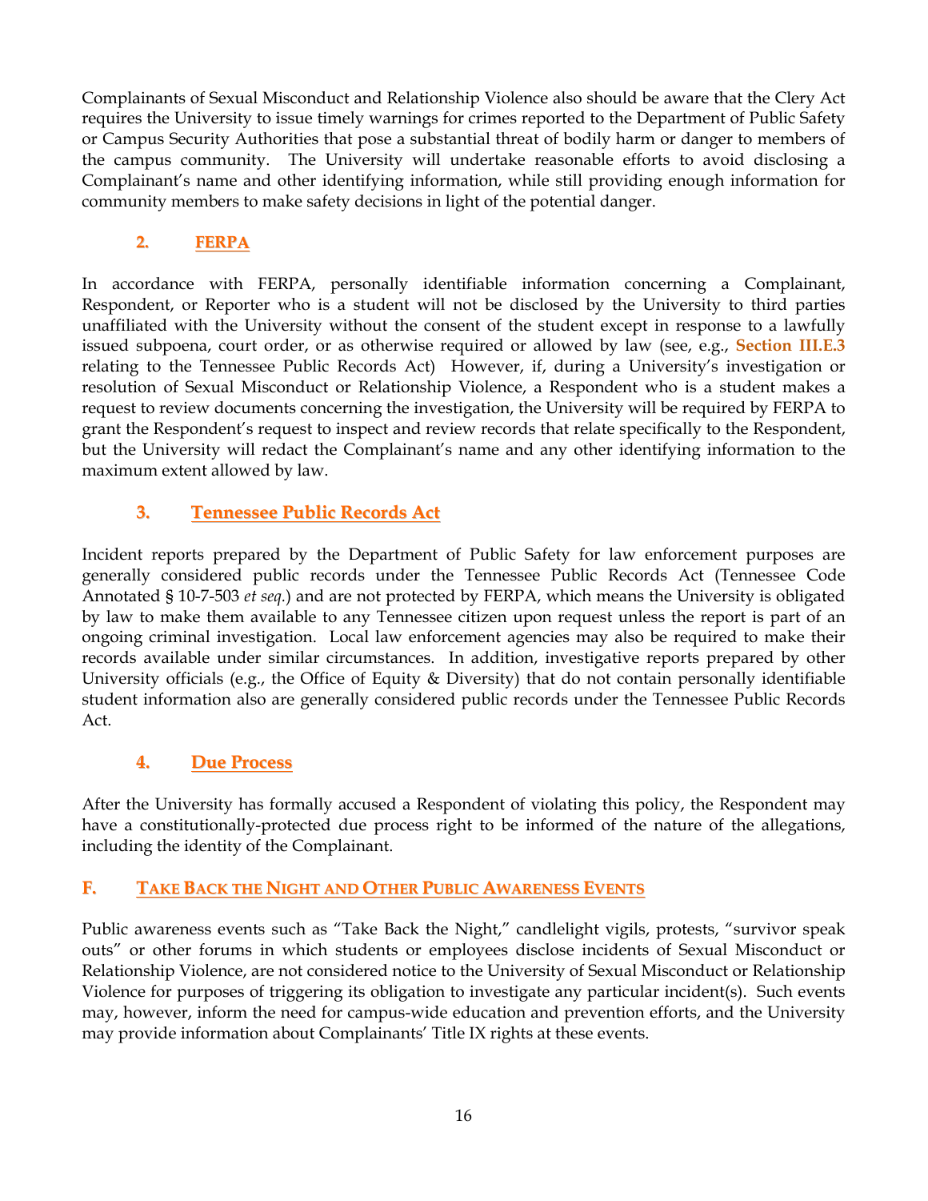Complainants of Sexual Misconduct and Relationship Violence also should be aware that the Clery Act requires the University to issue timely warnings for crimes reported to the Department of Public Safety or Campus Security Authorities that pose a substantial threat of bodily harm or danger to members of the campus community. The University will undertake reasonable efforts to avoid disclosing a Complainant's name and other identifying information, while still providing enough information for community members to make safety decisions in light of the potential danger.

### 2. FERPA

In accordance with FERPA, personally identifiable information concerning a Complainant, Respondent, or Reporter who is a student will not be disclosed by the University to third parties unaffiliated with the University without the consent of the student except in response to a lawfully issued subpoena, court order, or as otherwise required or allowed by law (see, e.g., **Section III.E.3** relating to the Tennessee Public Records Act) However, if, during a University's investigation or resolution of Sexual Misconduct or Relationship Violence, a Respondent who is a student makes a request to review documents concerning the investigation, the University will be required by FERPA to grant the Respondent's request to inspect and review records that relate specifically to the Respondent, but the University will redact the Complainant's name and any other identifying information to the maximum extent allowed by law.

### 3. Tennessee Public Records Act

Incident reports prepared by the Department of Public Safety for law enforcement purposes are generally considered public records under the Tennessee Public Records Act (Tennessee Code Annotated § 10-7-503 *et seq.*) and are not protected by FERPA, which means the University is obligated by law to make them available to any Tennessee citizen upon request unless the report is part of an ongoing criminal investigation. Local law enforcement agencies may also be required to make their records available under similar circumstances. In addition, investigative reports prepared by other University officials (e.g., the Office of Equity & Diversity) that do not contain personally identifiable student information also are generally considered public records under the Tennessee Public Records Act.

### 4. Due Process

After the University has formally accused a Respondent of violating this policy, the Respondent may have a constitutionally-protected due process right to be informed of the nature of the allegations, including the identity of the Complainant.

## F. Take Back the Night and Other Public Awareness Events

Public awareness events such as "Take Back the Night," candlelight vigils, protests, "survivor speak outs" or other forums in which students or employees disclose incidents of Sexual Misconduct or Relationship Violence, are not considered notice to the University of Sexual Misconduct or Relationship Violence for purposes of triggering its obligation to investigate any particular incident(s). Such events may, however, inform the need for campus-wide education and prevention efforts, and the University may provide information about Complainants' Title IX rights at these events.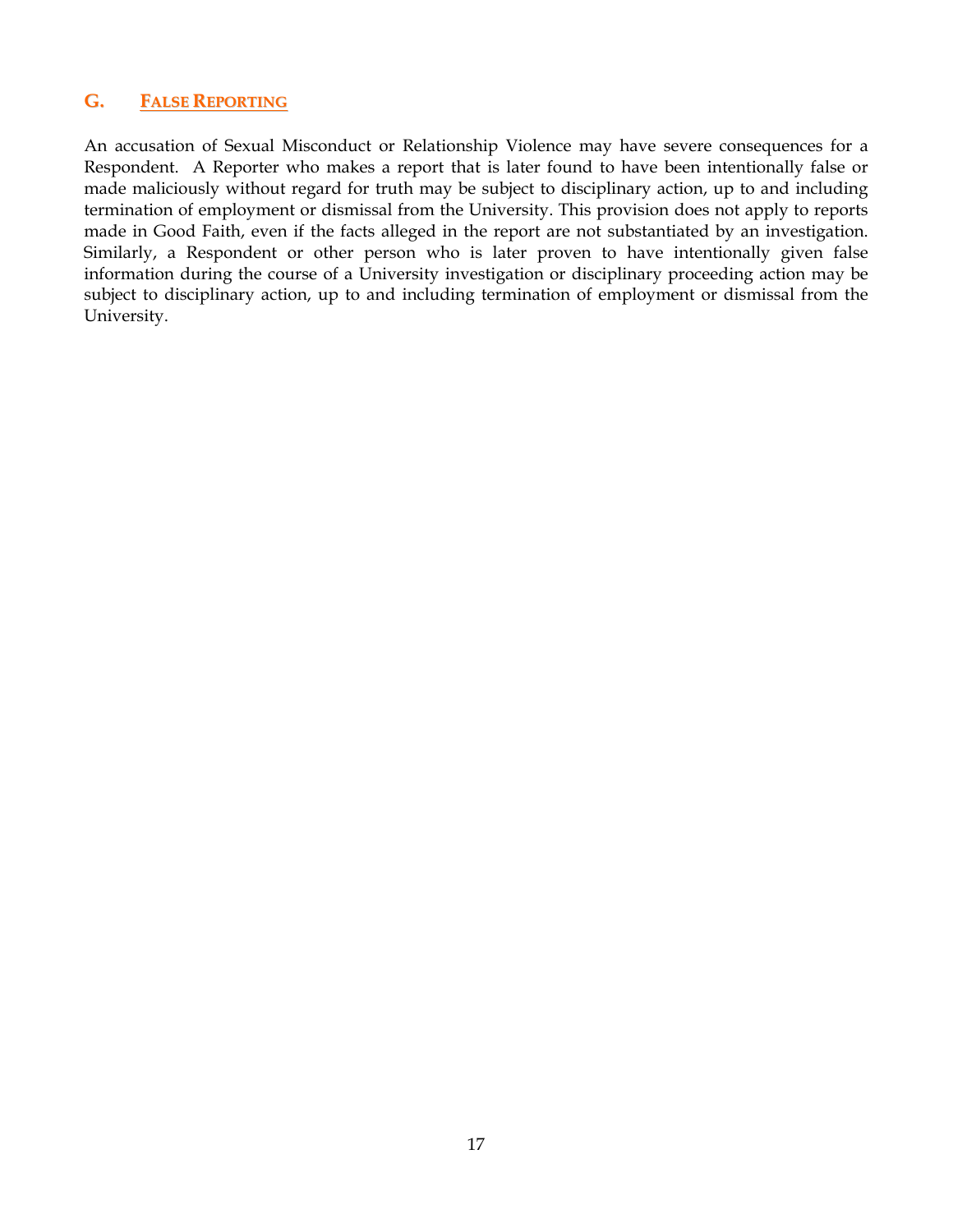## G. False Reporting

An accusation of Sexual Misconduct or Relationship Violence may have severe consequences for a Respondent. A Reporter who makes a report that is later found to have been intentionally false or made maliciously without regard for truth may be subject to disciplinary action, up to and including termination of employment or dismissal from the University. This provision does not apply to reports made in Good Faith, even if the facts alleged in the report are not substantiated by an investigation. Similarly, a Respondent or other person who is later proven to have intentionally given false information during the course of a University investigation or disciplinary proceeding action may be subject to disciplinary action, up to and including termination of employment or dismissal from the University.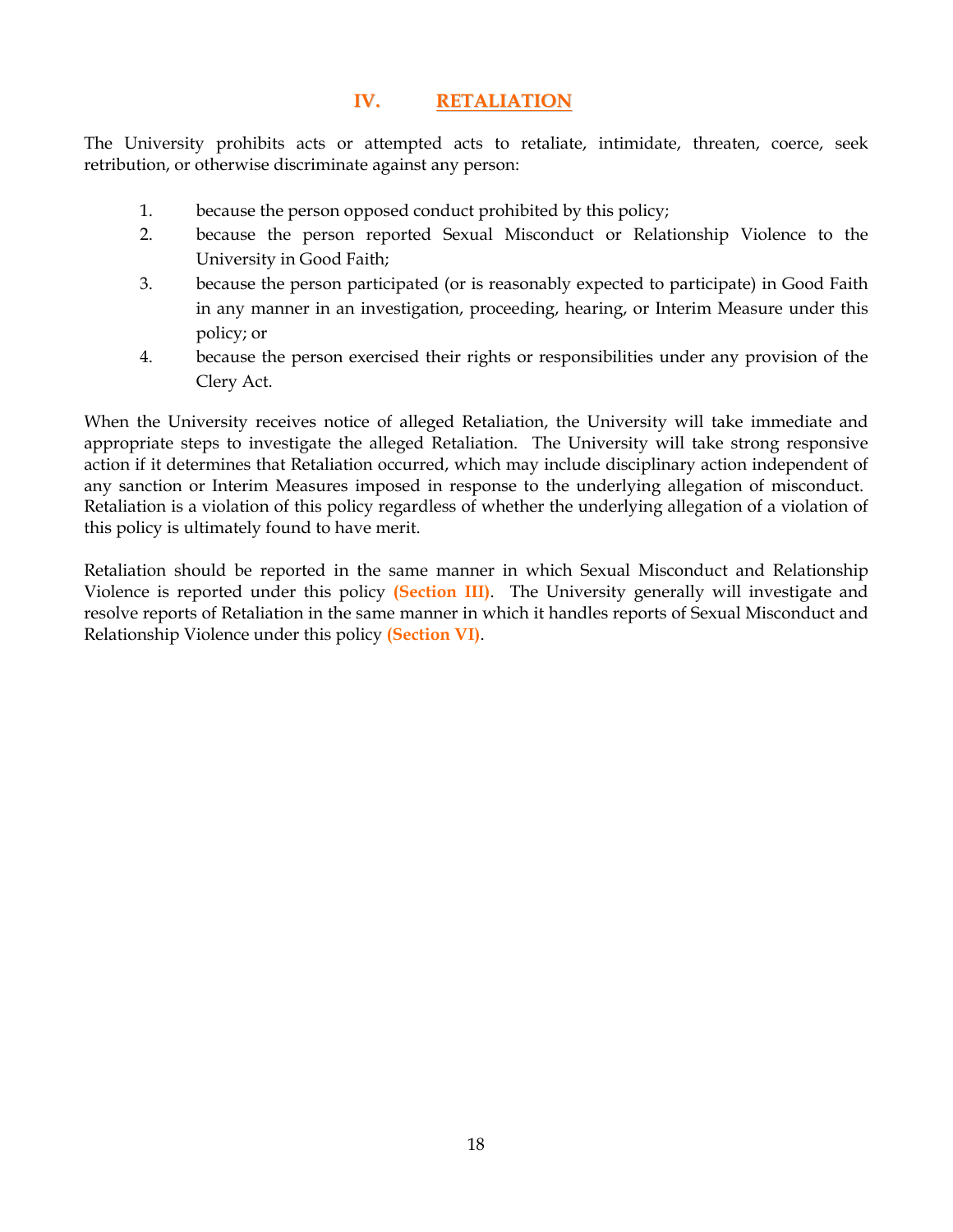## IV. RETALIATION

The University prohibits acts or attempted acts to retaliate, intimidate, threaten, coerce, seek retribution, or otherwise discriminate against any person:

1. because the person opposed conduct prohibited by this policy;
2. because the person reported Sexual Misconduct or Relationship Violence to the University in Good Faith;
3. because the person participated (or is reasonably expected to participate) in Good Faith in any manner in an investigation, proceeding, hearing, or Interim Measure under this policy; or
4. because the person exercised their rights or responsibilities under any provision of the Clery Act.

When the University receives notice of alleged Retaliation, the University will take immediate and appropriate steps to investigate the alleged Retaliation. The University will take strong responsive action if it determines that Retaliation occurred, which may include disciplinary action independent of any sanction or Interim Measures imposed in response to the underlying allegation of misconduct. Retaliation is a violation of this policy regardless of whether the underlying allegation of a violation of this policy is ultimately found to have merit.

Retaliation should be reported in the same manner in which Sexual Misconduct and Relationship Violence is reported under this policy **(Section III)**. The University generally will investigate and resolve reports of Retaliation in the same manner in which it handles reports of Sexual Misconduct and Relationship Violence under this policy **(Section VI)**.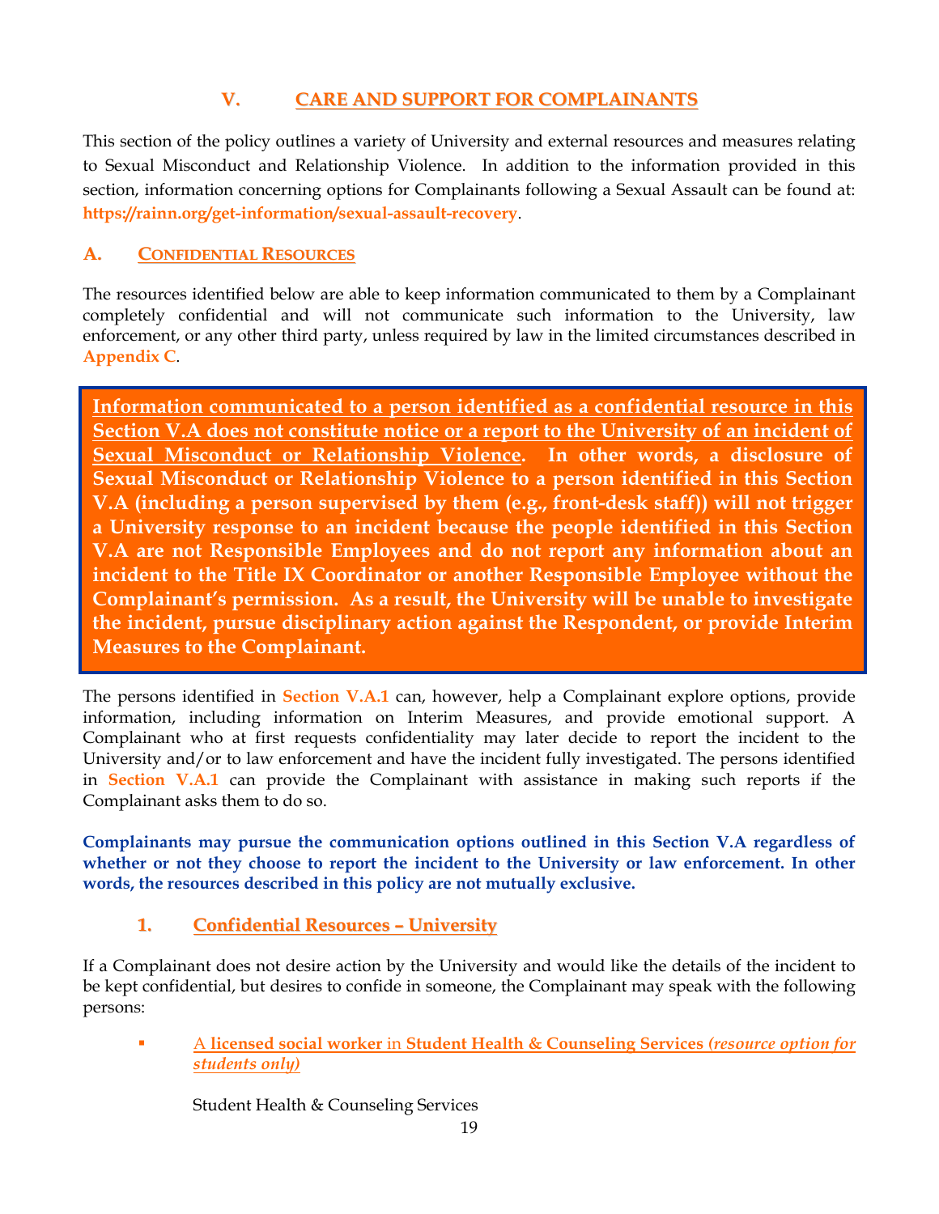## V. CARE AND SUPPORT FOR COMPLAINANTS

This section of the policy outlines a variety of University and external resources and measures relating to Sexual Misconduct and Relationship Violence. In addition to the information provided in this section, information concerning options for Complainants following a Sexual Assault can be found at: **https://rainn.org/get-information/sexual-assault-recovery**.

### A. CONFIDENTIAL RESOURCES

The resources identified below are able to keep information communicated to them by a Complainant completely confidential and will not communicate such information to the University, law enforcement, or any other third party, unless required by law in the limited circumstances described in **Appendix C**.

**Information communicated to a person identified as a confidential resource in this Section V.A does not constitute notice or a report to the University of an incident of Sexual Misconduct or Relationship Violence. In other words, a disclosure of Sexual Misconduct or Relationship Violence to a person identified in this Section V.A (including a person supervised by them (e.g., front-desk staff)) will not trigger a University response to an incident because the people identified in this Section V.A are not Responsible Employees and do not report any information about an incident to the Title IX Coordinator or another Responsible Employee without the Complainant's permission. As a result, the University will be unable to investigate the incident, pursue disciplinary action against the Respondent, or provide Interim Measures to the Complainant.**

The persons identified in **Section V.A.1** can, however, help a Complainant explore options, provide information, including information on Interim Measures, and provide emotional support. A Complainant who at first requests confidentiality may later decide to report the incident to the University and/or to law enforcement and have the incident fully investigated. The persons identified in **Section V.A.1** can provide the Complainant with assistance in making such reports if the Complainant asks them to do so.

**Complainants may pursue the communication options outlined in this Section V.A regardless of whether or not they choose to report the incident to the University or law enforcement. In other words, the resources described in this policy are not mutually exclusive.**

#### 1. Confidential Resources – University

If a Complainant does not desire action by the University and would like the details of the incident to be kept confidential, but desires to confide in someone, the Complainant may speak with the following persons:

- A **licensed social worker** in **Student Health & Counseling Services** *(resource option for students only)*

  Student Health & Counseling Services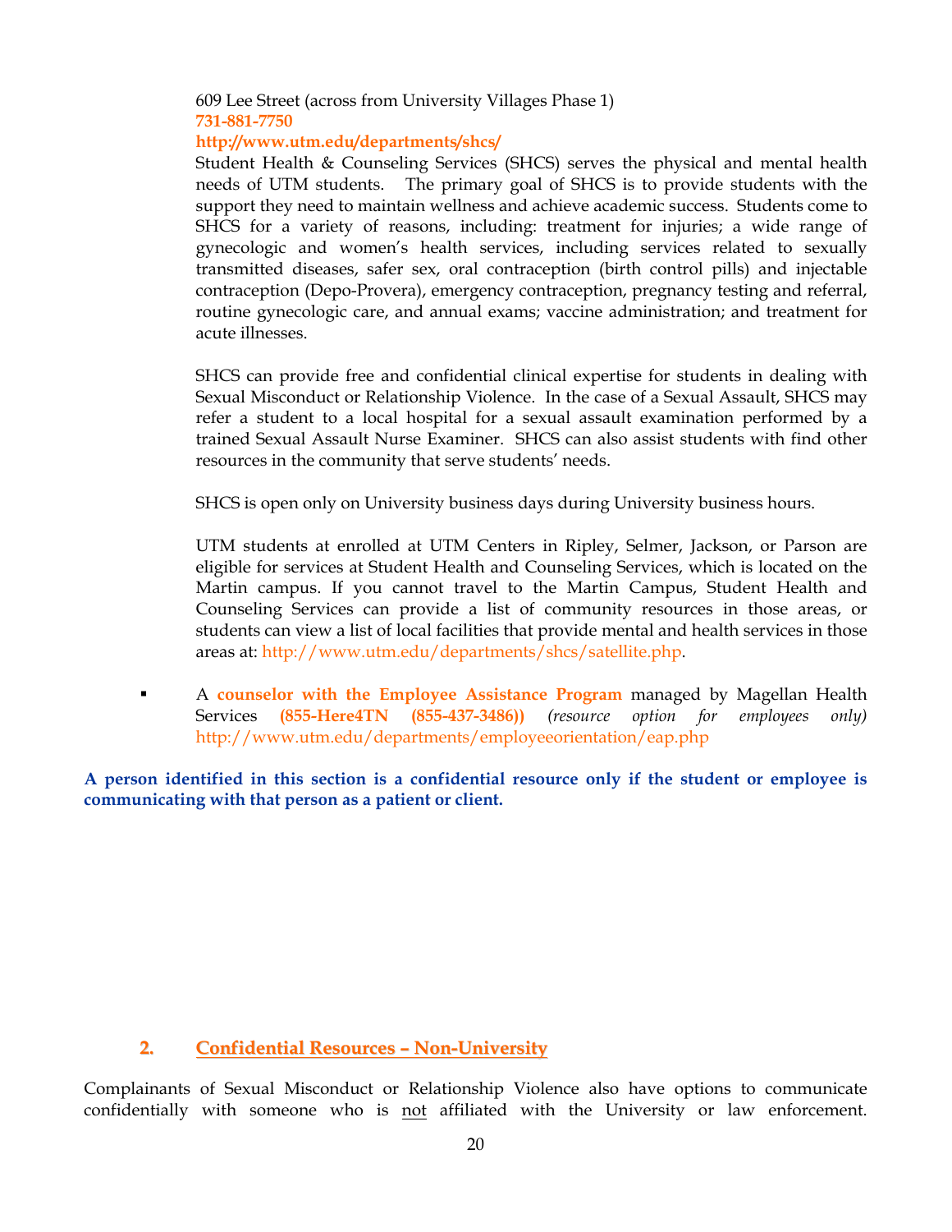609 Lee Street (across from University Villages Phase 1)
**731-881-7750**
**http://www.utm.edu/departments/shcs/**
Student Health & Counseling Services (SHCS) serves the physical and mental health needs of UTM students. The primary goal of SHCS is to provide students with the support they need to maintain wellness and achieve academic success. Students come to SHCS for a variety of reasons, including: treatment for injuries; a wide range of gynecologic and women's health services, including services related to sexually transmitted diseases, safer sex, oral contraception (birth control pills) and injectable contraception (Depo-Provera), emergency contraception, pregnancy testing and referral, routine gynecologic care, and annual exams; vaccine administration; and treatment for acute illnesses.

SHCS can provide free and confidential clinical expertise for students in dealing with Sexual Misconduct or Relationship Violence. In the case of a Sexual Assault, SHCS may refer a student to a local hospital for a sexual assault examination performed by a trained Sexual Assault Nurse Examiner. SHCS can also assist students with find other resources in the community that serve students' needs.

SHCS is open only on University business days during University business hours.

UTM students at enrolled at UTM Centers in Ripley, Selmer, Jackson, or Parson are eligible for services at Student Health and Counseling Services, which is located on the Martin campus. If you cannot travel to the Martin Campus, Student Health and Counseling Services can provide a list of community resources in those areas, or students can view a list of local facilities that provide mental and health services in those areas at: http://www.utm.edu/departments/shcs/satellite.php.

- A **counselor with the Employee Assistance Program** managed by Magellan Health Services **(855-Here4TN (855-437-3486))** *(resource option for employees only)* http://www.utm.edu/departments/employeeorientation/eap.php

**A person identified in this section is a confidential resource only if the student or employee is communicating with that person as a patient or client.**

## 2. Confidential Resources – Non-University

Complainants of Sexual Misconduct or Relationship Violence also have options to communicate confidentially with someone who is not affiliated with the University or law enforcement.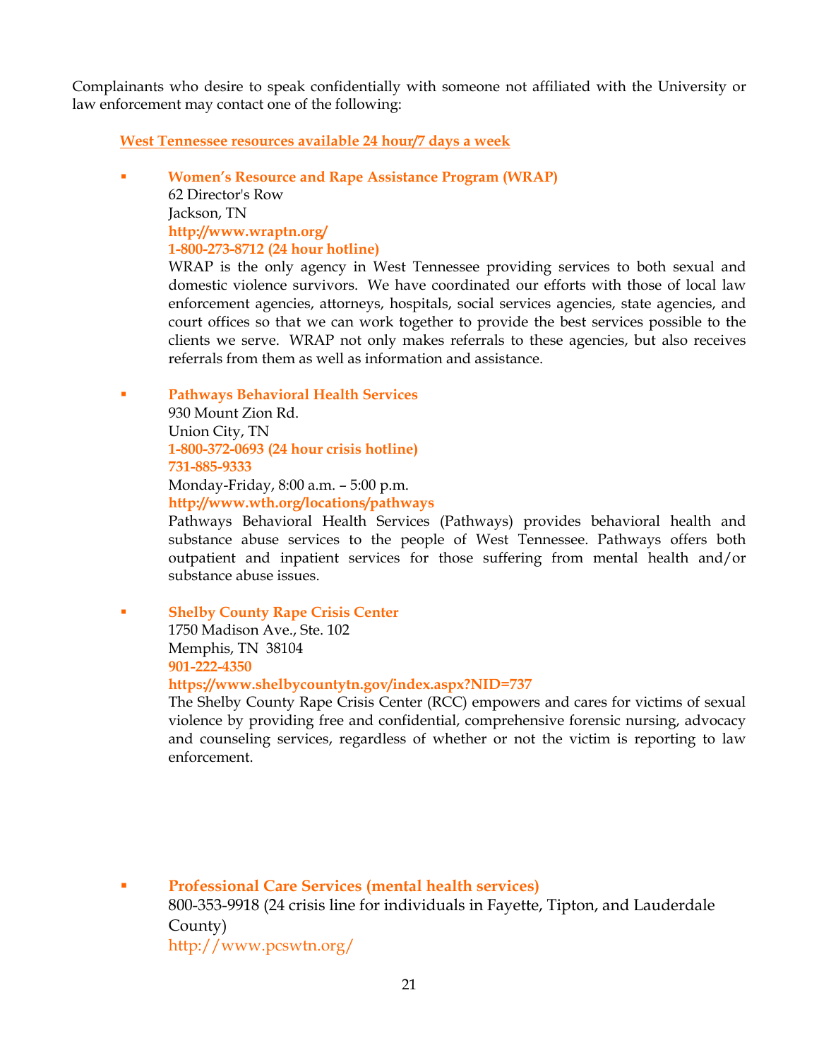Complainants who desire to speak confidentially with someone not affiliated with the University or law enforcement may contact one of the following:

**West Tennessee resources available 24 hour/7 days a week**

- **Women's Resource and Rape Assistance Program (WRAP)**
  62 Director's Row
  Jackson, TN
  **http://www.wraptn.org/**
  **1-800-273-8712 (24 hour hotline)**
  WRAP is the only agency in West Tennessee providing services to both sexual and domestic violence survivors. We have coordinated our efforts with those of local law enforcement agencies, attorneys, hospitals, social services agencies, state agencies, and court offices so that we can work together to provide the best services possible to the clients we serve. WRAP not only makes referrals to these agencies, but also receives referrals from them as well as information and assistance.

- **Pathways Behavioral Health Services**
  930 Mount Zion Rd.
  Union City, TN
  **1-800-372-0693 (24 hour crisis hotline)**
  **731-885-9333**
  Monday-Friday, 8:00 a.m. – 5:00 p.m.
  **http://www.wth.org/locations/pathways**
  Pathways Behavioral Health Services (Pathways) provides behavioral health and substance abuse services to the people of West Tennessee. Pathways offers both outpatient and inpatient services for those suffering from mental health and/or substance abuse issues.

- **Shelby County Rape Crisis Center**
  1750 Madison Ave., Ste. 102
  Memphis, TN 38104
  **901-222-4350**
  **https://www.shelbycountytn.gov/index.aspx?NID=737**
  The Shelby County Rape Crisis Center (RCC) empowers and cares for victims of sexual violence by providing free and confidential, comprehensive forensic nursing, advocacy and counseling services, regardless of whether or not the victim is reporting to law enforcement.

- **Professional Care Services (mental health services)**
  800-353-9918 (24 crisis line for individuals in Fayette, Tipton, and Lauderdale County)
  http://www.pcswtn.org/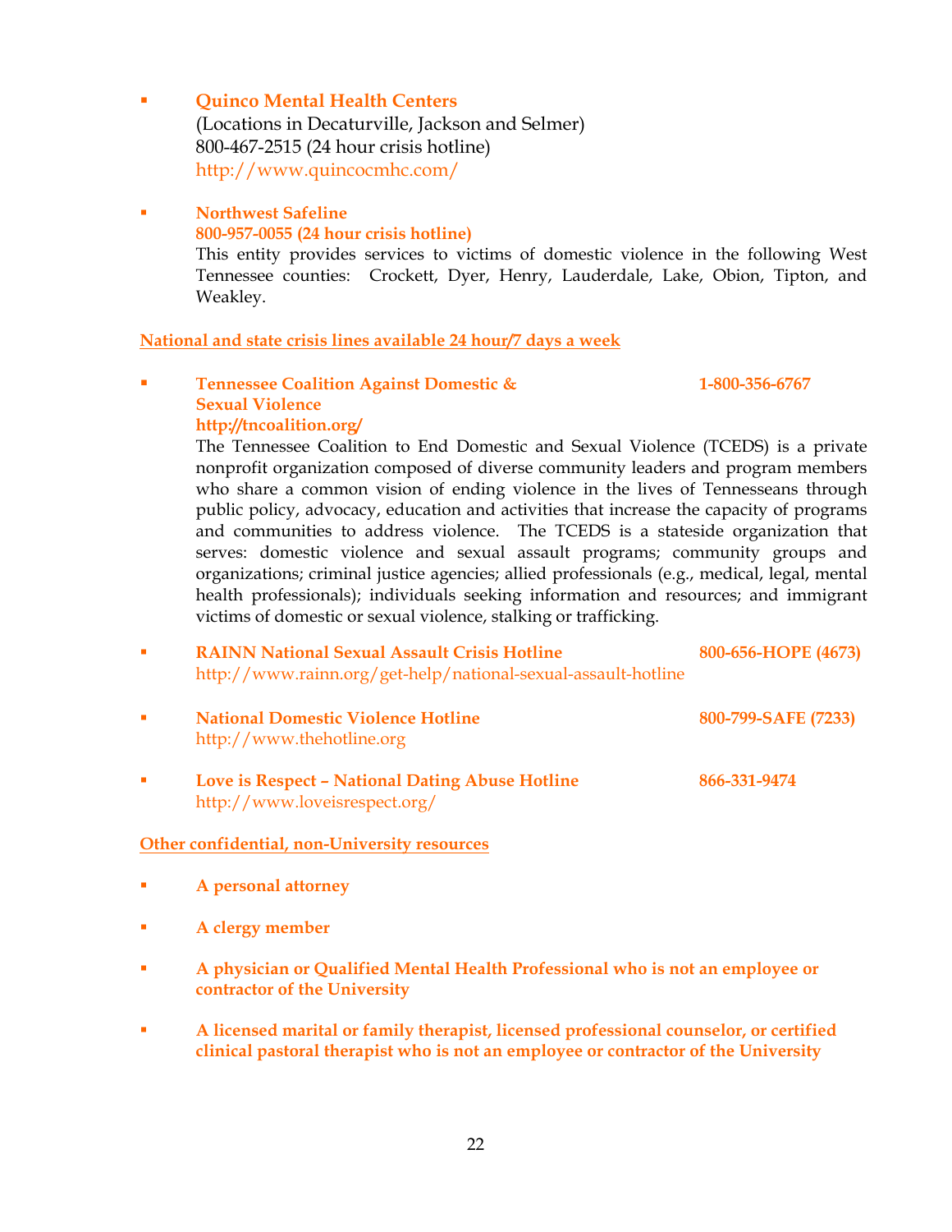- **Quinco Mental Health Centers**
  (Locations in Decaturville, Jackson and Selmer)
  800-467-2515 (24 hour crisis hotline)
  http://www.quincocmhc.com/

- **Northwest Safeline**
  **800-957-0055 (24 hour crisis hotline)**
  This entity provides services to victims of domestic violence in the following West Tennessee counties: Crockett, Dyer, Henry, Lauderdale, Lake, Obion, Tipton, and Weakley.

**National and state crisis lines available 24 hour/7 days a week**

- **Tennessee Coalition Against Domestic & Sexual Violence** **1-800-356-6767**
  **http://tncoalition.org/**
  The Tennessee Coalition to End Domestic and Sexual Violence (TCEDS) is a private nonprofit organization composed of diverse community leaders and program members who share a common vision of ending violence in the lives of Tennesseans through public policy, advocacy, education and activities that increase the capacity of programs and communities to address violence. The TCEDS is a stateside organization that serves: domestic violence and sexual assault programs; community groups and organizations; criminal justice agencies; allied professionals (e.g., medical, legal, mental health professionals); individuals seeking information and resources; and immigrant victims of domestic or sexual violence, stalking or trafficking.

- **RAINN National Sexual Assault Crisis Hotline** **800-656-HOPE (4673)**
  http://www.rainn.org/get-help/national-sexual-assault-hotline

- **National Domestic Violence Hotline** **800-799-SAFE (7233)**
  http://www.thehotline.org

- **Love is Respect – National Dating Abuse Hotline** **866-331-9474**
  http://www.loveisrespect.org/

**Other confidential, non-University resources**

- **A personal attorney**

- **A clergy member**

- **A physician or Qualified Mental Health Professional who is not an employee or contractor of the University**

- **A licensed marital or family therapist, licensed professional counselor, or certified clinical pastoral therapist who is not an employee or contractor of the University**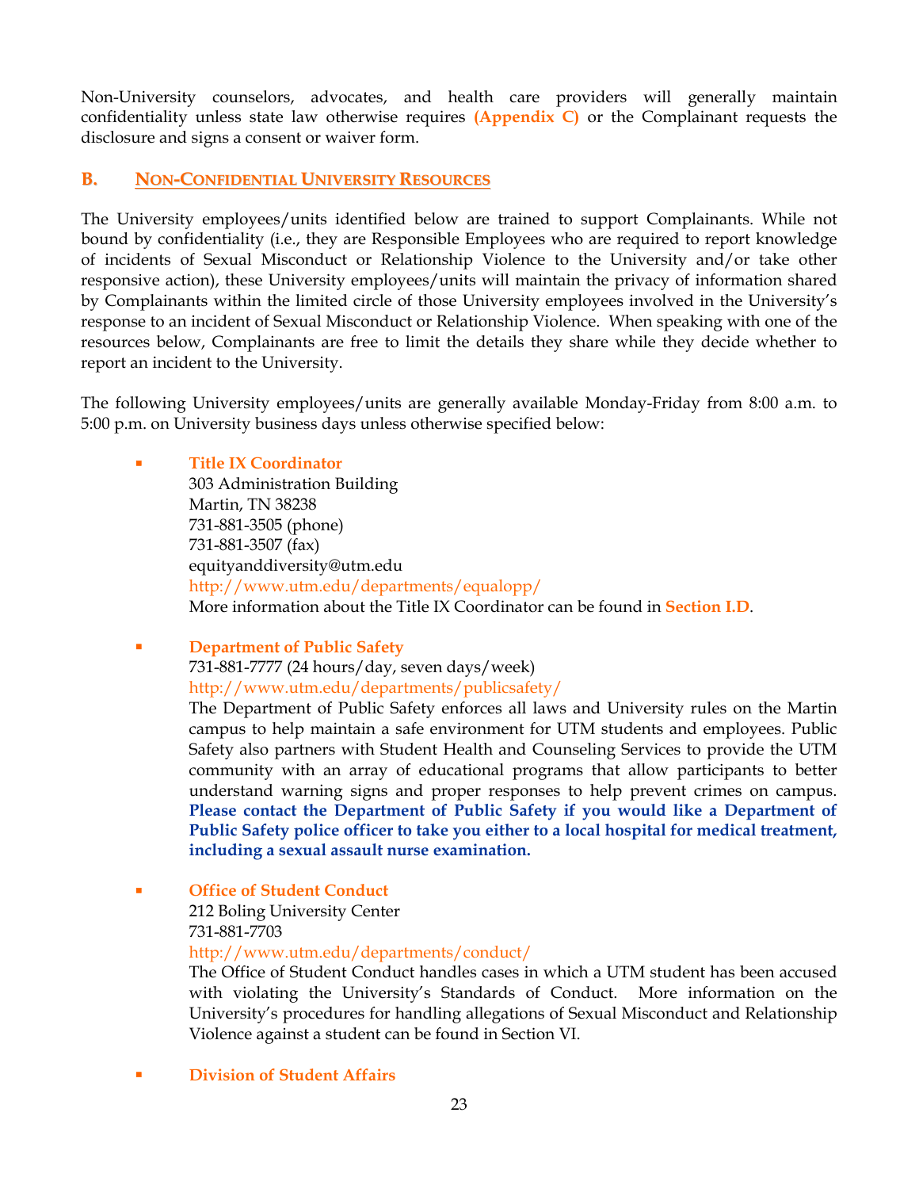Non-University counselors, advocates, and health care providers will generally maintain confidentiality unless state law otherwise requires **(Appendix C)** or the Complainant requests the disclosure and signs a consent or waiver form.

## B. NON-CONFIDENTIAL UNIVERSITY RESOURCES

The University employees/units identified below are trained to support Complainants. While not bound by confidentiality (i.e., they are Responsible Employees who are required to report knowledge of incidents of Sexual Misconduct or Relationship Violence to the University and/or take other responsive action), these University employees/units will maintain the privacy of information shared by Complainants within the limited circle of those University employees involved in the University's response to an incident of Sexual Misconduct or Relationship Violence. When speaking with one of the resources below, Complainants are free to limit the details they share while they decide whether to report an incident to the University.

The following University employees/units are generally available Monday-Friday from 8:00 a.m. to 5:00 p.m. on University business days unless otherwise specified below:

- **Title IX Coordinator**
  303 Administration Building
  Martin, TN 38238
  731-881-3505 (phone)
  731-881-3507 (fax)
  equityanddiversity@utm.edu
  http://www.utm.edu/departments/equalopp/
  More information about the Title IX Coordinator can be found in **Section I.D**.

- **Department of Public Safety**
  731-881-7777 (24 hours/day, seven days/week)
  http://www.utm.edu/departments/publicsafety/
  The Department of Public Safety enforces all laws and University rules on the Martin campus to help maintain a safe environment for UTM students and employees. Public Safety also partners with Student Health and Counseling Services to provide the UTM community with an array of educational programs that allow participants to better understand warning signs and proper responses to help prevent crimes on campus. **Please contact the Department of Public Safety if you would like a Department of Public Safety police officer to take you either to a local hospital for medical treatment, including a sexual assault nurse examination.**

- **Office of Student Conduct**
  212 Boling University Center
  731-881-7703
  http://www.utm.edu/departments/conduct/
  The Office of Student Conduct handles cases in which a UTM student has been accused with violating the University's Standards of Conduct. More information on the University's procedures for handling allegations of Sexual Misconduct and Relationship Violence against a student can be found in Section VI.

- **Division of Student Affairs**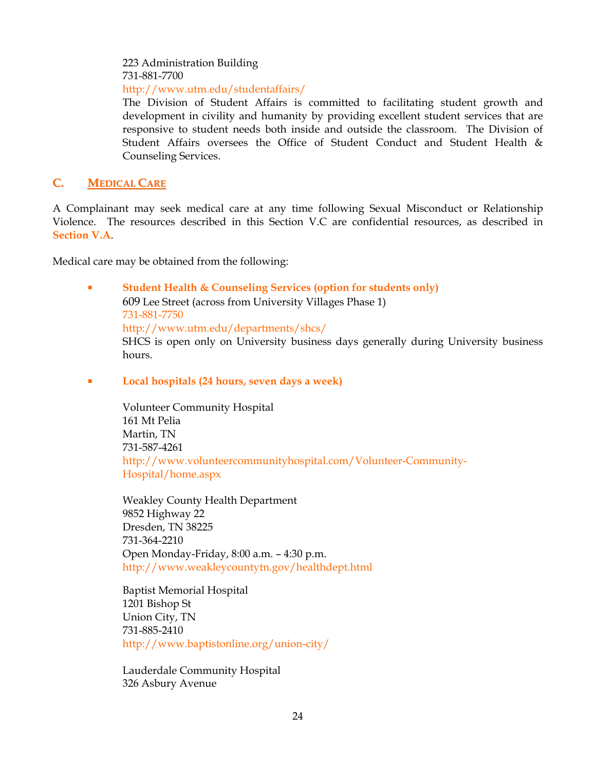223 Administration Building
731-881-7700
http://www.utm.edu/studentaffairs/
The Division of Student Affairs is committed to facilitating student growth and development in civility and humanity by providing excellent student services that are responsive to student needs both inside and outside the classroom. The Division of Student Affairs oversees the Office of Student Conduct and Student Health & Counseling Services.

## C. MEDICAL CARE

A Complainant may seek medical care at any time following Sexual Misconduct or Relationship Violence. The resources described in this Section V.C are confidential resources, as described in **Section V.A**.

Medical care may be obtained from the following:

- **Student Health & Counseling Services (option for students only)**
  609 Lee Street (across from University Villages Phase 1)
  731-881-7750
  http://www.utm.edu/departments/shcs/
  SHCS is open only on University business days generally during University business hours.

- **Local hospitals (24 hours, seven days a week)**

  Volunteer Community Hospital
  161 Mt Pelia
  Martin, TN
  731-587-4261
  http://www.volunteercommunityhospital.com/Volunteer-Community-Hospital/home.aspx

  Weakley County Health Department
  9852 Highway 22
  Dresden, TN 38225
  731-364-2210
  Open Monday-Friday, 8:00 a.m. – 4:30 p.m.
  http://www.weakleycountytn.gov/healthdept.html

  Baptist Memorial Hospital
  1201 Bishop St
  Union City, TN
  731-885-2410
  http://www.baptistonline.org/union-city/

  Lauderdale Community Hospital
  326 Asbury Avenue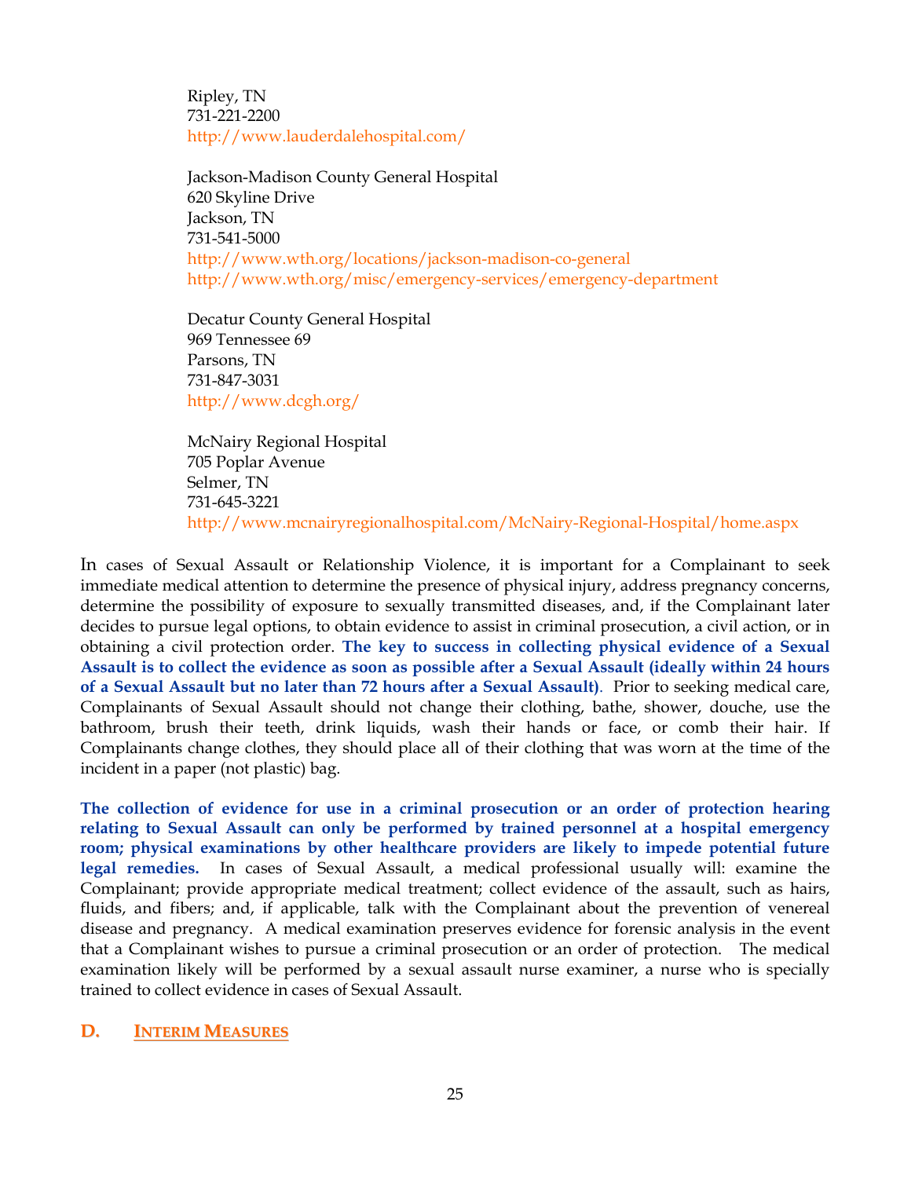Ripley, TN
731-221-2200
http://www.lauderdalehospital.com/

Jackson-Madison County General Hospital
620 Skyline Drive
Jackson, TN
731-541-5000
http://www.wth.org/locations/jackson-madison-co-general
http://www.wth.org/misc/emergency-services/emergency-department

Decatur County General Hospital
969 Tennessee 69
Parsons, TN
731-847-3031
http://www.dcgh.org/

McNairy Regional Hospital
705 Poplar Avenue
Selmer, TN
731-645-3221
http://www.mcnairyregionalhospital.com/McNairy-Regional-Hospital/home.aspx

In cases of Sexual Assault or Relationship Violence, it is important for a Complainant to seek immediate medical attention to determine the presence of physical injury, address pregnancy concerns, determine the possibility of exposure to sexually transmitted diseases, and, if the Complainant later decides to pursue legal options, to obtain evidence to assist in criminal prosecution, a civil action, or in obtaining a civil protection order. **The key to success in collecting physical evidence of a Sexual Assault is to collect the evidence as soon as possible after a Sexual Assault (ideally within 24 hours of a Sexual Assault but no later than 72 hours after a Sexual Assault)**. Prior to seeking medical care, Complainants of Sexual Assault should not change their clothing, bathe, shower, douche, use the bathroom, brush their teeth, drink liquids, wash their hands or face, or comb their hair. If Complainants change clothes, they should place all of their clothing that was worn at the time of the incident in a paper (not plastic) bag.

**The collection of evidence for use in a criminal prosecution or an order of protection hearing relating to Sexual Assault can only be performed by trained personnel at a hospital emergency room; physical examinations by other healthcare providers are likely to impede potential future legal remedies.** In cases of Sexual Assault, a medical professional usually will: examine the Complainant; provide appropriate medical treatment; collect evidence of the assault, such as hairs, fluids, and fibers; and, if applicable, talk with the Complainant about the prevention of venereal disease and pregnancy. A medical examination preserves evidence for forensic analysis in the event that a Complainant wishes to pursue a criminal prosecution or an order of protection. The medical examination likely will be performed by a sexual assault nurse examiner, a nurse who is specially trained to collect evidence in cases of Sexual Assault.

## D. Interim Measures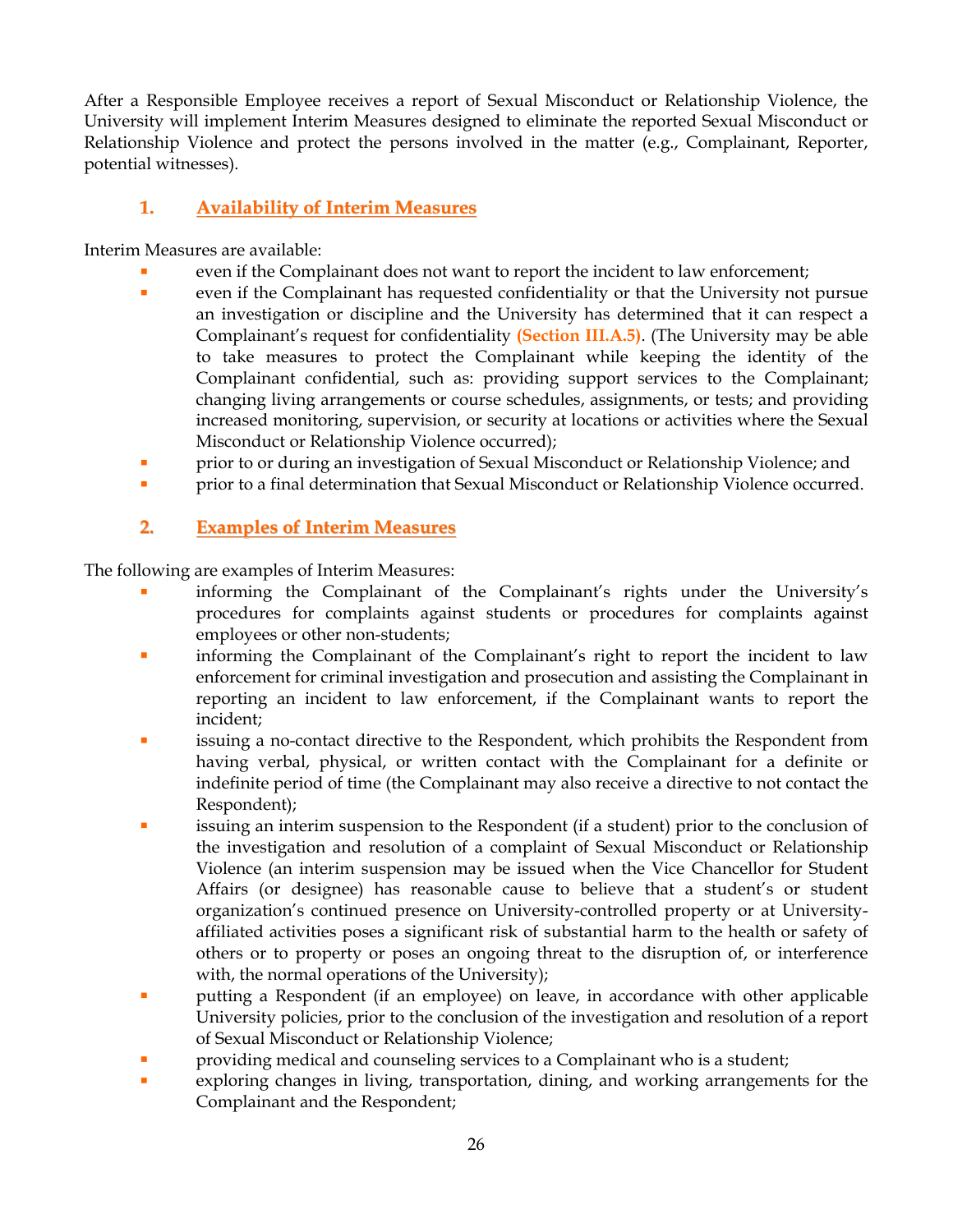After a Responsible Employee receives a report of Sexual Misconduct or Relationship Violence, the University will implement Interim Measures designed to eliminate the reported Sexual Misconduct or Relationship Violence and protect the persons involved in the matter (e.g., Complainant, Reporter, potential witnesses).

### 1. Availability of Interim Measures

Interim Measures are available:

- even if the Complainant does not want to report the incident to law enforcement;
- even if the Complainant has requested confidentiality or that the University not pursue an investigation or discipline and the University has determined that it can respect a Complainant's request for confidentiality **(Section III.A.5)**. (The University may be able to take measures to protect the Complainant while keeping the identity of the Complainant confidential, such as: providing support services to the Complainant; changing living arrangements or course schedules, assignments, or tests; and providing increased monitoring, supervision, or security at locations or activities where the Sexual Misconduct or Relationship Violence occurred);
- prior to or during an investigation of Sexual Misconduct or Relationship Violence; and
- prior to a final determination that Sexual Misconduct or Relationship Violence occurred.

### 2. Examples of Interim Measures

The following are examples of Interim Measures:

- informing the Complainant of the Complainant's rights under the University's procedures for complaints against students or procedures for complaints against employees or other non-students;
- informing the Complainant of the Complainant's right to report the incident to law enforcement for criminal investigation and prosecution and assisting the Complainant in reporting an incident to law enforcement, if the Complainant wants to report the incident;
- issuing a no-contact directive to the Respondent, which prohibits the Respondent from having verbal, physical, or written contact with the Complainant for a definite or indefinite period of time (the Complainant may also receive a directive to not contact the Respondent);
- issuing an interim suspension to the Respondent (if a student) prior to the conclusion of the investigation and resolution of a complaint of Sexual Misconduct or Relationship Violence (an interim suspension may be issued when the Vice Chancellor for Student Affairs (or designee) has reasonable cause to believe that a student's or student organization's continued presence on University-controlled property or at University-affiliated activities poses a significant risk of substantial harm to the health or safety of others or to property or poses an ongoing threat to the disruption of, or interference with, the normal operations of the University);
- putting a Respondent (if an employee) on leave, in accordance with other applicable University policies, prior to the conclusion of the investigation and resolution of a report of Sexual Misconduct or Relationship Violence;
- providing medical and counseling services to a Complainant who is a student;
- exploring changes in living, transportation, dining, and working arrangements for the Complainant and the Respondent;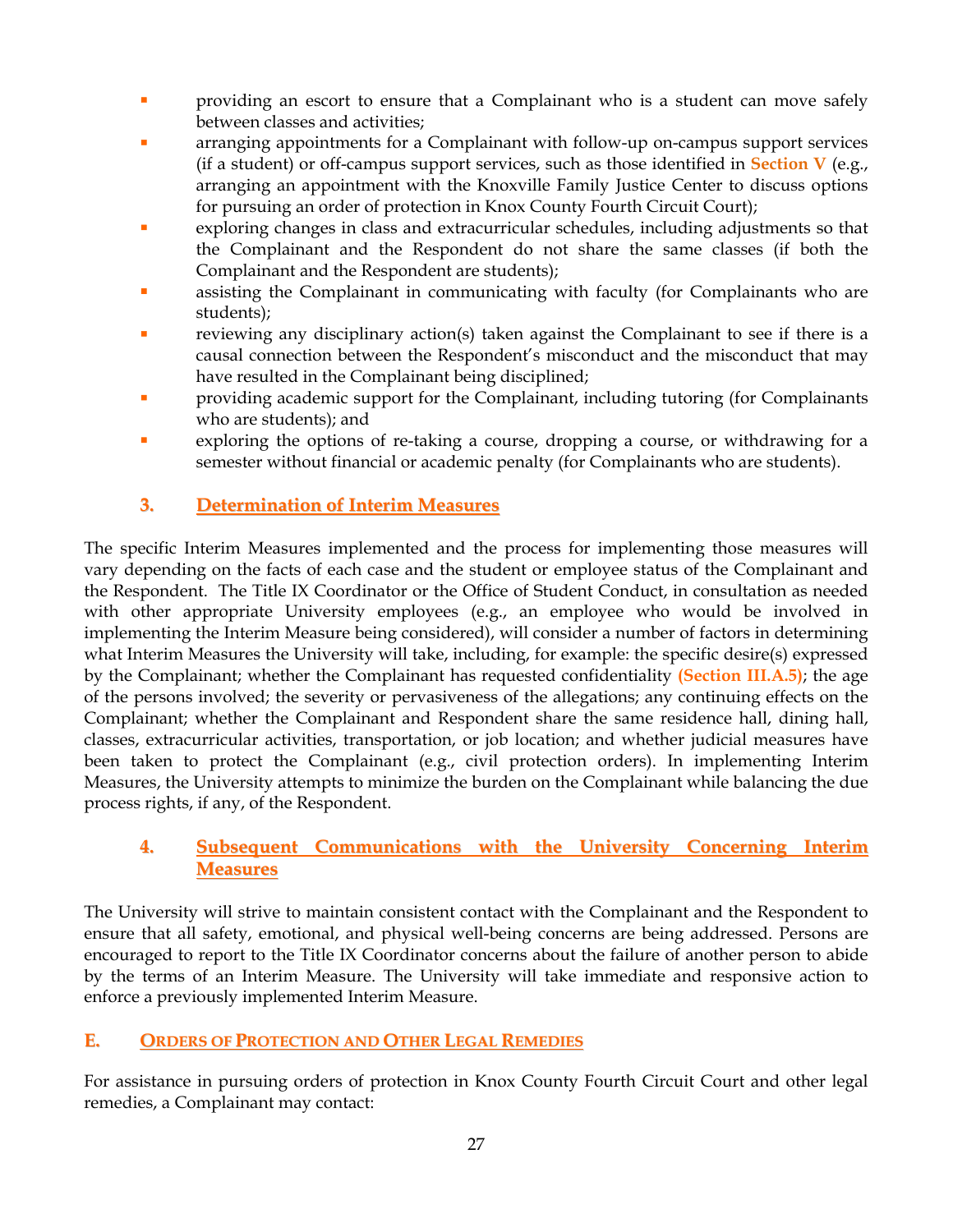- providing an escort to ensure that a Complainant who is a student can move safely between classes and activities;
- arranging appointments for a Complainant with follow-up on-campus support services (if a student) or off-campus support services, such as those identified in **Section V** (e.g., arranging an appointment with the Knoxville Family Justice Center to discuss options for pursuing an order of protection in Knox County Fourth Circuit Court);
- exploring changes in class and extracurricular schedules, including adjustments so that the Complainant and the Respondent do not share the same classes (if both the Complainant and the Respondent are students);
- assisting the Complainant in communicating with faculty (for Complainants who are students);
- reviewing any disciplinary action(s) taken against the Complainant to see if there is a causal connection between the Respondent's misconduct and the misconduct that may have resulted in the Complainant being disciplined;
- providing academic support for the Complainant, including tutoring (for Complainants who are students); and
- exploring the options of re-taking a course, dropping a course, or withdrawing for a semester without financial or academic penalty (for Complainants who are students).

#### 3. Determination of Interim Measures

The specific Interim Measures implemented and the process for implementing those measures will vary depending on the facts of each case and the student or employee status of the Complainant and the Respondent. The Title IX Coordinator or the Office of Student Conduct, in consultation as needed with other appropriate University employees (e.g., an employee who would be involved in implementing the Interim Measure being considered), will consider a number of factors in determining what Interim Measures the University will take, including, for example: the specific desire(s) expressed by the Complainant; whether the Complainant has requested confidentiality **(Section III.A.5)**; the age of the persons involved; the severity or pervasiveness of the allegations; any continuing effects on the Complainant; whether the Complainant and Respondent share the same residence hall, dining hall, classes, extracurricular activities, transportation, or job location; and whether judicial measures have been taken to protect the Complainant (e.g., civil protection orders). In implementing Interim Measures, the University attempts to minimize the burden on the Complainant while balancing the due process rights, if any, of the Respondent.

#### 4. Subsequent Communications with the University Concerning Interim Measures

The University will strive to maintain consistent contact with the Complainant and the Respondent to ensure that all safety, emotional, and physical well-being concerns are being addressed. Persons are encouraged to report to the Title IX Coordinator concerns about the failure of another person to abide by the terms of an Interim Measure. The University will take immediate and responsive action to enforce a previously implemented Interim Measure.

### E. Orders of Protection and Other Legal Remedies

For assistance in pursuing orders of protection in Knox County Fourth Circuit Court and other legal remedies, a Complainant may contact: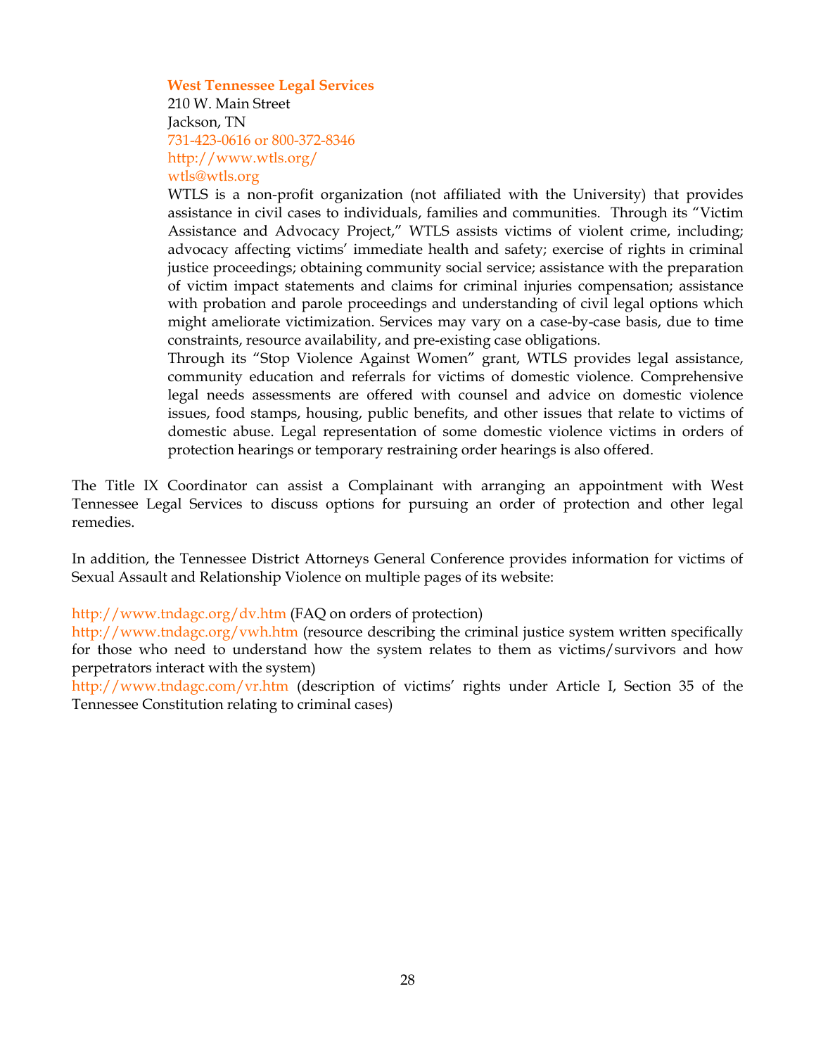**West Tennessee Legal Services**
210 W. Main Street
Jackson, TN
731-423-0616 or 800-372-8346
http://www.wtls.org/
wtls@wtls.org

WTLS is a non-profit organization (not affiliated with the University) that provides assistance in civil cases to individuals, families and communities. Through its "Victim Assistance and Advocacy Project," WTLS assists victims of violent crime, including; advocacy affecting victims' immediate health and safety; exercise of rights in criminal justice proceedings; obtaining community social service; assistance with the preparation of victim impact statements and claims for criminal injuries compensation; assistance with probation and parole proceedings and understanding of civil legal options which might ameliorate victimization. Services may vary on a case-by-case basis, due to time constraints, resource availability, and pre-existing case obligations.

Through its "Stop Violence Against Women" grant, WTLS provides legal assistance, community education and referrals for victims of domestic violence. Comprehensive legal needs assessments are offered with counsel and advice on domestic violence issues, food stamps, housing, public benefits, and other issues that relate to victims of domestic abuse. Legal representation of some domestic violence victims in orders of protection hearings or temporary restraining order hearings is also offered.

The Title IX Coordinator can assist a Complainant with arranging an appointment with West Tennessee Legal Services to discuss options for pursuing an order of protection and other legal remedies.

In addition, the Tennessee District Attorneys General Conference provides information for victims of Sexual Assault and Relationship Violence on multiple pages of its website:

http://www.tndagc.org/dv.htm (FAQ on orders of protection)
http://www.tndagc.org/vwh.htm (resource describing the criminal justice system written specifically for those who need to understand how the system relates to them as victims/survivors and how perpetrators interact with the system)
http://www.tndagc.com/vr.htm (description of victims' rights under Article I, Section 35 of the Tennessee Constitution relating to criminal cases)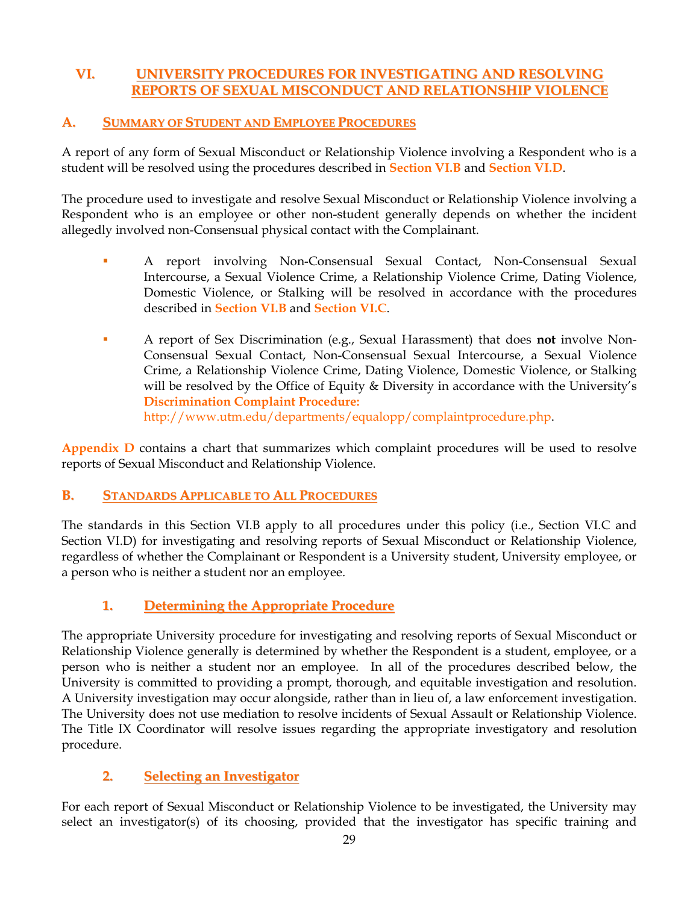# VI. UNIVERSITY PROCEDURES FOR INVESTIGATING AND RESOLVING REPORTS OF SEXUAL MISCONDUCT AND RELATIONSHIP VIOLENCE

## A. Summary of Student and Employee Procedures

A report of any form of Sexual Misconduct or Relationship Violence involving a Respondent who is a student will be resolved using the procedures described in **Section VI.B** and **Section VI.D**.

The procedure used to investigate and resolve Sexual Misconduct or Relationship Violence involving a Respondent who is an employee or other non-student generally depends on whether the incident allegedly involved non-Consensual physical contact with the Complainant.

- A report involving Non-Consensual Sexual Contact, Non-Consensual Sexual Intercourse, a Sexual Violence Crime, a Relationship Violence Crime, Dating Violence, Domestic Violence, or Stalking will be resolved in accordance with the procedures described in **Section VI.B** and **Section VI.C**.

- A report of Sex Discrimination (e.g., Sexual Harassment) that does **not** involve Non-Consensual Sexual Contact, Non-Consensual Sexual Intercourse, a Sexual Violence Crime, a Relationship Violence Crime, Dating Violence, Domestic Violence, or Stalking will be resolved by the Office of Equity & Diversity in accordance with the University's **Discrimination Complaint Procedure:** http://www.utm.edu/departments/equalopp/complaintprocedure.php.

**Appendix D** contains a chart that summarizes which complaint procedures will be used to resolve reports of Sexual Misconduct and Relationship Violence.

## B. Standards Applicable to All Procedures

The standards in this Section VI.B apply to all procedures under this policy (i.e., Section VI.C and Section VI.D) for investigating and resolving reports of Sexual Misconduct or Relationship Violence, regardless of whether the Complainant or Respondent is a University student, University employee, or a person who is neither a student nor an employee.

### 1. Determining the Appropriate Procedure

The appropriate University procedure for investigating and resolving reports of Sexual Misconduct or Relationship Violence generally is determined by whether the Respondent is a student, employee, or a person who is neither a student nor an employee. In all of the procedures described below, the University is committed to providing a prompt, thorough, and equitable investigation and resolution. A University investigation may occur alongside, rather than in lieu of, a law enforcement investigation. The University does not use mediation to resolve incidents of Sexual Assault or Relationship Violence. The Title IX Coordinator will resolve issues regarding the appropriate investigatory and resolution procedure.

### 2. Selecting an Investigator

For each report of Sexual Misconduct or Relationship Violence to be investigated, the University may select an investigator(s) of its choosing, provided that the investigator has specific training and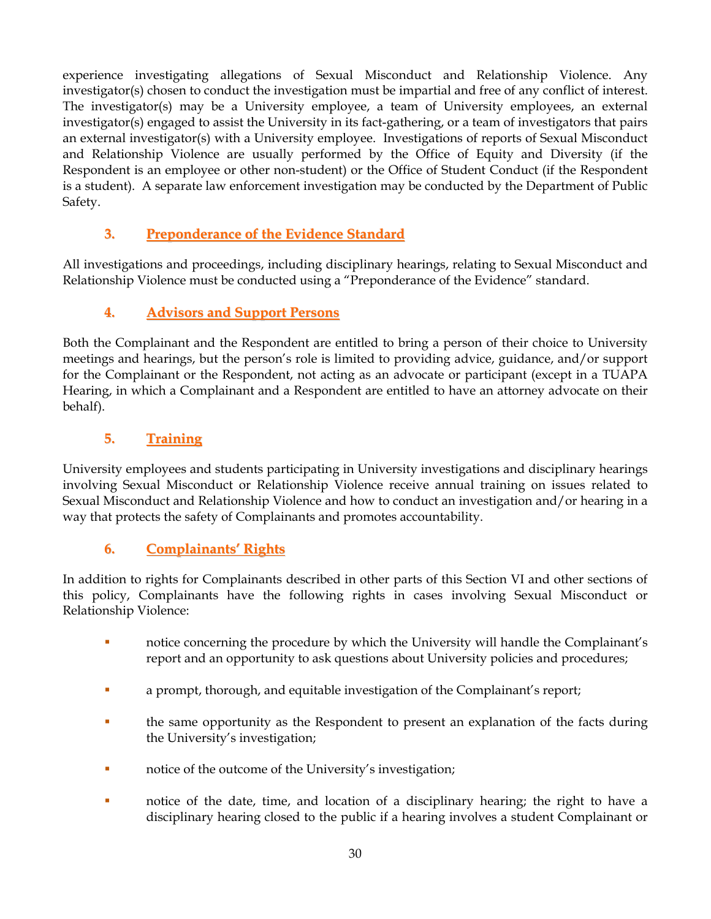experience investigating allegations of Sexual Misconduct and Relationship Violence. Any investigator(s) chosen to conduct the investigation must be impartial and free of any conflict of interest. The investigator(s) may be a University employee, a team of University employees, an external investigator(s) engaged to assist the University in its fact-gathering, or a team of investigators that pairs an external investigator(s) with a University employee. Investigations of reports of Sexual Misconduct and Relationship Violence are usually performed by the Office of Equity and Diversity (if the Respondent is an employee or other non-student) or the Office of Student Conduct (if the Respondent is a student). A separate law enforcement investigation may be conducted by the Department of Public Safety.

### 3. Preponderance of the Evidence Standard

All investigations and proceedings, including disciplinary hearings, relating to Sexual Misconduct and Relationship Violence must be conducted using a "Preponderance of the Evidence" standard.

### 4. Advisors and Support Persons

Both the Complainant and the Respondent are entitled to bring a person of their choice to University meetings and hearings, but the person's role is limited to providing advice, guidance, and/or support for the Complainant or the Respondent, not acting as an advocate or participant (except in a TUAPA Hearing, in which a Complainant and a Respondent are entitled to have an attorney advocate on their behalf).

### 5. Training

University employees and students participating in University investigations and disciplinary hearings involving Sexual Misconduct or Relationship Violence receive annual training on issues related to Sexual Misconduct and Relationship Violence and how to conduct an investigation and/or hearing in a way that protects the safety of Complainants and promotes accountability.

### 6. Complainants' Rights

In addition to rights for Complainants described in other parts of this Section VI and other sections of this policy, Complainants have the following rights in cases involving Sexual Misconduct or Relationship Violence:

- notice concerning the procedure by which the University will handle the Complainant's report and an opportunity to ask questions about University policies and procedures;
- a prompt, thorough, and equitable investigation of the Complainant's report;
- the same opportunity as the Respondent to present an explanation of the facts during the University's investigation;
- notice of the outcome of the University's investigation;
- notice of the date, time, and location of a disciplinary hearing; the right to have a disciplinary hearing closed to the public if a hearing involves a student Complainant or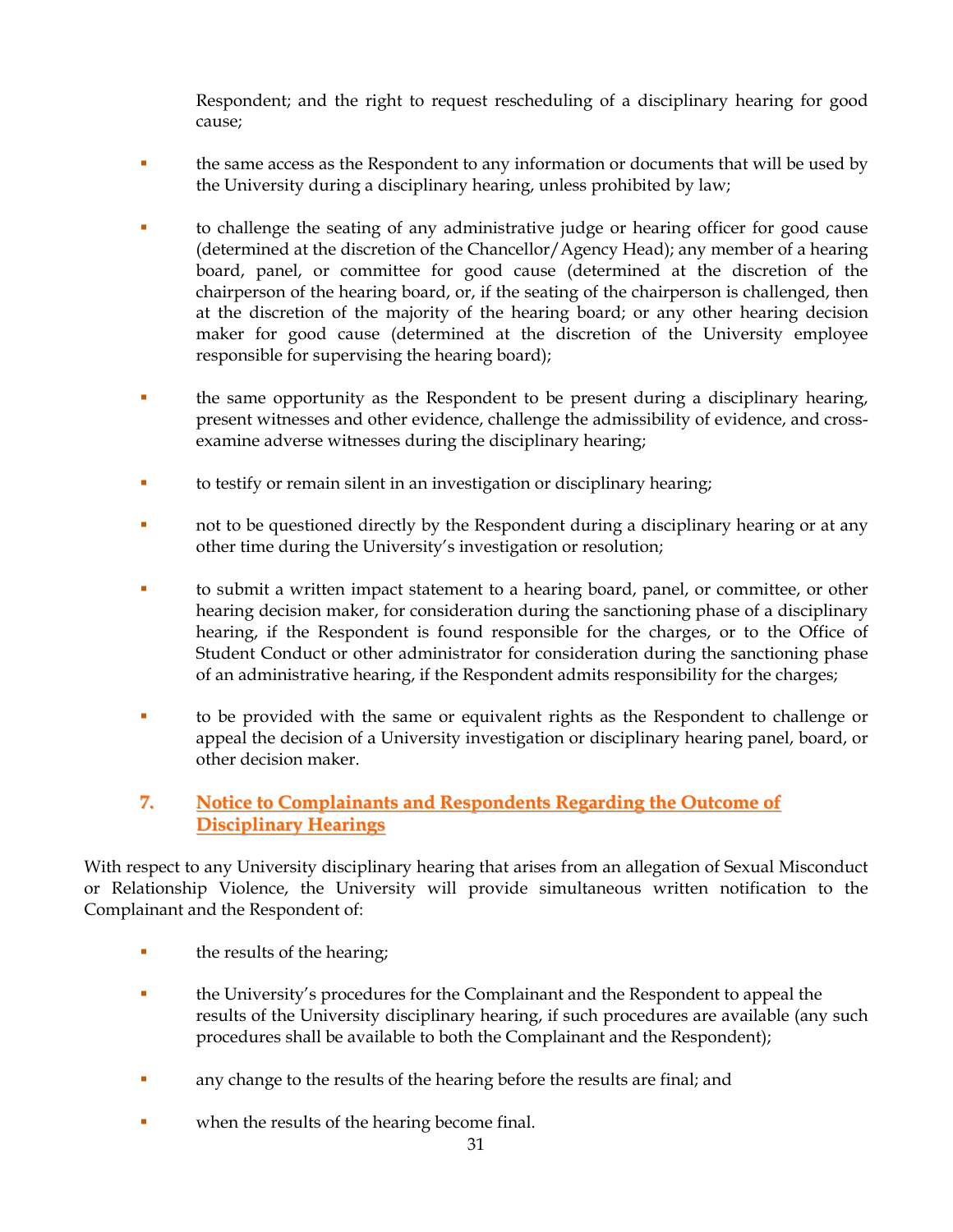Respondent; and the right to request rescheduling of a disciplinary hearing for good cause;

- the same access as the Respondent to any information or documents that will be used by the University during a disciplinary hearing, unless prohibited by law;
- to challenge the seating of any administrative judge or hearing officer for good cause (determined at the discretion of the Chancellor/Agency Head); any member of a hearing board, panel, or committee for good cause (determined at the discretion of the chairperson of the hearing board, or, if the seating of the chairperson is challenged, then at the discretion of the majority of the hearing board; or any other hearing decision maker for good cause (determined at the discretion of the University employee responsible for supervising the hearing board);
- the same opportunity as the Respondent to be present during a disciplinary hearing, present witnesses and other evidence, challenge the admissibility of evidence, and cross-examine adverse witnesses during the disciplinary hearing;
- to testify or remain silent in an investigation or disciplinary hearing;
- not to be questioned directly by the Respondent during a disciplinary hearing or at any other time during the University's investigation or resolution;
- to submit a written impact statement to a hearing board, panel, or committee, or other hearing decision maker, for consideration during the sanctioning phase of a disciplinary hearing, if the Respondent is found responsible for the charges, or to the Office of Student Conduct or other administrator for consideration during the sanctioning phase of an administrative hearing, if the Respondent admits responsibility for the charges;
- to be provided with the same or equivalent rights as the Respondent to challenge or appeal the decision of a University investigation or disciplinary hearing panel, board, or other decision maker.

## 7. Notice to Complainants and Respondents Regarding the Outcome of Disciplinary Hearings

With respect to any University disciplinary hearing that arises from an allegation of Sexual Misconduct or Relationship Violence, the University will provide simultaneous written notification to the Complainant and the Respondent of:

- the results of the hearing;
- the University's procedures for the Complainant and the Respondent to appeal the results of the University disciplinary hearing, if such procedures are available (any such procedures shall be available to both the Complainant and the Respondent);
- any change to the results of the hearing before the results are final; and
- when the results of the hearing become final.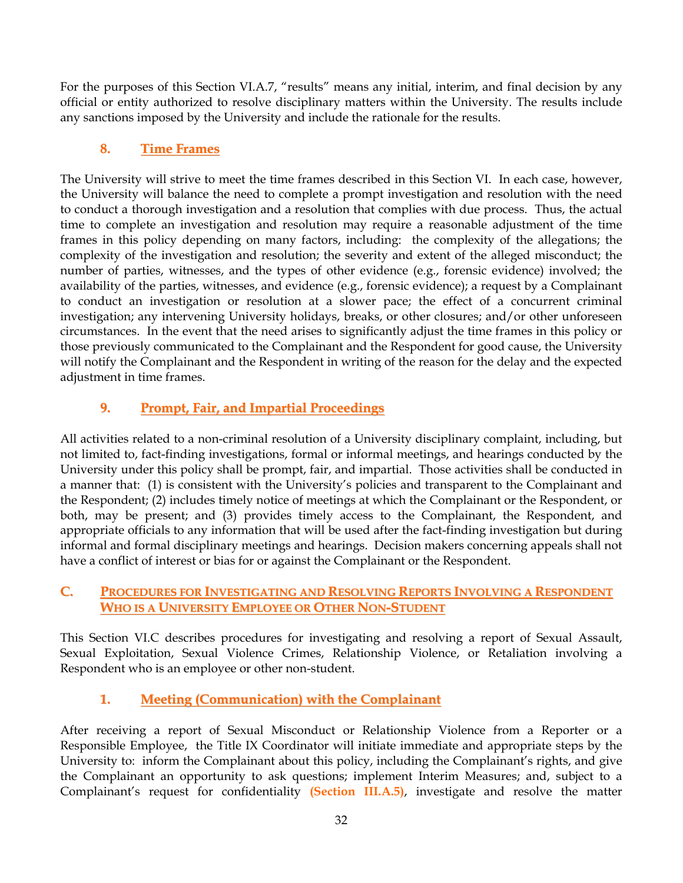For the purposes of this Section VI.A.7, "results" means any initial, interim, and final decision by any official or entity authorized to resolve disciplinary matters within the University. The results include any sanctions imposed by the University and include the rationale for the results.

### 8. Time Frames

The University will strive to meet the time frames described in this Section VI. In each case, however, the University will balance the need to complete a prompt investigation and resolution with the need to conduct a thorough investigation and a resolution that complies with due process. Thus, the actual time to complete an investigation and resolution may require a reasonable adjustment of the time frames in this policy depending on many factors, including: the complexity of the allegations; the complexity of the investigation and resolution; the severity and extent of the alleged misconduct; the number of parties, witnesses, and the types of other evidence (e.g., forensic evidence) involved; the availability of the parties, witnesses, and evidence (e.g., forensic evidence); a request by a Complainant to conduct an investigation or resolution at a slower pace; the effect of a concurrent criminal investigation; any intervening University holidays, breaks, or other closures; and/or other unforeseen circumstances. In the event that the need arises to significantly adjust the time frames in this policy or those previously communicated to the Complainant and the Respondent for good cause, the University will notify the Complainant and the Respondent in writing of the reason for the delay and the expected adjustment in time frames.

### 9. Prompt, Fair, and Impartial Proceedings

All activities related to a non-criminal resolution of a University disciplinary complaint, including, but not limited to, fact-finding investigations, formal or informal meetings, and hearings conducted by the University under this policy shall be prompt, fair, and impartial. Those activities shall be conducted in a manner that: (1) is consistent with the University's policies and transparent to the Complainant and the Respondent; (2) includes timely notice of meetings at which the Complainant or the Respondent, or both, may be present; and (3) provides timely access to the Complainant, the Respondent, and appropriate officials to any information that will be used after the fact-finding investigation but during informal and formal disciplinary meetings and hearings. Decision makers concerning appeals shall not have a conflict of interest or bias for or against the Complainant or the Respondent.

## C. Procedures for Investigating and Resolving Reports Involving a Respondent Who is a University Employee or Other Non-Student

This Section VI.C describes procedures for investigating and resolving a report of Sexual Assault, Sexual Exploitation, Sexual Violence Crimes, Relationship Violence, or Retaliation involving a Respondent who is an employee or other non-student.

### 1. Meeting (Communication) with the Complainant

After receiving a report of Sexual Misconduct or Relationship Violence from a Reporter or a Responsible Employee, the Title IX Coordinator will initiate immediate and appropriate steps by the University to: inform the Complainant about this policy, including the Complainant's rights, and give the Complainant an opportunity to ask questions; implement Interim Measures; and, subject to a Complainant's request for confidentiality **(Section III.A.5)**, investigate and resolve the matter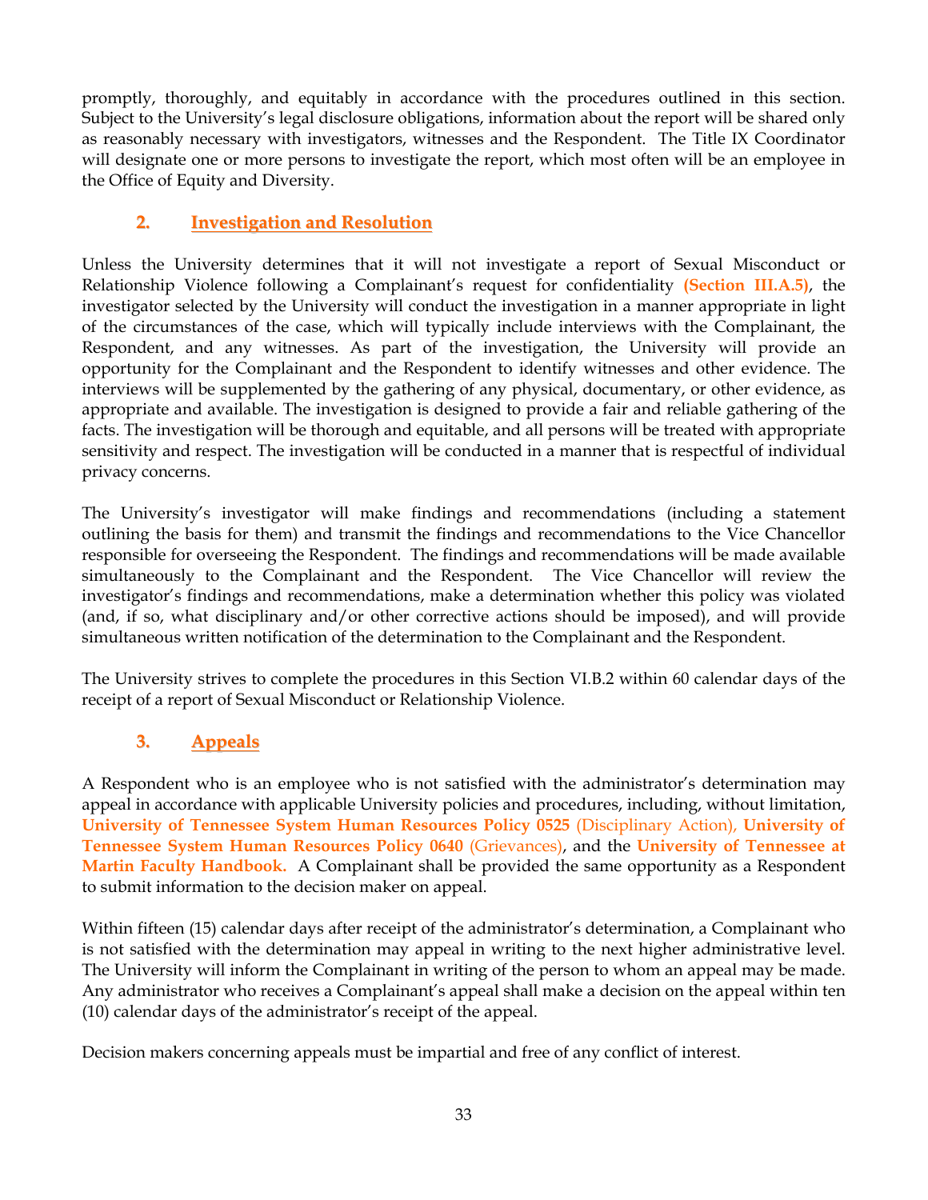promptly, thoroughly, and equitably in accordance with the procedures outlined in this section. Subject to the University's legal disclosure obligations, information about the report will be shared only as reasonably necessary with investigators, witnesses and the Respondent. The Title IX Coordinator will designate one or more persons to investigate the report, which most often will be an employee in the Office of Equity and Diversity.

### 2. Investigation and Resolution

Unless the University determines that it will not investigate a report of Sexual Misconduct or Relationship Violence following a Complainant's request for confidentiality **(Section III.A.5)**, the investigator selected by the University will conduct the investigation in a manner appropriate in light of the circumstances of the case, which will typically include interviews with the Complainant, the Respondent, and any witnesses. As part of the investigation, the University will provide an opportunity for the Complainant and the Respondent to identify witnesses and other evidence. The interviews will be supplemented by the gathering of any physical, documentary, or other evidence, as appropriate and available. The investigation is designed to provide a fair and reliable gathering of the facts. The investigation will be thorough and equitable, and all persons will be treated with appropriate sensitivity and respect. The investigation will be conducted in a manner that is respectful of individual privacy concerns.

The University's investigator will make findings and recommendations (including a statement outlining the basis for them) and transmit the findings and recommendations to the Vice Chancellor responsible for overseeing the Respondent. The findings and recommendations will be made available simultaneously to the Complainant and the Respondent. The Vice Chancellor will review the investigator's findings and recommendations, make a determination whether this policy was violated (and, if so, what disciplinary and/or other corrective actions should be imposed), and will provide simultaneous written notification of the determination to the Complainant and the Respondent.

The University strives to complete the procedures in this Section VI.B.2 within 60 calendar days of the receipt of a report of Sexual Misconduct or Relationship Violence.

### 3. Appeals

A Respondent who is an employee who is not satisfied with the administrator's determination may appeal in accordance with applicable University policies and procedures, including, without limitation, **University of Tennessee System Human Resources Policy 0525** (Disciplinary Action), **University of Tennessee System Human Resources Policy 0640** (Grievances), and the **University of Tennessee at Martin Faculty Handbook.** A Complainant shall be provided the same opportunity as a Respondent to submit information to the decision maker on appeal.

Within fifteen (15) calendar days after receipt of the administrator's determination, a Complainant who is not satisfied with the determination may appeal in writing to the next higher administrative level. The University will inform the Complainant in writing of the person to whom an appeal may be made. Any administrator who receives a Complainant's appeal shall make a decision on the appeal within ten (10) calendar days of the administrator's receipt of the appeal.

Decision makers concerning appeals must be impartial and free of any conflict of interest.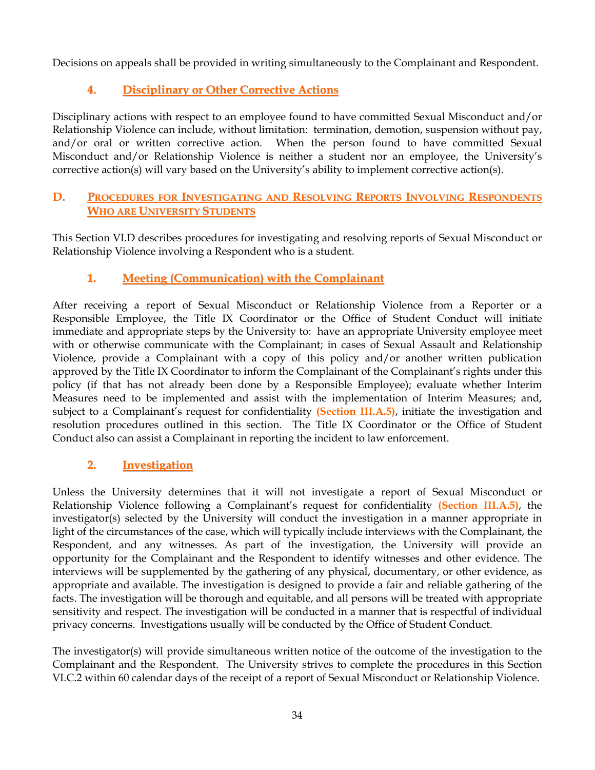Decisions on appeals shall be provided in writing simultaneously to the Complainant and Respondent.

### 4. Disciplinary or Other Corrective Actions

Disciplinary actions with respect to an employee found to have committed Sexual Misconduct and/or Relationship Violence can include, without limitation: termination, demotion, suspension without pay, and/or oral or written corrective action. When the person found to have committed Sexual Misconduct and/or Relationship Violence is neither a student nor an employee, the University's corrective action(s) will vary based on the University's ability to implement corrective action(s).

## D. Procedures for Investigating and Resolving Reports Involving Respondents Who are University Students

This Section VI.D describes procedures for investigating and resolving reports of Sexual Misconduct or Relationship Violence involving a Respondent who is a student.

### 1. Meeting (Communication) with the Complainant

After receiving a report of Sexual Misconduct or Relationship Violence from a Reporter or a Responsible Employee, the Title IX Coordinator or the Office of Student Conduct will initiate immediate and appropriate steps by the University to: have an appropriate University employee meet with or otherwise communicate with the Complainant; in cases of Sexual Assault and Relationship Violence, provide a Complainant with a copy of this policy and/or another written publication approved by the Title IX Coordinator to inform the Complainant of the Complainant's rights under this policy (if that has not already been done by a Responsible Employee); evaluate whether Interim Measures need to be implemented and assist with the implementation of Interim Measures; and, subject to a Complainant's request for confidentiality **(Section III.A.5)**, initiate the investigation and resolution procedures outlined in this section. The Title IX Coordinator or the Office of Student Conduct also can assist a Complainant in reporting the incident to law enforcement.

### 2. Investigation

Unless the University determines that it will not investigate a report of Sexual Misconduct or Relationship Violence following a Complainant's request for confidentiality **(Section III.A.5)**, the investigator(s) selected by the University will conduct the investigation in a manner appropriate in light of the circumstances of the case, which will typically include interviews with the Complainant, the Respondent, and any witnesses. As part of the investigation, the University will provide an opportunity for the Complainant and the Respondent to identify witnesses and other evidence. The interviews will be supplemented by the gathering of any physical, documentary, or other evidence, as appropriate and available. The investigation is designed to provide a fair and reliable gathering of the facts. The investigation will be thorough and equitable, and all persons will be treated with appropriate sensitivity and respect. The investigation will be conducted in a manner that is respectful of individual privacy concerns. Investigations usually will be conducted by the Office of Student Conduct.

The investigator(s) will provide simultaneous written notice of the outcome of the investigation to the Complainant and the Respondent. The University strives to complete the procedures in this Section VI.C.2 within 60 calendar days of the receipt of a report of Sexual Misconduct or Relationship Violence.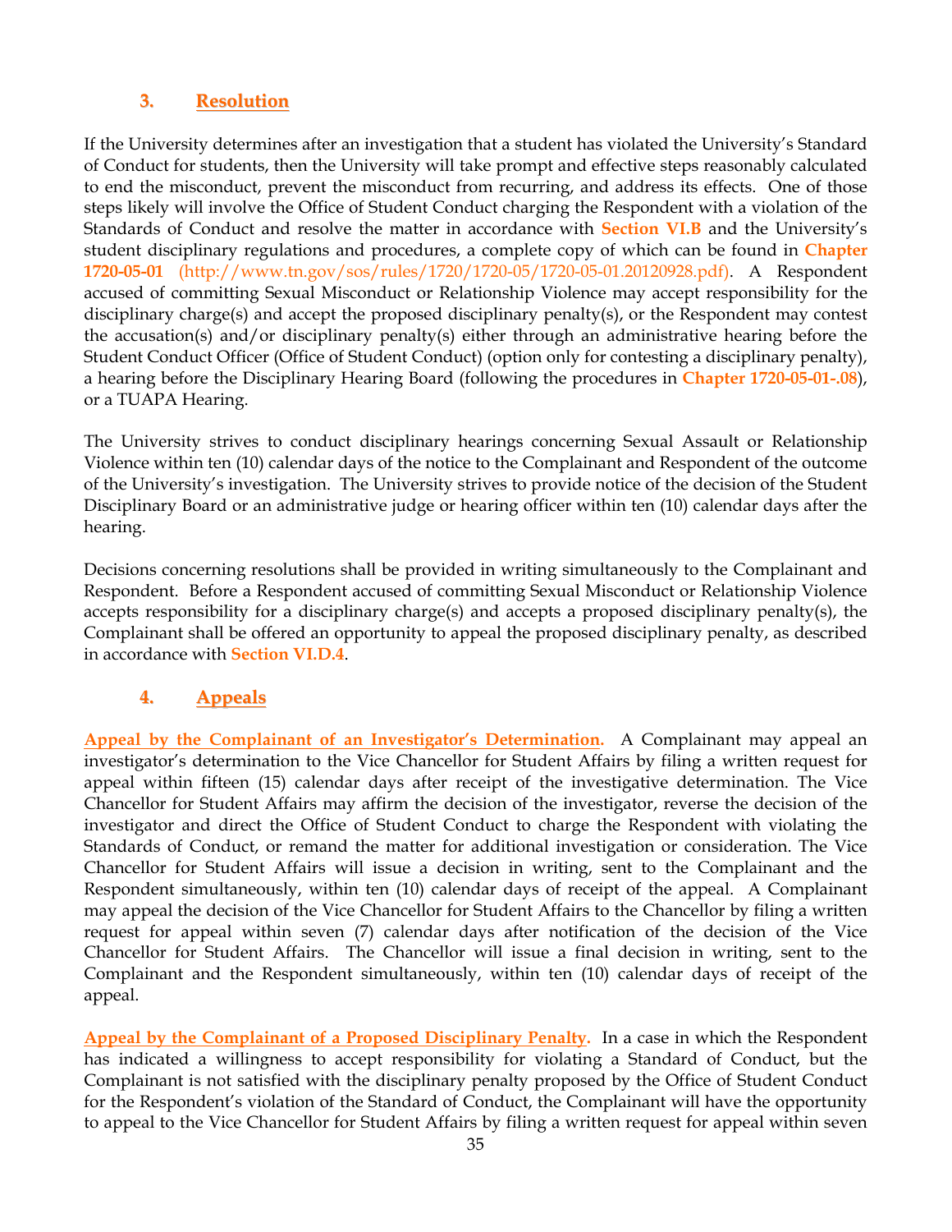### 3. Resolution

If the University determines after an investigation that a student has violated the University's Standard of Conduct for students, then the University will take prompt and effective steps reasonably calculated to end the misconduct, prevent the misconduct from recurring, and address its effects. One of those steps likely will involve the Office of Student Conduct charging the Respondent with a violation of the Standards of Conduct and resolve the matter in accordance with **Section VI.B** and the University's student disciplinary regulations and procedures, a complete copy of which can be found in **Chapter 1720-05-01** (http://www.tn.gov/sos/rules/1720/1720-05/1720-05-01.20120928.pdf). A Respondent accused of committing Sexual Misconduct or Relationship Violence may accept responsibility for the disciplinary charge(s) and accept the proposed disciplinary penalty(s), or the Respondent may contest the accusation(s) and/or disciplinary penalty(s) either through an administrative hearing before the Student Conduct Officer (Office of Student Conduct) (option only for contesting a disciplinary penalty), a hearing before the Disciplinary Hearing Board (following the procedures in **Chapter 1720-05-01-.08**), or a TUAPA Hearing.

The University strives to conduct disciplinary hearings concerning Sexual Assault or Relationship Violence within ten (10) calendar days of the notice to the Complainant and Respondent of the outcome of the University's investigation. The University strives to provide notice of the decision of the Student Disciplinary Board or an administrative judge or hearing officer within ten (10) calendar days after the hearing.

Decisions concerning resolutions shall be provided in writing simultaneously to the Complainant and Respondent. Before a Respondent accused of committing Sexual Misconduct or Relationship Violence accepts responsibility for a disciplinary charge(s) and accepts a proposed disciplinary penalty(s), the Complainant shall be offered an opportunity to appeal the proposed disciplinary penalty, as described in accordance with **Section VI.D.4**.

### 4. Appeals

**Appeal by the Complainant of an Investigator's Determination.** A Complainant may appeal an investigator's determination to the Vice Chancellor for Student Affairs by filing a written request for appeal within fifteen (15) calendar days after receipt of the investigative determination. The Vice Chancellor for Student Affairs may affirm the decision of the investigator, reverse the decision of the investigator and direct the Office of Student Conduct to charge the Respondent with violating the Standards of Conduct, or remand the matter for additional investigation or consideration. The Vice Chancellor for Student Affairs will issue a decision in writing, sent to the Complainant and the Respondent simultaneously, within ten (10) calendar days of receipt of the appeal. A Complainant may appeal the decision of the Vice Chancellor for Student Affairs to the Chancellor by filing a written request for appeal within seven (7) calendar days after notification of the decision of the Vice Chancellor for Student Affairs. The Chancellor will issue a final decision in writing, sent to the Complainant and the Respondent simultaneously, within ten (10) calendar days of receipt of the appeal.

**Appeal by the Complainant of a Proposed Disciplinary Penalty.** In a case in which the Respondent has indicated a willingness to accept responsibility for violating a Standard of Conduct, but the Complainant is not satisfied with the disciplinary penalty proposed by the Office of Student Conduct for the Respondent's violation of the Standard of Conduct, the Complainant will have the opportunity to appeal to the Vice Chancellor for Student Affairs by filing a written request for appeal within seven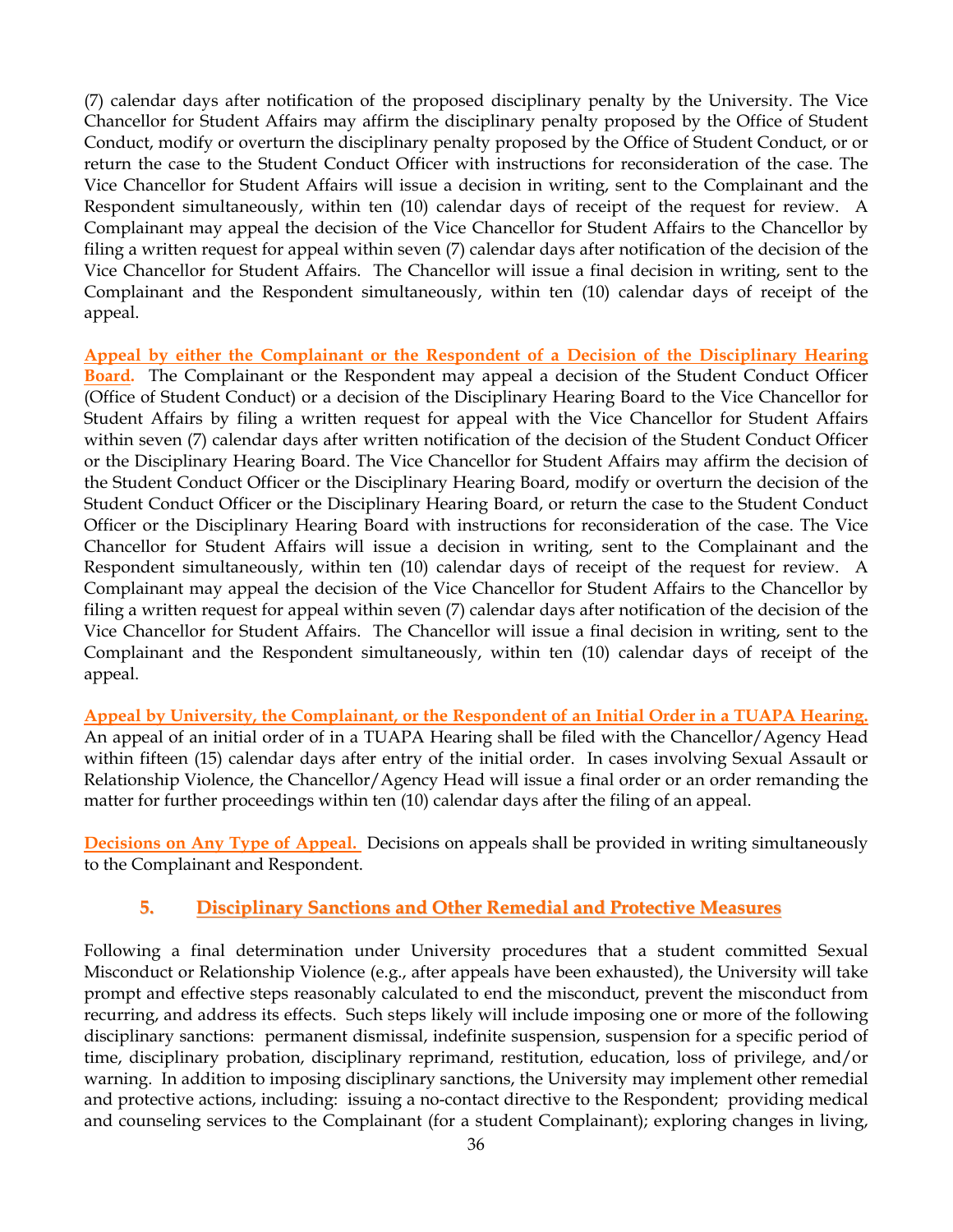(7) calendar days after notification of the proposed disciplinary penalty by the University. The Vice Chancellor for Student Affairs may affirm the disciplinary penalty proposed by the Office of Student Conduct, modify or overturn the disciplinary penalty proposed by the Office of Student Conduct, or or return the case to the Student Conduct Officer with instructions for reconsideration of the case. The Vice Chancellor for Student Affairs will issue a decision in writing, sent to the Complainant and the Respondent simultaneously, within ten (10) calendar days of receipt of the request for review. A Complainant may appeal the decision of the Vice Chancellor for Student Affairs to the Chancellor by filing a written request for appeal within seven (7) calendar days after notification of the decision of the Vice Chancellor for Student Affairs. The Chancellor will issue a final decision in writing, sent to the Complainant and the Respondent simultaneously, within ten (10) calendar days of receipt of the appeal.

**Appeal by either the Complainant or the Respondent of a Decision of the Disciplinary Hearing Board.** The Complainant or the Respondent may appeal a decision of the Student Conduct Officer (Office of Student Conduct) or a decision of the Disciplinary Hearing Board to the Vice Chancellor for Student Affairs by filing a written request for appeal with the Vice Chancellor for Student Affairs within seven (7) calendar days after written notification of the decision of the Student Conduct Officer or the Disciplinary Hearing Board. The Vice Chancellor for Student Affairs may affirm the decision of the Student Conduct Officer or the Disciplinary Hearing Board, modify or overturn the decision of the Student Conduct Officer or the Disciplinary Hearing Board, or return the case to the Student Conduct Officer or the Disciplinary Hearing Board with instructions for reconsideration of the case. The Vice Chancellor for Student Affairs will issue a decision in writing, sent to the Complainant and the Respondent simultaneously, within ten (10) calendar days of receipt of the request for review. A Complainant may appeal the decision of the Vice Chancellor for Student Affairs to the Chancellor by filing a written request for appeal within seven (7) calendar days after notification of the decision of the Vice Chancellor for Student Affairs. The Chancellor will issue a final decision in writing, sent to the Complainant and the Respondent simultaneously, within ten (10) calendar days of receipt of the appeal.

**Appeal by University, the Complainant, or the Respondent of an Initial Order in a TUAPA Hearing.** An appeal of an initial order of in a TUAPA Hearing shall be filed with the Chancellor/Agency Head within fifteen (15) calendar days after entry of the initial order. In cases involving Sexual Assault or Relationship Violence, the Chancellor/Agency Head will issue a final order or an order remanding the matter for further proceedings within ten (10) calendar days after the filing of an appeal.

**Decisions on Any Type of Appeal.** Decisions on appeals shall be provided in writing simultaneously to the Complainant and Respondent.

## 5. Disciplinary Sanctions and Other Remedial and Protective Measures

Following a final determination under University procedures that a student committed Sexual Misconduct or Relationship Violence (e.g., after appeals have been exhausted), the University will take prompt and effective steps reasonably calculated to end the misconduct, prevent the misconduct from recurring, and address its effects. Such steps likely will include imposing one or more of the following disciplinary sanctions: permanent dismissal, indefinite suspension, suspension for a specific period of time, disciplinary probation, disciplinary reprimand, restitution, education, loss of privilege, and/or warning. In addition to imposing disciplinary sanctions, the University may implement other remedial and protective actions, including: issuing a no-contact directive to the Respondent; providing medical and counseling services to the Complainant (for a student Complainant); exploring changes in living,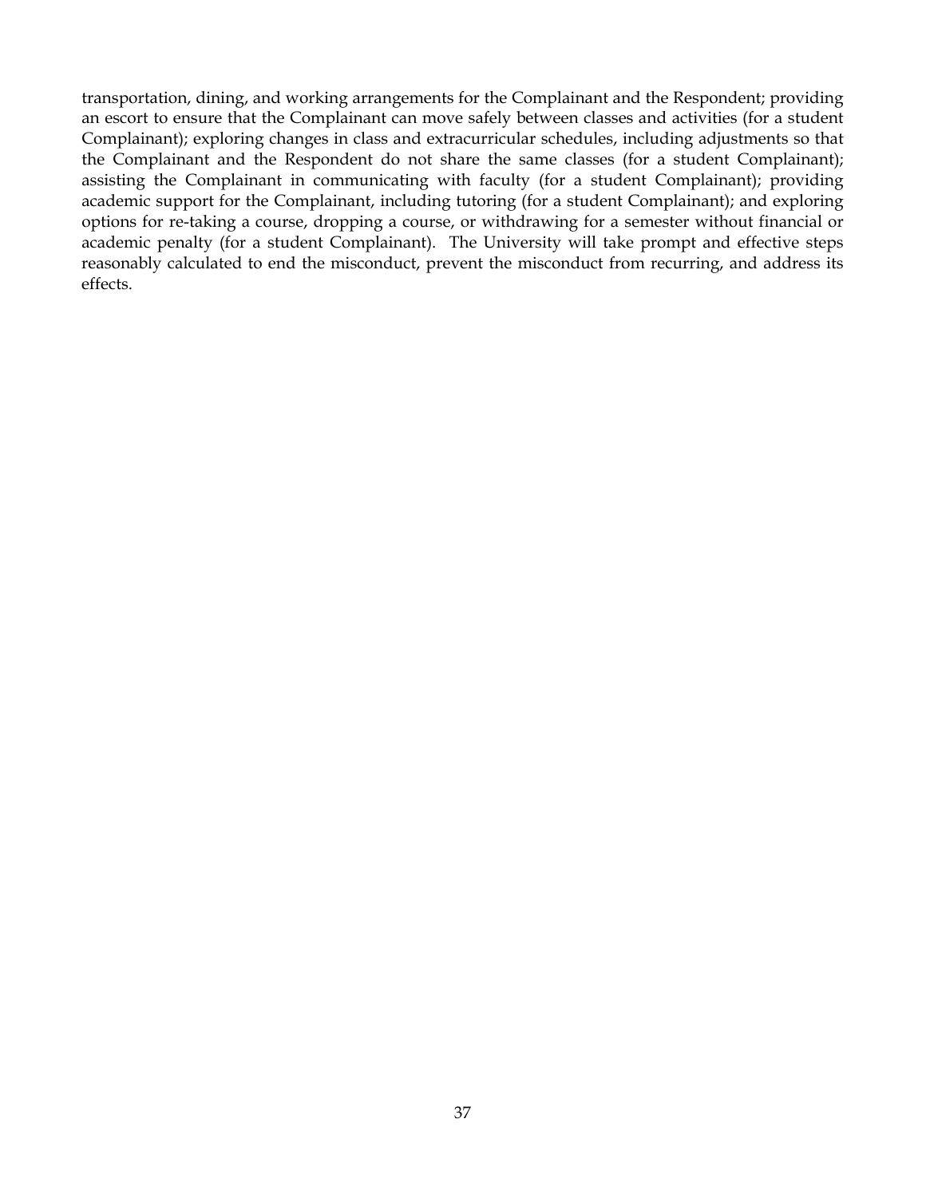transportation, dining, and working arrangements for the Complainant and the Respondent; providing an escort to ensure that the Complainant can move safely between classes and activities (for a student Complainant); exploring changes in class and extracurricular schedules, including adjustments so that the Complainant and the Respondent do not share the same classes (for a student Complainant); assisting the Complainant in communicating with faculty (for a student Complainant); providing academic support for the Complainant, including tutoring (for a student Complainant); and exploring options for re-taking a course, dropping a course, or withdrawing for a semester without financial or academic penalty (for a student Complainant). The University will take prompt and effective steps reasonably calculated to end the misconduct, prevent the misconduct from recurring, and address its effects.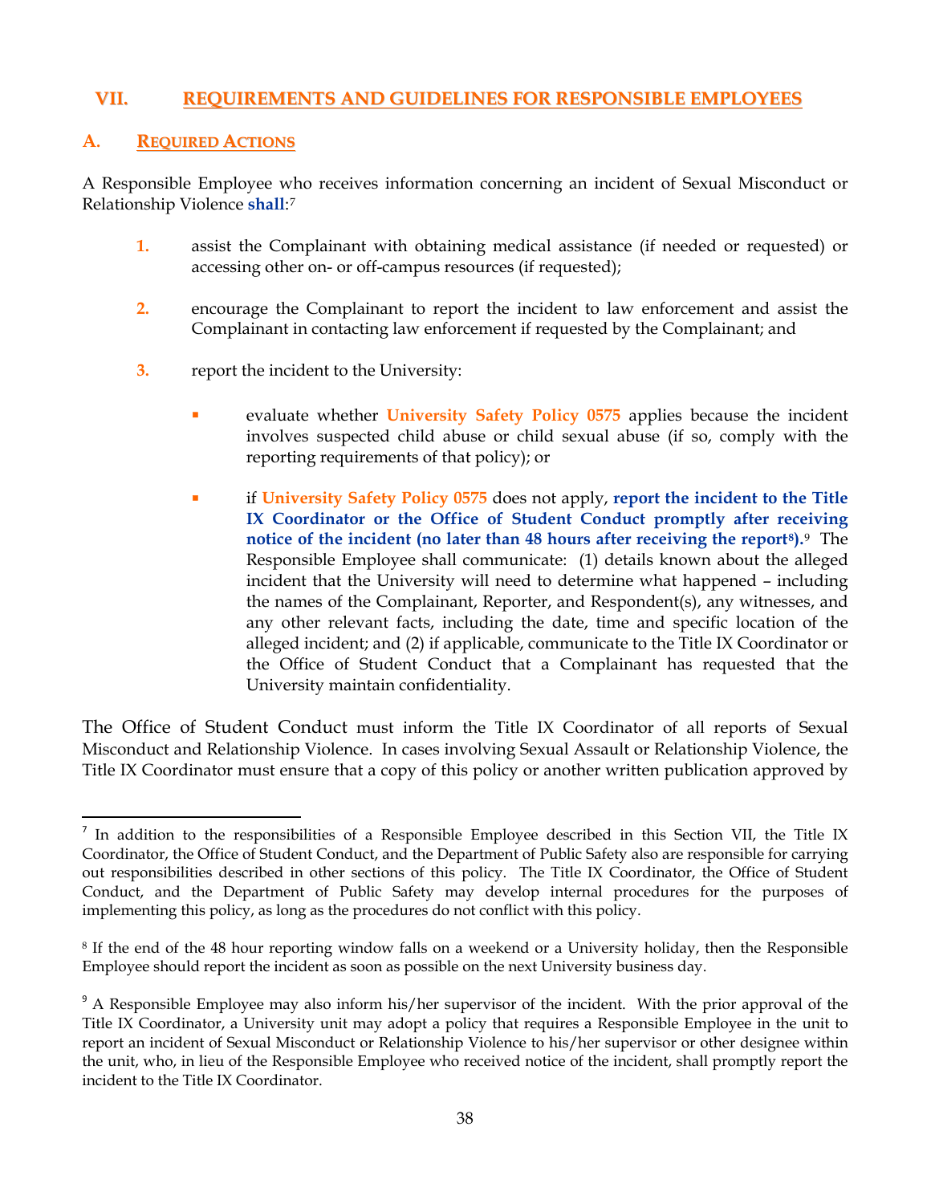## VII. REQUIREMENTS AND GUIDELINES FOR RESPONSIBLE EMPLOYEES

### A. REQUIRED ACTIONS

A Responsible Employee who receives information concerning an incident of Sexual Misconduct or Relationship Violence **shall**:[7]

1. assist the Complainant with obtaining medical assistance (if needed or requested) or accessing other on- or off-campus resources (if requested);

2. encourage the Complainant to report the incident to law enforcement and assist the Complainant in contacting law enforcement if requested by the Complainant; and

3. report the incident to the University:

   - evaluate whether **University Safety Policy 0575** applies because the incident involves suspected child abuse or child sexual abuse (if so, comply with the reporting requirements of that policy); or

   - if **University Safety Policy 0575** does not apply, **report the incident to the Title IX Coordinator or the Office of Student Conduct promptly after receiving notice of the incident (no later than 48 hours after receiving the report[8]).**[9] The Responsible Employee shall communicate: (1) details known about the alleged incident that the University will need to determine what happened – including the names of the Complainant, Reporter, and Respondent(s), any witnesses, and any other relevant facts, including the date, time and specific location of the alleged incident; and (2) if applicable, communicate to the Title IX Coordinator or the Office of Student Conduct that a Complainant has requested that the University maintain confidentiality.

The Office of Student Conduct must inform the Title IX Coordinator of all reports of Sexual Misconduct and Relationship Violence. In cases involving Sexual Assault or Relationship Violence, the Title IX Coordinator must ensure that a copy of this policy or another written publication approved by

---

[7] In addition to the responsibilities of a Responsible Employee described in this Section VII, the Title IX Coordinator, the Office of Student Conduct, and the Department of Public Safety also are responsible for carrying out responsibilities described in other sections of this policy. The Title IX Coordinator, the Office of Student Conduct, and the Department of Public Safety may develop internal procedures for the purposes of implementing this policy, as long as the procedures do not conflict with this policy.

[8] If the end of the 48 hour reporting window falls on a weekend or a University holiday, then the Responsible Employee should report the incident as soon as possible on the next University business day.

[9] A Responsible Employee may also inform his/her supervisor of the incident. With the prior approval of the Title IX Coordinator, a University unit may adopt a policy that requires a Responsible Employee in the unit to report an incident of Sexual Misconduct or Relationship Violence to his/her supervisor or other designee within the unit, who, in lieu of the Responsible Employee who received notice of the incident, shall promptly report the incident to the Title IX Coordinator.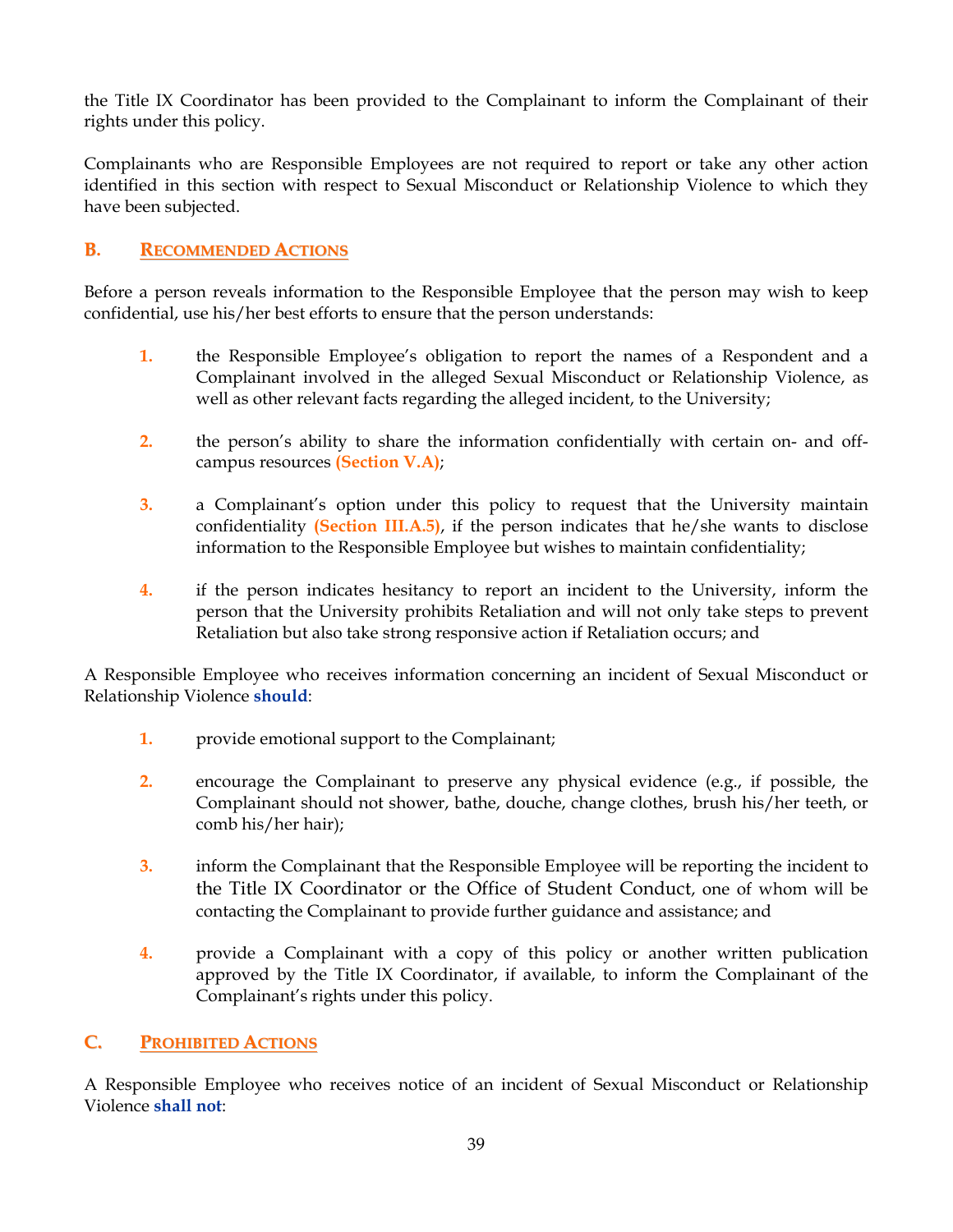the Title IX Coordinator has been provided to the Complainant to inform the Complainant of their rights under this policy.

Complainants who are Responsible Employees are not required to report or take any other action identified in this section with respect to Sexual Misconduct or Relationship Violence to which they have been subjected.

## B. Recommended Actions

Before a person reveals information to the Responsible Employee that the person may wish to keep confidential, use his/her best efforts to ensure that the person understands:

1. the Responsible Employee's obligation to report the names of a Respondent and a Complainant involved in the alleged Sexual Misconduct or Relationship Violence, as well as other relevant facts regarding the alleged incident, to the University;

2. the person's ability to share the information confidentially with certain on- and off-campus resources **(Section V.A)**;

3. a Complainant's option under this policy to request that the University maintain confidentiality **(Section III.A.5)**, if the person indicates that he/she wants to disclose information to the Responsible Employee but wishes to maintain confidentiality;

4. if the person indicates hesitancy to report an incident to the University, inform the person that the University prohibits Retaliation and will not only take steps to prevent Retaliation but also take strong responsive action if Retaliation occurs; and

A Responsible Employee who receives information concerning an incident of Sexual Misconduct or Relationship Violence **should**:

1. provide emotional support to the Complainant;

2. encourage the Complainant to preserve any physical evidence (e.g., if possible, the Complainant should not shower, bathe, douche, change clothes, brush his/her teeth, or comb his/her hair);

3. inform the Complainant that the Responsible Employee will be reporting the incident to the Title IX Coordinator or the Office of Student Conduct, one of whom will be contacting the Complainant to provide further guidance and assistance; and

4. provide a Complainant with a copy of this policy or another written publication approved by the Title IX Coordinator, if available, to inform the Complainant of the Complainant's rights under this policy.

## C. Prohibited Actions

A Responsible Employee who receives notice of an incident of Sexual Misconduct or Relationship Violence **shall not**: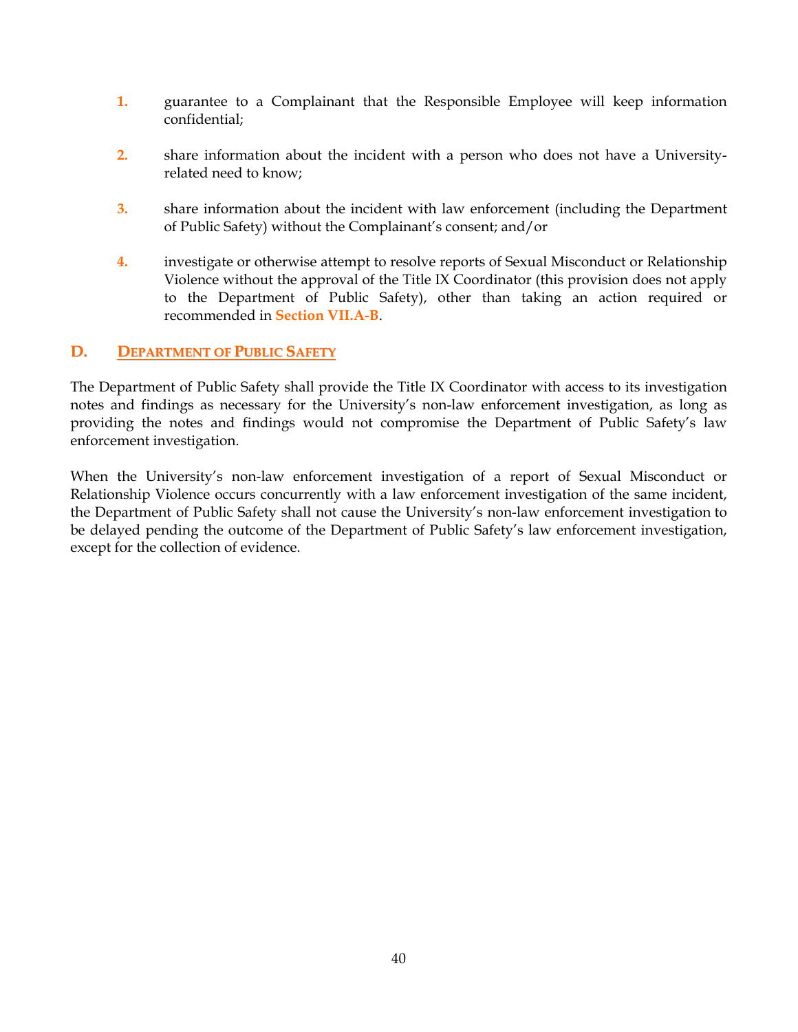1. guarantee to a Complainant that the Responsible Employee will keep information confidential;

2. share information about the incident with a person who does not have a University-related need to know;

3. share information about the incident with law enforcement (including the Department of Public Safety) without the Complainant's consent; and/or

4. investigate or otherwise attempt to resolve reports of Sexual Misconduct or Relationship Violence without the approval of the Title IX Coordinator (this provision does not apply to the Department of Public Safety), other than taking an action required or recommended in **Section VII.A-B**.

### D. DEPARTMENT OF PUBLIC SAFETY

The Department of Public Safety shall provide the Title IX Coordinator with access to its investigation notes and findings as necessary for the University's non-law enforcement investigation, as long as providing the notes and findings would not compromise the Department of Public Safety's law enforcement investigation.

When the University's non-law enforcement investigation of a report of Sexual Misconduct or Relationship Violence occurs concurrently with a law enforcement investigation of the same incident, the Department of Public Safety shall not cause the University's non-law enforcement investigation to be delayed pending the outcome of the Department of Public Safety's law enforcement investigation, except for the collection of evidence.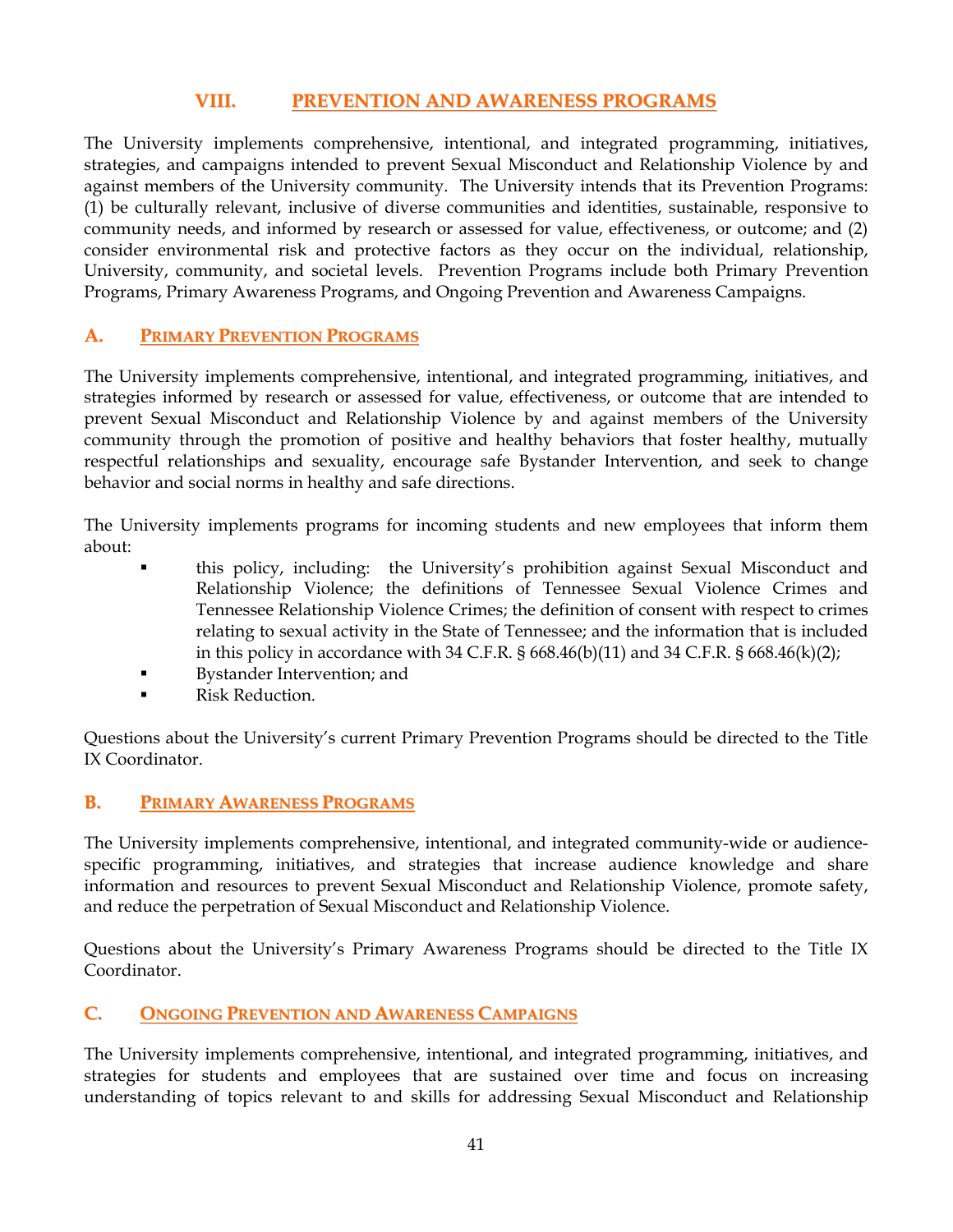## VIII. PREVENTION AND AWARENESS PROGRAMS

The University implements comprehensive, intentional, and integrated programming, initiatives, strategies, and campaigns intended to prevent Sexual Misconduct and Relationship Violence by and against members of the University community. The University intends that its Prevention Programs: (1) be culturally relevant, inclusive of diverse communities and identities, sustainable, responsive to community needs, and informed by research or assessed for value, effectiveness, or outcome; and (2) consider environmental risk and protective factors as they occur on the individual, relationship, University, community, and societal levels. Prevention Programs include both Primary Prevention Programs, Primary Awareness Programs, and Ongoing Prevention and Awareness Campaigns.

### A. PRIMARY PREVENTION PROGRAMS

The University implements comprehensive, intentional, and integrated programming, initiatives, and strategies informed by research or assessed for value, effectiveness, or outcome that are intended to prevent Sexual Misconduct and Relationship Violence by and against members of the University community through the promotion of positive and healthy behaviors that foster healthy, mutually respectful relationships and sexuality, encourage safe Bystander Intervention, and seek to change behavior and social norms in healthy and safe directions.

The University implements programs for incoming students and new employees that inform them about:

- this policy, including: the University's prohibition against Sexual Misconduct and Relationship Violence; the definitions of Tennessee Sexual Violence Crimes and Tennessee Relationship Violence Crimes; the definition of consent with respect to crimes relating to sexual activity in the State of Tennessee; and the information that is included in this policy in accordance with 34 C.F.R. § 668.46(b)(11) and 34 C.F.R. § 668.46(k)(2);
- Bystander Intervention; and
- Risk Reduction.

Questions about the University's current Primary Prevention Programs should be directed to the Title IX Coordinator.

### B. PRIMARY AWARENESS PROGRAMS

The University implements comprehensive, intentional, and integrated community-wide or audience-specific programming, initiatives, and strategies that increase audience knowledge and share information and resources to prevent Sexual Misconduct and Relationship Violence, promote safety, and reduce the perpetration of Sexual Misconduct and Relationship Violence.

Questions about the University's Primary Awareness Programs should be directed to the Title IX Coordinator.

### C. ONGOING PREVENTION AND AWARENESS CAMPAIGNS

The University implements comprehensive, intentional, and integrated programming, initiatives, and strategies for students and employees that are sustained over time and focus on increasing understanding of topics relevant to and skills for addressing Sexual Misconduct and Relationship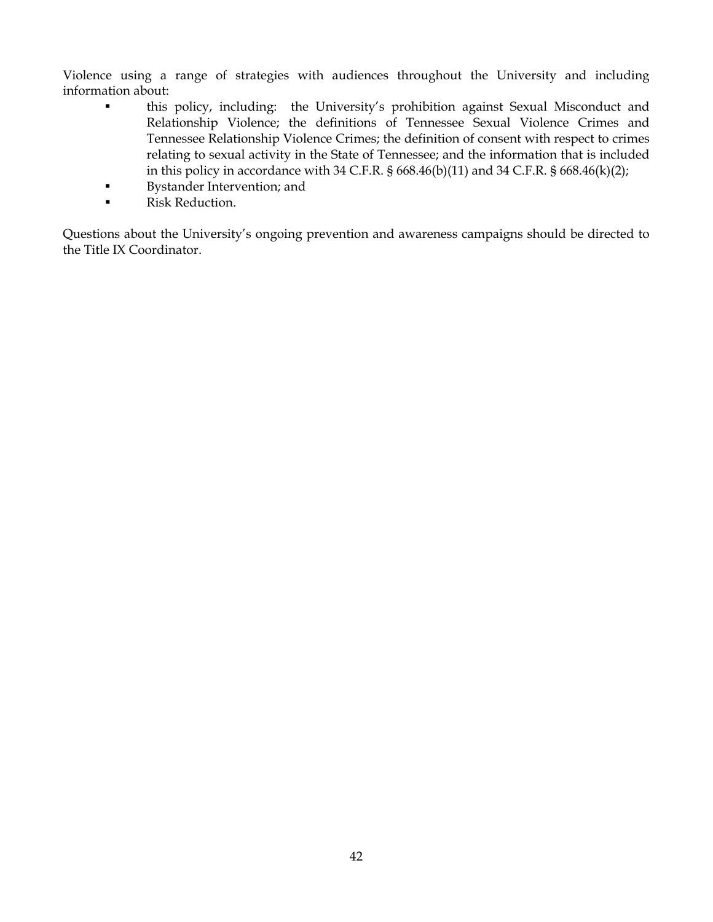Violence using a range of strategies with audiences throughout the University and including information about:

- this policy, including: the University's prohibition against Sexual Misconduct and Relationship Violence; the definitions of Tennessee Sexual Violence Crimes and Tennessee Relationship Violence Crimes; the definition of consent with respect to crimes relating to sexual activity in the State of Tennessee; and the information that is included in this policy in accordance with 34 C.F.R. § 668.46(b)(11) and 34 C.F.R. § 668.46(k)(2);
- Bystander Intervention; and
- Risk Reduction.

Questions about the University's ongoing prevention and awareness campaigns should be directed to the Title IX Coordinator.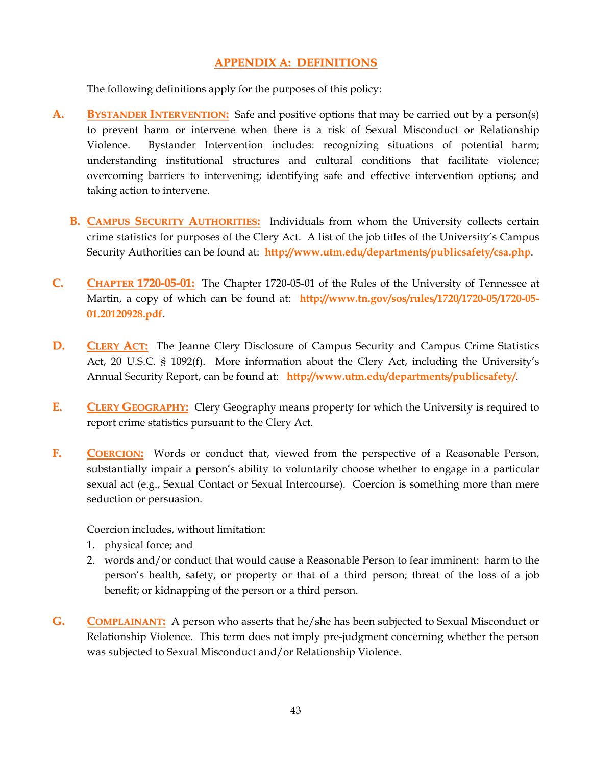## APPENDIX A: DEFINITIONS

The following definitions apply for the purposes of this policy:

**A. BYSTANDER INTERVENTION:** Safe and positive options that may be carried out by a person(s) to prevent harm or intervene when there is a risk of Sexual Misconduct or Relationship Violence. Bystander Intervention includes: recognizing situations of potential harm; understanding institutional structures and cultural conditions that facilitate violence; overcoming barriers to intervening; identifying safe and effective intervention options; and taking action to intervene.

**B. CAMPUS SECURITY AUTHORITIES:** Individuals from whom the University collects certain crime statistics for purposes of the Clery Act. A list of the job titles of the University's Campus Security Authorities can be found at: **http://www.utm.edu/departments/publicsafety/csa.php**.

**C. CHAPTER 1720-05-01:** The Chapter 1720-05-01 of the Rules of the University of Tennessee at Martin, a copy of which can be found at: **http://www.tn.gov/sos/rules/1720/1720-05/1720-05-01.20120928.pdf**.

**D. CLERY ACT:** The Jeanne Clery Disclosure of Campus Security and Campus Crime Statistics Act, 20 U.S.C. § 1092(f). More information about the Clery Act, including the University's Annual Security Report, can be found at: **http://www.utm.edu/departments/publicsafety/**.

**E. CLERY GEOGRAPHY:** Clery Geography means property for which the University is required to report crime statistics pursuant to the Clery Act.

**F. COERCION:** Words or conduct that, viewed from the perspective of a Reasonable Person, substantially impair a person's ability to voluntarily choose whether to engage in a particular sexual act (e.g., Sexual Contact or Sexual Intercourse). Coercion is something more than mere seduction or persuasion.

Coercion includes, without limitation:

1. physical force; and
2. words and/or conduct that would cause a Reasonable Person to fear imminent: harm to the person's health, safety, or property or that of a third person; threat of the loss of a job benefit; or kidnapping of the person or a third person.

**G. COMPLAINANT:** A person who asserts that he/she has been subjected to Sexual Misconduct or Relationship Violence. This term does not imply pre-judgment concerning whether the person was subjected to Sexual Misconduct and/or Relationship Violence.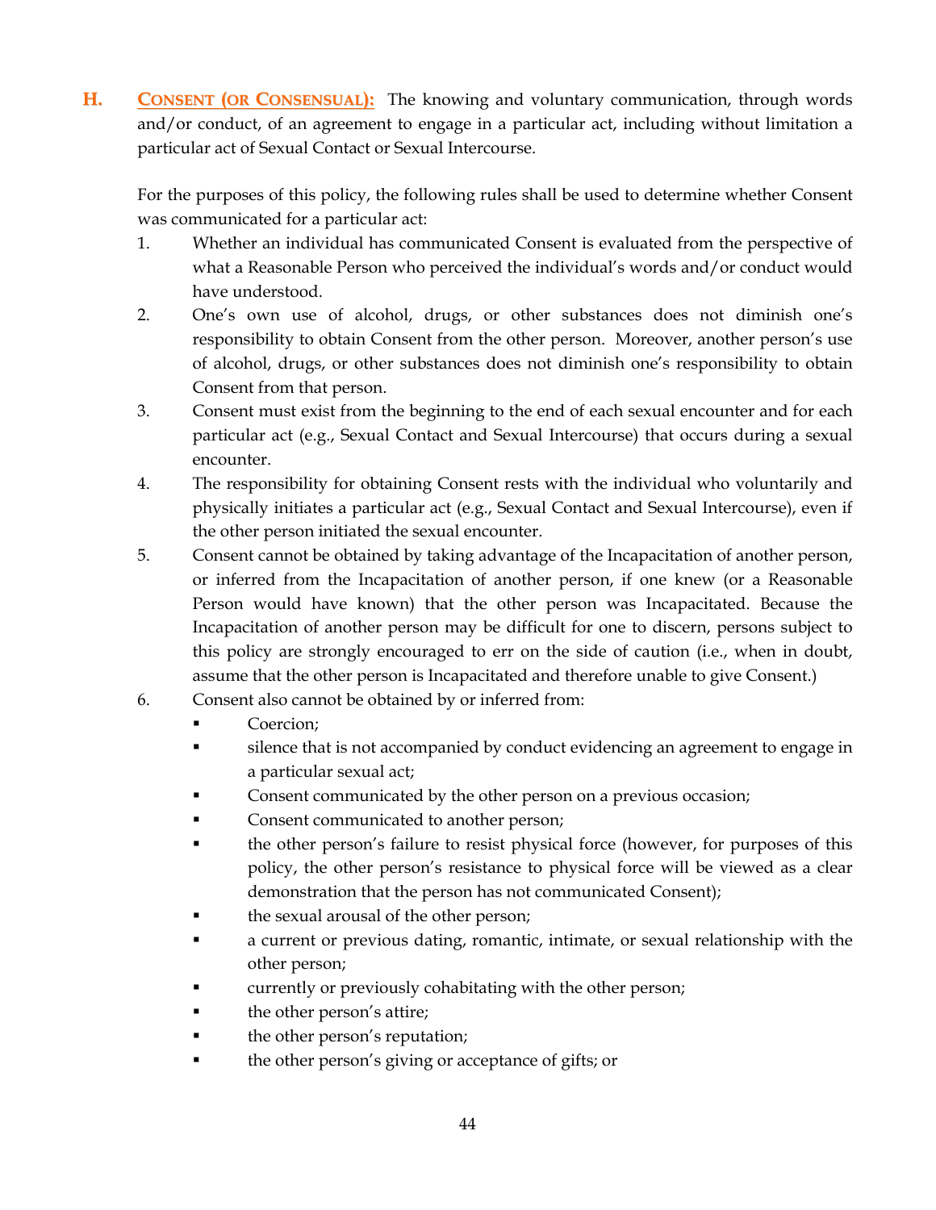**H. CONSENT (OR CONSENSUAL):** The knowing and voluntary communication, through words and/or conduct, of an agreement to engage in a particular act, including without limitation a particular act of Sexual Contact or Sexual Intercourse.

For the purposes of this policy, the following rules shall be used to determine whether Consent was communicated for a particular act:

1. Whether an individual has communicated Consent is evaluated from the perspective of what a Reasonable Person who perceived the individual's words and/or conduct would have understood.
2. One's own use of alcohol, drugs, or other substances does not diminish one's responsibility to obtain Consent from the other person. Moreover, another person's use of alcohol, drugs, or other substances does not diminish one's responsibility to obtain Consent from that person.
3. Consent must exist from the beginning to the end of each sexual encounter and for each particular act (e.g., Sexual Contact and Sexual Intercourse) that occurs during a sexual encounter.
4. The responsibility for obtaining Consent rests with the individual who voluntarily and physically initiates a particular act (e.g., Sexual Contact and Sexual Intercourse), even if the other person initiated the sexual encounter.
5. Consent cannot be obtained by taking advantage of the Incapacitation of another person, or inferred from the Incapacitation of another person, if one knew (or a Reasonable Person would have known) that the other person was Incapacitated. Because the Incapacitation of another person may be difficult for one to discern, persons subject to this policy are strongly encouraged to err on the side of caution (i.e., when in doubt, assume that the other person is Incapacitated and therefore unable to give Consent.)
6. Consent also cannot be obtained by or inferred from:
   - Coercion;
   - silence that is not accompanied by conduct evidencing an agreement to engage in a particular sexual act;
   - Consent communicated by the other person on a previous occasion;
   - Consent communicated to another person;
   - the other person's failure to resist physical force (however, for purposes of this policy, the other person's resistance to physical force will be viewed as a clear demonstration that the person has not communicated Consent);
   - the sexual arousal of the other person;
   - a current or previous dating, romantic, intimate, or sexual relationship with the other person;
   - currently or previously cohabitating with the other person;
   - the other person's attire;
   - the other person's reputation;
   - the other person's giving or acceptance of gifts; or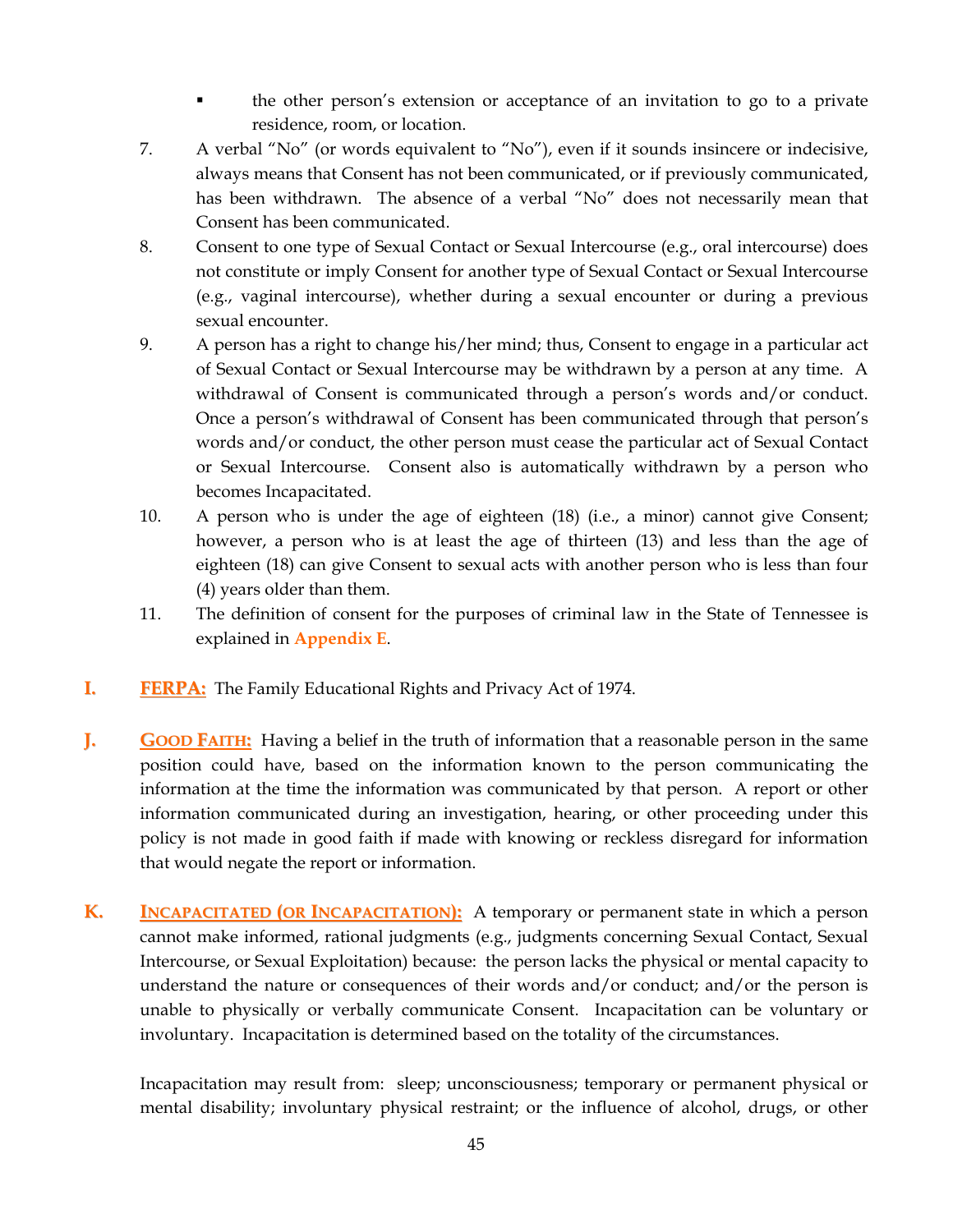- the other person's extension or acceptance of an invitation to go to a private residence, room, or location.

7. A verbal "No" (or words equivalent to "No"), even if it sounds insincere or indecisive, always means that Consent has not been communicated, or if previously communicated, has been withdrawn. The absence of a verbal "No" does not necessarily mean that Consent has been communicated.
8. Consent to one type of Sexual Contact or Sexual Intercourse (e.g., oral intercourse) does not constitute or imply Consent for another type of Sexual Contact or Sexual Intercourse (e.g., vaginal intercourse), whether during a sexual encounter or during a previous sexual encounter.
9. A person has a right to change his/her mind; thus, Consent to engage in a particular act of Sexual Contact or Sexual Intercourse may be withdrawn by a person at any time. A withdrawal of Consent is communicated through a person's words and/or conduct. Once a person's withdrawal of Consent has been communicated through that person's words and/or conduct, the other person must cease the particular act of Sexual Contact or Sexual Intercourse. Consent also is automatically withdrawn by a person who becomes Incapacitated.
10. A person who is under the age of eighteen (18) (i.e., a minor) cannot give Consent; however, a person who is at least the age of thirteen (13) and less than the age of eighteen (18) can give Consent to sexual acts with another person who is less than four (4) years older than them.
11. The definition of consent for the purposes of criminal law in the State of Tennessee is explained in **Appendix E**.

**I. FERPA:** The Family Educational Rights and Privacy Act of 1974.

**J. GOOD FAITH:** Having a belief in the truth of information that a reasonable person in the same position could have, based on the information known to the person communicating the information at the time the information was communicated by that person. A report or other information communicated during an investigation, hearing, or other proceeding under this policy is not made in good faith if made with knowing or reckless disregard for information that would negate the report or information.

**K. INCAPACITATED (OR INCAPACITATION):** A temporary or permanent state in which a person cannot make informed, rational judgments (e.g., judgments concerning Sexual Contact, Sexual Intercourse, or Sexual Exploitation) because: the person lacks the physical or mental capacity to understand the nature or consequences of their words and/or conduct; and/or the person is unable to physically or verbally communicate Consent. Incapacitation can be voluntary or involuntary. Incapacitation is determined based on the totality of the circumstances.

Incapacitation may result from: sleep; unconsciousness; temporary or permanent physical or mental disability; involuntary physical restraint; or the influence of alcohol, drugs, or other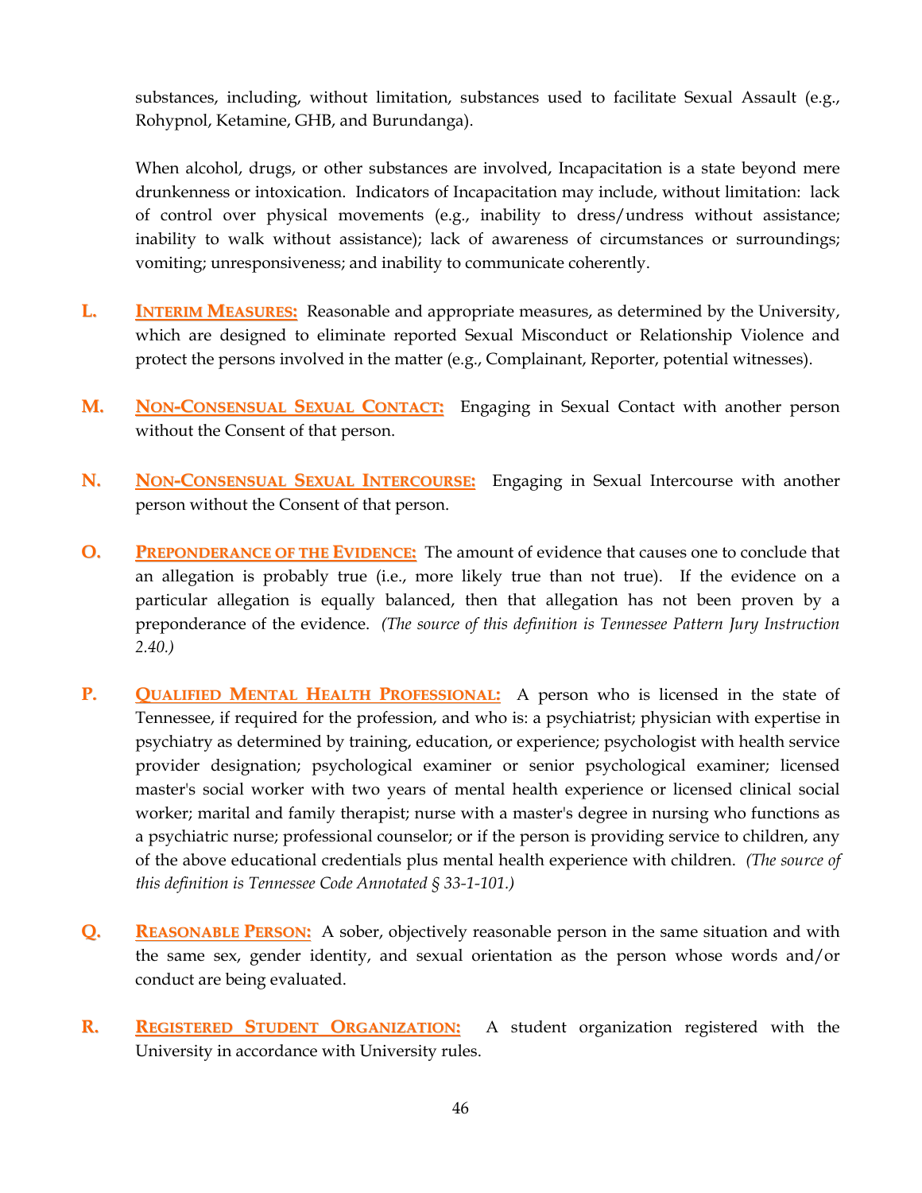substances, including, without limitation, substances used to facilitate Sexual Assault (e.g., Rohypnol, Ketamine, GHB, and Burundanga).

When alcohol, drugs, or other substances are involved, Incapacitation is a state beyond mere drunkenness or intoxication. Indicators of Incapacitation may include, without limitation: lack of control over physical movements (e.g., inability to dress/undress without assistance; inability to walk without assistance); lack of awareness of circumstances or surroundings; vomiting; unresponsiveness; and inability to communicate coherently.

**L.** **INTERIM MEASURES:** Reasonable and appropriate measures, as determined by the University, which are designed to eliminate reported Sexual Misconduct or Relationship Violence and protect the persons involved in the matter (e.g., Complainant, Reporter, potential witnesses).

**M.** **NON-CONSENSUAL SEXUAL CONTACT:** Engaging in Sexual Contact with another person without the Consent of that person.

**N.** **NON-CONSENSUAL SEXUAL INTERCOURSE:** Engaging in Sexual Intercourse with another person without the Consent of that person.

**O.** **PREPONDERANCE OF THE EVIDENCE:** The amount of evidence that causes one to conclude that an allegation is probably true (i.e., more likely true than not true). If the evidence on a particular allegation is equally balanced, then that allegation has not been proven by a preponderance of the evidence. *(The source of this definition is Tennessee Pattern Jury Instruction 2.40.)*

**P.** **QUALIFIED MENTAL HEALTH PROFESSIONAL:** A person who is licensed in the state of Tennessee, if required for the profession, and who is: a psychiatrist; physician with expertise in psychiatry as determined by training, education, or experience; psychologist with health service provider designation; psychological examiner or senior psychological examiner; licensed master's social worker with two years of mental health experience or licensed clinical social worker; marital and family therapist; nurse with a master's degree in nursing who functions as a psychiatric nurse; professional counselor; or if the person is providing service to children, any of the above educational credentials plus mental health experience with children. *(The source of this definition is Tennessee Code Annotated § 33-1-101.)*

**Q.** **REASONABLE PERSON:** A sober, objectively reasonable person in the same situation and with the same sex, gender identity, and sexual orientation as the person whose words and/or conduct are being evaluated.

**R.** **REGISTERED STUDENT ORGANIZATION:** A student organization registered with the University in accordance with University rules.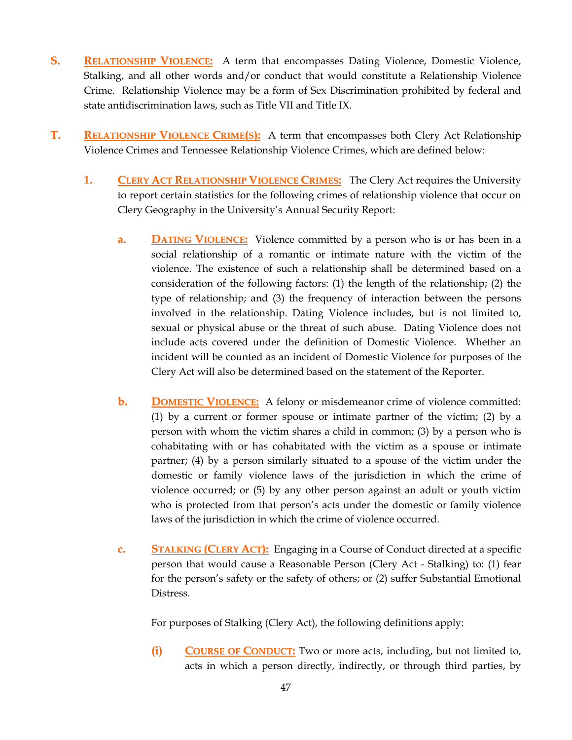**S.** **<u>RELATIONSHIP VIOLENCE:</u>** A term that encompasses Dating Violence, Domestic Violence, Stalking, and all other words and/or conduct that would constitute a Relationship Violence Crime. Relationship Violence may be a form of Sex Discrimination prohibited by federal and state antidiscrimination laws, such as Title VII and Title IX.

**T.** **<u>RELATIONSHIP VIOLENCE CRIME(S):</u>** A term that encompasses both Clery Act Relationship Violence Crimes and Tennessee Relationship Violence Crimes, which are defined below:

**1.** **<u>CLERY ACT RELATIONSHIP VIOLENCE CRIMES:</u>** The Clery Act requires the University to report certain statistics for the following crimes of relationship violence that occur on Clery Geography in the University's Annual Security Report:

**a.** **<u>DATING VIOLENCE:</u>** Violence committed by a person who is or has been in a social relationship of a romantic or intimate nature with the victim of the violence. The existence of such a relationship shall be determined based on a consideration of the following factors: (1) the length of the relationship; (2) the type of relationship; and (3) the frequency of interaction between the persons involved in the relationship. Dating Violence includes, but is not limited to, sexual or physical abuse or the threat of such abuse. Dating Violence does not include acts covered under the definition of Domestic Violence. Whether an incident will be counted as an incident of Domestic Violence for purposes of the Clery Act will also be determined based on the statement of the Reporter.

**b.** **<u>DOMESTIC VIOLENCE:</u>** A felony or misdemeanor crime of violence committed: (1) by a current or former spouse or intimate partner of the victim; (2) by a person with whom the victim shares a child in common; (3) by a person who is cohabitating with or has cohabitated with the victim as a spouse or intimate partner; (4) by a person similarly situated to a spouse of the victim under the domestic or family violence laws of the jurisdiction in which the crime of violence occurred; or (5) by any other person against an adult or youth victim who is protected from that person's acts under the domestic or family violence laws of the jurisdiction in which the crime of violence occurred.

**c.** **<u>STALKING (CLERY ACT):</u>** Engaging in a Course of Conduct directed at a specific person that would cause a Reasonable Person (Clery Act - Stalking) to: (1) fear for the person's safety or the safety of others; or (2) suffer Substantial Emotional Distress.

For purposes of Stalking (Clery Act), the following definitions apply:

**(i)** **<u>COURSE OF CONDUCT:</u>** Two or more acts, including, but not limited to, acts in which a person directly, indirectly, or through third parties, by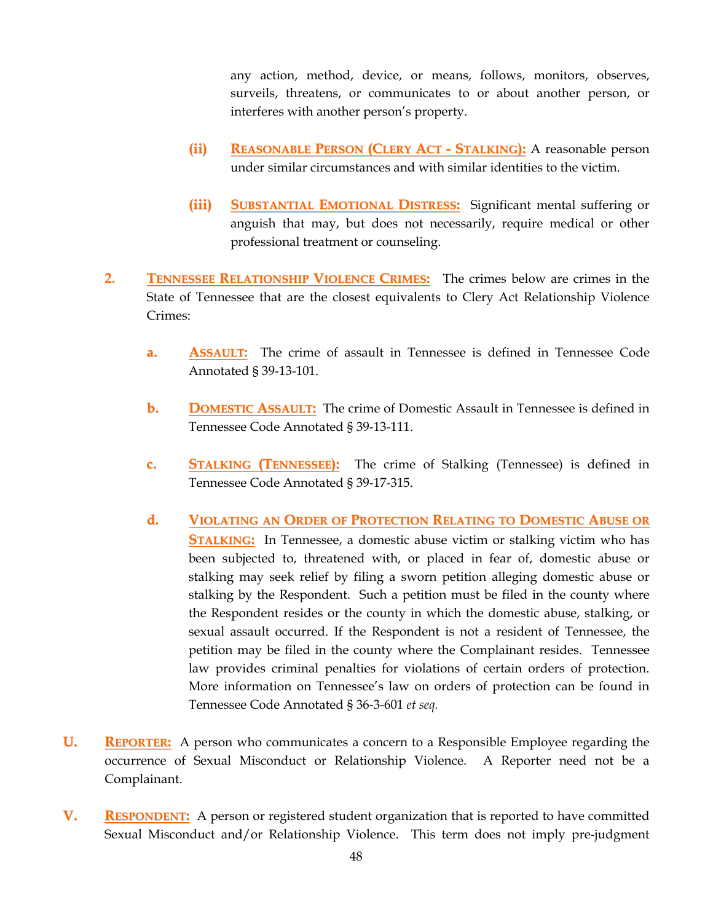any action, method, device, or means, follows, monitors, observes, surveils, threatens, or communicates to or about another person, or interferes with another person's property.

**(ii)** **REASONABLE PERSON (CLERY ACT - STALKING):** A reasonable person under similar circumstances and with similar identities to the victim.

**(iii)** **SUBSTANTIAL EMOTIONAL DISTRESS:** Significant mental suffering or anguish that may, but does not necessarily, require medical or other professional treatment or counseling.

**2.** **TENNESSEE RELATIONSHIP VIOLENCE CRIMES:** The crimes below are crimes in the State of Tennessee that are the closest equivalents to Clery Act Relationship Violence Crimes:

**a.** **ASSAULT:** The crime of assault in Tennessee is defined in Tennessee Code Annotated § 39-13-101.

**b.** **DOMESTIC ASSAULT:** The crime of Domestic Assault in Tennessee is defined in Tennessee Code Annotated § 39-13-111.

**c.** **STALKING (TENNESSEE):** The crime of Stalking (Tennessee) is defined in Tennessee Code Annotated § 39-17-315.

**d.** **VIOLATING AN ORDER OF PROTECTION RELATING TO DOMESTIC ABUSE OR STALKING:** In Tennessee, a domestic abuse victim or stalking victim who has been subjected to, threatened with, or placed in fear of, domestic abuse or stalking may seek relief by filing a sworn petition alleging domestic abuse or stalking by the Respondent. Such a petition must be filed in the county where the Respondent resides or the county in which the domestic abuse, stalking, or sexual assault occurred. If the Respondent is not a resident of Tennessee, the petition may be filed in the county where the Complainant resides. Tennessee law provides criminal penalties for violations of certain orders of protection. More information on Tennessee's law on orders of protection can be found in Tennessee Code Annotated § 36-3-601 *et seq.*

**U.** **REPORTER:** A person who communicates a concern to a Responsible Employee regarding the occurrence of Sexual Misconduct or Relationship Violence. A Reporter need not be a Complainant.

**V.** **RESPONDENT:** A person or registered student organization that is reported to have committed Sexual Misconduct and/or Relationship Violence. This term does not imply pre-judgment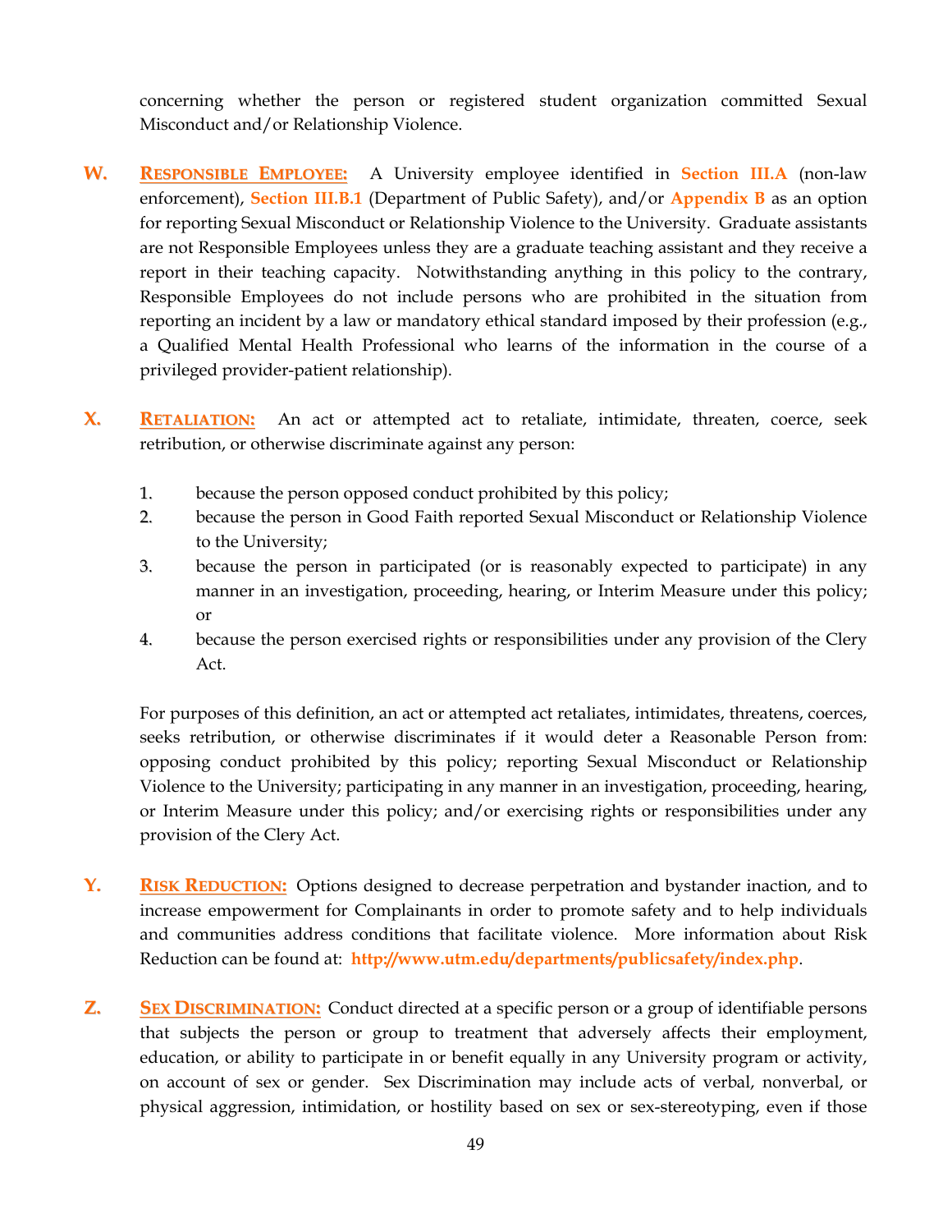concerning whether the person or registered student organization committed Sexual Misconduct and/or Relationship Violence.

**W.** **Responsible Employee:** A University employee identified in **Section III.A** (non-law enforcement), **Section III.B.1** (Department of Public Safety), and/or **Appendix B** as an option for reporting Sexual Misconduct or Relationship Violence to the University. Graduate assistants are not Responsible Employees unless they are a graduate teaching assistant and they receive a report in their teaching capacity. Notwithstanding anything in this policy to the contrary, Responsible Employees do not include persons who are prohibited in the situation from reporting an incident by a law or mandatory ethical standard imposed by their profession (e.g., a Qualified Mental Health Professional who learns of the information in the course of a privileged provider-patient relationship).

**X.** **Retaliation:** An act or attempted act to retaliate, intimidate, threaten, coerce, seek retribution, or otherwise discriminate against any person:

1. because the person opposed conduct prohibited by this policy;
2. because the person in Good Faith reported Sexual Misconduct or Relationship Violence to the University;
3. because the person in participated (or is reasonably expected to participate) in any manner in an investigation, proceeding, hearing, or Interim Measure under this policy; or
4. because the person exercised rights or responsibilities under any provision of the Clery Act.

For purposes of this definition, an act or attempted act retaliates, intimidates, threatens, coerces, seeks retribution, or otherwise discriminates if it would deter a Reasonable Person from: opposing conduct prohibited by this policy; reporting Sexual Misconduct or Relationship Violence to the University; participating in any manner in an investigation, proceeding, hearing, or Interim Measure under this policy; and/or exercising rights or responsibilities under any provision of the Clery Act.

**Y.** **Risk Reduction:** Options designed to decrease perpetration and bystander inaction, and to increase empowerment for Complainants in order to promote safety and to help individuals and communities address conditions that facilitate violence. More information about Risk Reduction can be found at: **http://www.utm.edu/departments/publicsafety/index.php**.

**Z.** **Sex Discrimination:** Conduct directed at a specific person or a group of identifiable persons that subjects the person or group to treatment that adversely affects their employment, education, or ability to participate in or benefit equally in any University program or activity, on account of sex or gender. Sex Discrimination may include acts of verbal, nonverbal, or physical aggression, intimidation, or hostility based on sex or sex-stereotyping, even if those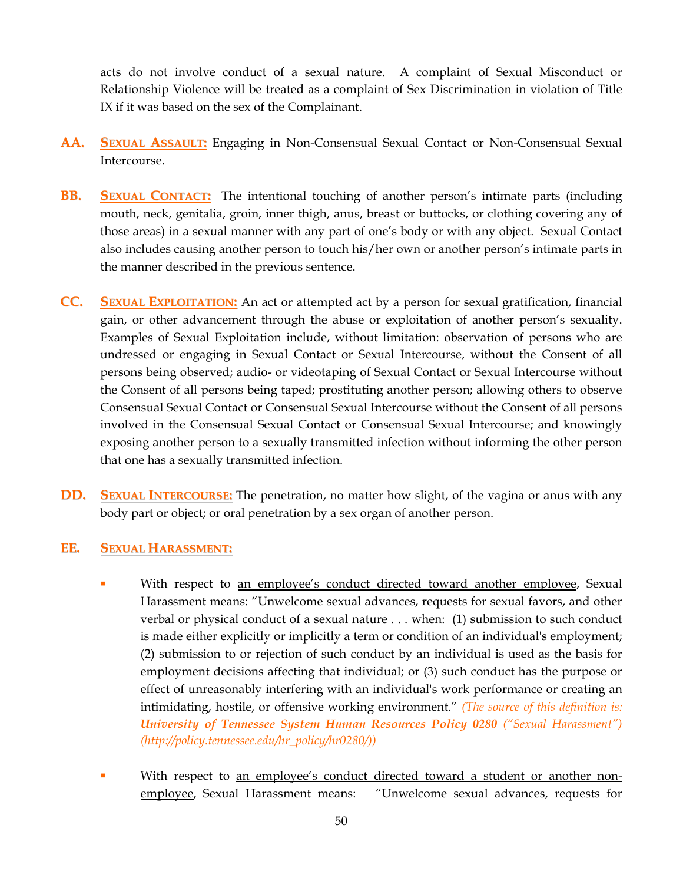acts do not involve conduct of a sexual nature. A complaint of Sexual Misconduct or Relationship Violence will be treated as a complaint of Sex Discrimination in violation of Title IX if it was based on the sex of the Complainant.

**AA. SEXUAL ASSAULT:** Engaging in Non-Consensual Sexual Contact or Non-Consensual Sexual Intercourse.

**BB. SEXUAL CONTACT:** The intentional touching of another person's intimate parts (including mouth, neck, genitalia, groin, inner thigh, anus, breast or buttocks, or clothing covering any of those areas) in a sexual manner with any part of one's body or with any object. Sexual Contact also includes causing another person to touch his/her own or another person's intimate parts in the manner described in the previous sentence.

**CC. SEXUAL EXPLOITATION:** An act or attempted act by a person for sexual gratification, financial gain, or other advancement through the abuse or exploitation of another person's sexuality. Examples of Sexual Exploitation include, without limitation: observation of persons who are undressed or engaging in Sexual Contact or Sexual Intercourse, without the Consent of all persons being observed; audio- or videotaping of Sexual Contact or Sexual Intercourse without the Consent of all persons being taped; prostituting another person; allowing others to observe Consensual Sexual Contact or Consensual Sexual Intercourse without the Consent of all persons involved in the Consensual Sexual Contact or Consensual Sexual Intercourse; and knowingly exposing another person to a sexually transmitted infection without informing the other person that one has a sexually transmitted infection.

**DD. SEXUAL INTERCOURSE:** The penetration, no matter how slight, of the vagina or anus with any body part or object; or oral penetration by a sex organ of another person.

**EE. SEXUAL HARASSMENT:**

- With respect to an employee's conduct directed toward another employee, Sexual Harassment means: "Unwelcome sexual advances, requests for sexual favors, and other verbal or physical conduct of a sexual nature . . . when: (1) submission to such conduct is made either explicitly or implicitly a term or condition of an individual's employment; (2) submission to or rejection of such conduct by an individual is used as the basis for employment decisions affecting that individual; or (3) such conduct has the purpose or effect of unreasonably interfering with an individual's work performance or creating an intimidating, hostile, or offensive working environment." *(The source of this definition is: **University of Tennessee System Human Resources Policy 0280** ("Sexual Harassment") (http://policy.tennessee.edu/hr_policy/hr0280/))*

- With respect to an employee's conduct directed toward a student or another non-employee, Sexual Harassment means: "Unwelcome sexual advances, requests for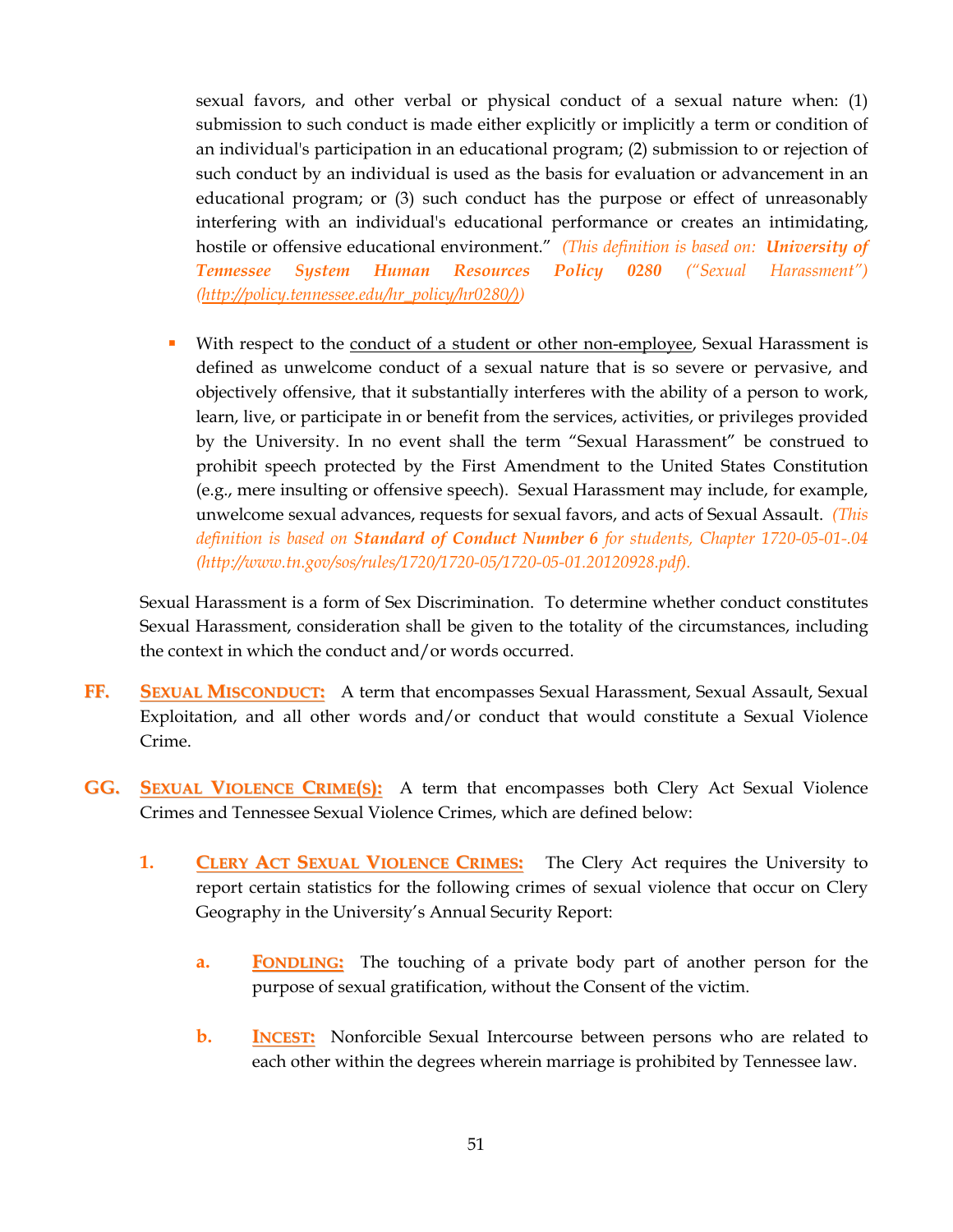sexual favors, and other verbal or physical conduct of a sexual nature when: (1) submission to such conduct is made either explicitly or implicitly a term or condition of an individual's participation in an educational program; (2) submission to or rejection of such conduct by an individual is used as the basis for evaluation or advancement in an educational program; or (3) such conduct has the purpose or effect of unreasonably interfering with an individual's educational performance or creates an intimidating, hostile or offensive educational environment." *(This definition is based on: **University of Tennessee System Human Resources Policy 0280** ("Sexual Harassment") (http://policy.tennessee.edu/hr_policy/hr0280/))*

- With respect to the conduct of a student or other non-employee, Sexual Harassment is defined as unwelcome conduct of a sexual nature that is so severe or pervasive, and objectively offensive, that it substantially interferes with the ability of a person to work, learn, live, or participate in or benefit from the services, activities, or privileges provided by the University. In no event shall the term "Sexual Harassment" be construed to prohibit speech protected by the First Amendment to the United States Constitution (e.g., mere insulting or offensive speech). Sexual Harassment may include, for example, unwelcome sexual advances, requests for sexual favors, and acts of Sexual Assault. *(This definition is based on **Standard of Conduct Number 6** for students, Chapter 1720-05-01-.04 (http://www.tn.gov/sos/rules/1720/1720-05/1720-05-01.20120928.pdf).*

Sexual Harassment is a form of Sex Discrimination. To determine whether conduct constitutes Sexual Harassment, consideration shall be given to the totality of the circumstances, including the context in which the conduct and/or words occurred.

**FF. SEXUAL MISCONDUCT:** A term that encompasses Sexual Harassment, Sexual Assault, Sexual Exploitation, and all other words and/or conduct that would constitute a Sexual Violence Crime.

**GG. SEXUAL VIOLENCE CRIME(S):** A term that encompasses both Clery Act Sexual Violence Crimes and Tennessee Sexual Violence Crimes, which are defined below:

**1. CLERY ACT SEXUAL VIOLENCE CRIMES:** The Clery Act requires the University to report certain statistics for the following crimes of sexual violence that occur on Clery Geography in the University's Annual Security Report:

**a. FONDLING:** The touching of a private body part of another person for the purpose of sexual gratification, without the Consent of the victim.

**b. INCEST:** Nonforcible Sexual Intercourse between persons who are related to each other within the degrees wherein marriage is prohibited by Tennessee law.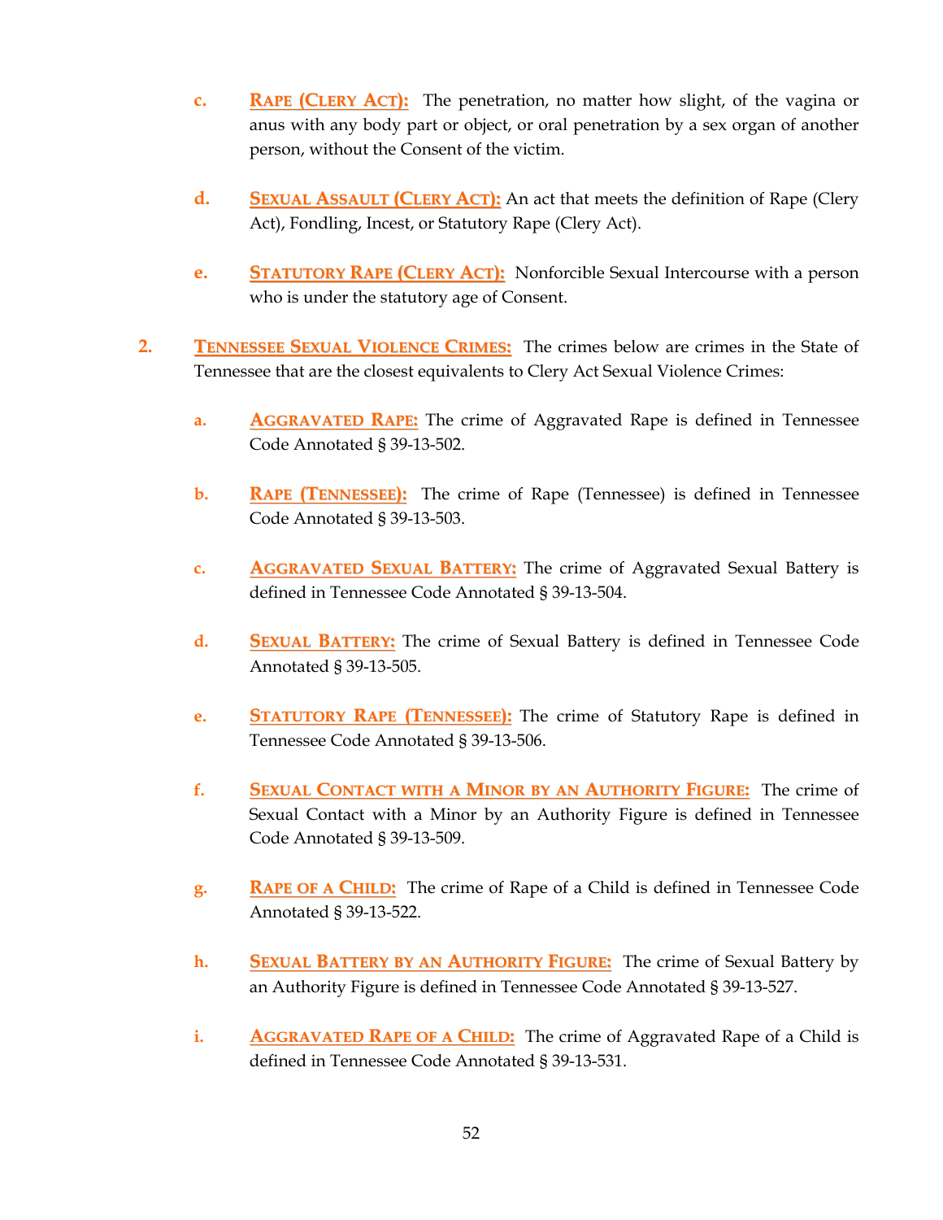c. **Rape (Clery Act):** The penetration, no matter how slight, of the vagina or anus with any body part or object, or oral penetration by a sex organ of another person, without the Consent of the victim.

d. **Sexual Assault (Clery Act):** An act that meets the definition of Rape (Clery Act), Fondling, Incest, or Statutory Rape (Clery Act).

e. **Statutory Rape (Clery Act):** Nonforcible Sexual Intercourse with a person who is under the statutory age of Consent.

2. **Tennessee Sexual Violence Crimes:** The crimes below are crimes in the State of Tennessee that are the closest equivalents to Clery Act Sexual Violence Crimes:

   a. **Aggravated Rape:** The crime of Aggravated Rape is defined in Tennessee Code Annotated § 39-13-502.

   b. **Rape (Tennessee):** The crime of Rape (Tennessee) is defined in Tennessee Code Annotated § 39-13-503.

   c. **Aggravated Sexual Battery:** The crime of Aggravated Sexual Battery is defined in Tennessee Code Annotated § 39-13-504.

   d. **Sexual Battery:** The crime of Sexual Battery is defined in Tennessee Code Annotated § 39-13-505.

   e. **Statutory Rape (Tennessee):** The crime of Statutory Rape is defined in Tennessee Code Annotated § 39-13-506.

   f. **Sexual Contact with a Minor by an Authority Figure:** The crime of Sexual Contact with a Minor by an Authority Figure is defined in Tennessee Code Annotated § 39-13-509.

   g. **Rape of a Child:** The crime of Rape of a Child is defined in Tennessee Code Annotated § 39-13-522.

   h. **Sexual Battery by an Authority Figure:** The crime of Sexual Battery by an Authority Figure is defined in Tennessee Code Annotated § 39-13-527.

   i. **Aggravated Rape of a Child:** The crime of Aggravated Rape of a Child is defined in Tennessee Code Annotated § 39-13-531.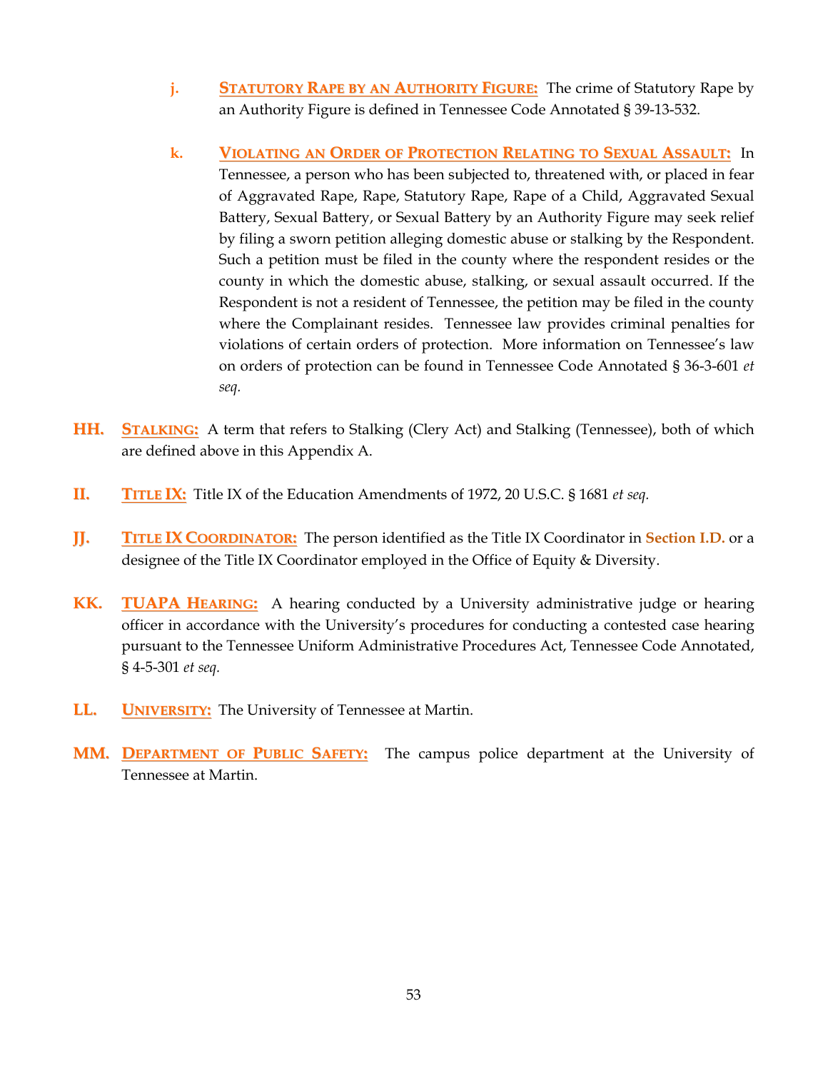j. **Statutory Rape by an Authority Figure:** The crime of Statutory Rape by an Authority Figure is defined in Tennessee Code Annotated § 39-13-532.

k. **Violating an Order of Protection Relating to Sexual Assault:** In Tennessee, a person who has been subjected to, threatened with, or placed in fear of Aggravated Rape, Rape, Statutory Rape, Rape of a Child, Aggravated Sexual Battery, Sexual Battery, or Sexual Battery by an Authority Figure may seek relief by filing a sworn petition alleging domestic abuse or stalking by the Respondent. Such a petition must be filed in the county where the respondent resides or the county in which the domestic abuse, stalking, or sexual assault occurred. If the Respondent is not a resident of Tennessee, the petition may be filed in the county where the Complainant resides. Tennessee law provides criminal penalties for violations of certain orders of protection. More information on Tennessee's law on orders of protection can be found in Tennessee Code Annotated § 36-3-601 *et seq.*

**HH.** **Stalking:** A term that refers to Stalking (Clery Act) and Stalking (Tennessee), both of which are defined above in this Appendix A.

**II.** **Title IX:** Title IX of the Education Amendments of 1972, 20 U.S.C. § 1681 *et seq.*

**JJ.** **Title IX Coordinator:** The person identified as the Title IX Coordinator in **Section I.D.** or a designee of the Title IX Coordinator employed in the Office of Equity & Diversity.

**KK.** **TUAPA Hearing:** A hearing conducted by a University administrative judge or hearing officer in accordance with the University's procedures for conducting a contested case hearing pursuant to the Tennessee Uniform Administrative Procedures Act, Tennessee Code Annotated, § 4-5-301 *et seq.*

**LL.** **University:** The University of Tennessee at Martin.

**MM.** **Department of Public Safety:** The campus police department at the University of Tennessee at Martin.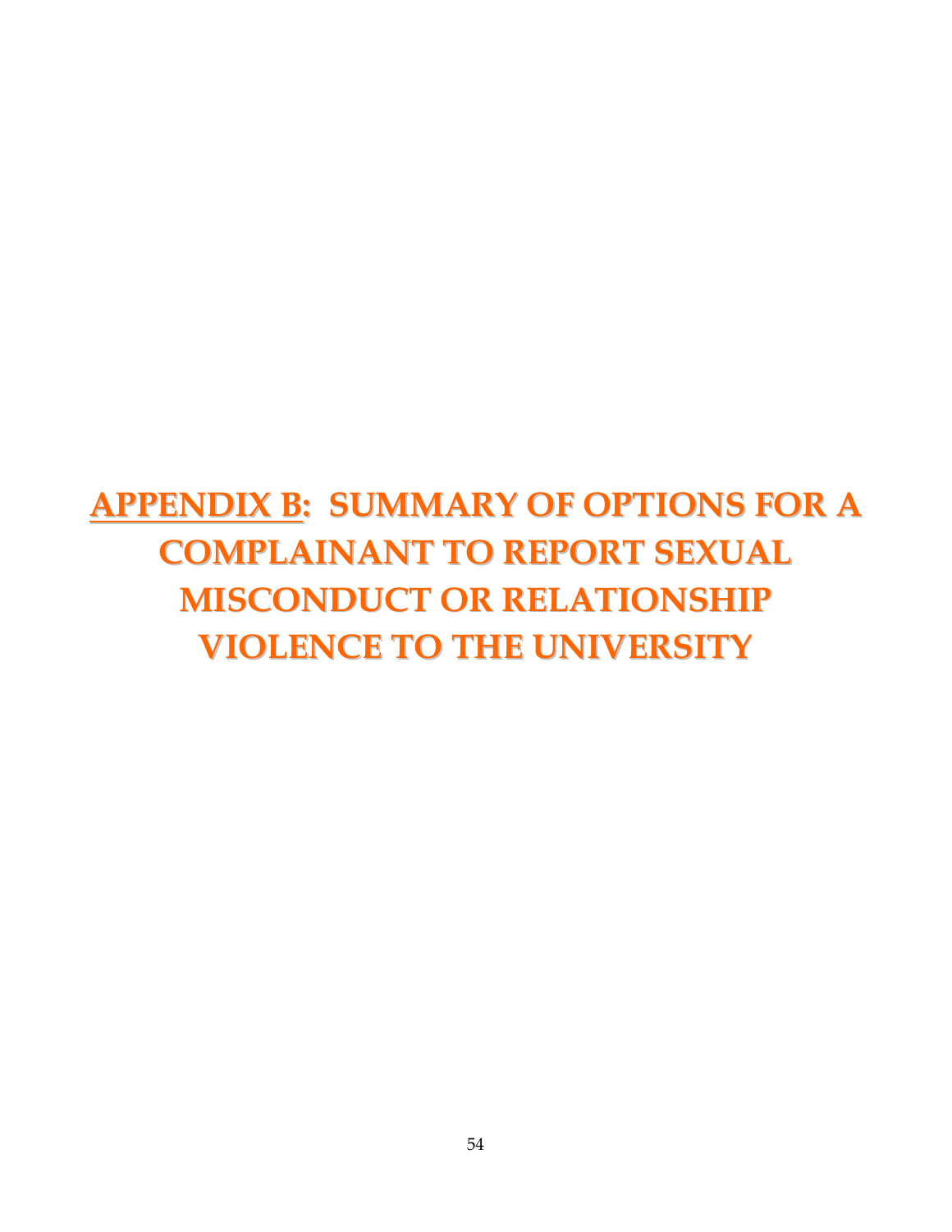# APPENDIX B: SUMMARY OF OPTIONS FOR A COMPLAINANT TO REPORT SEXUAL MISCONDUCT OR RELATIONSHIP VIOLENCE TO THE UNIVERSITY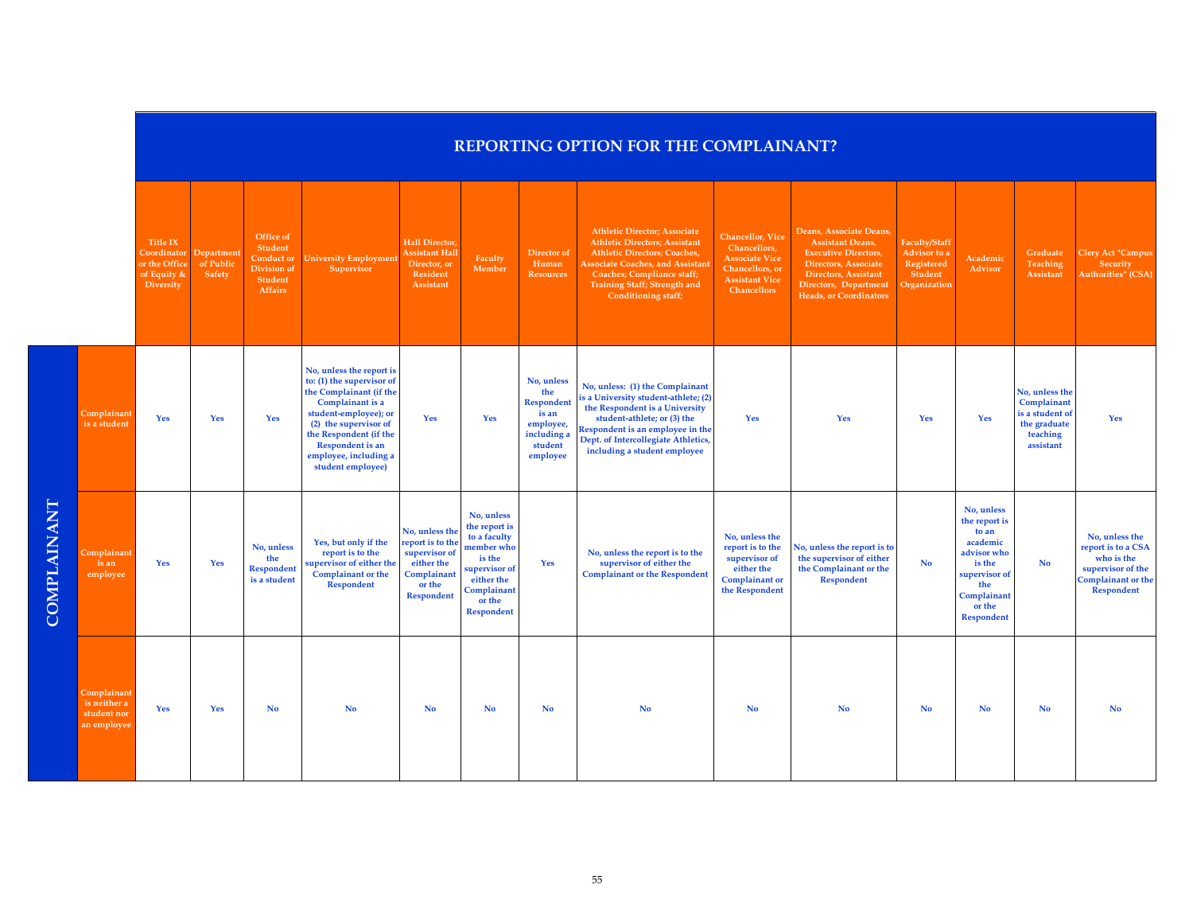| | | REPORTING OPTION FOR THE COMPLAINANT? | | | | | | | | | | | | | |
|---|---|---|---|---|---|---|---|---|---|---|---|---|---|---|---|
| | | Title IX Coordinator or the Office of Equity & Diversity | Department of Public Safety | Office of Student Conduct or Division of Student Affairs | University Employment Supervisor | Hall Director, Assistant Hall Director, or Resident Assistant | Faculty Member | Director of Human Resources | Athletic Director; Associate Athletic Directors; Assistant Athletic Directors; Coaches, Associate Coaches, and Assistant Coaches; Compliance staff; Training Staff; Strength and Conditioning staff; | Chancellor, Vice Chancellors, Associate Vice Chancellors, or Assistant Vice Chancellors | Deans, Associate Deans, Assistant Deans, Executive Directors, Directors, Associate Directors, Assistant Directors, Department Heads, or Coordinators | Faculty/Staff Advisor to a Registered Student Organization | Academic Advisor | Graduate Teaching Assistant | Clery Act "Campus Security Authorities" (CSA) |
| COMPLAINANT | Complainant is a student | Yes | Yes | Yes | No, unless the report is to: (1) the supervisor of the Complainant (if the Complainant is a student-employee); or (2) the supervisor of the Respondent (if the Respondent is an employee, including a student employee) | Yes | Yes | No, unless the Respondent is an employee, including a student employee | No, unless: (1) the Complainant is a University student-athlete; (2) the Respondent is a University student-athlete; or (3) the Respondent is an employee in the Dept. of Intercollegiate Athletics, including a student employee | Yes | Yes | Yes | Yes | No, unless the Complainant is a student of the graduate teaching assistant | Yes |
| | Complainant is an employee | Yes | Yes | No, unless the Respondent is a student | Yes, but only if the report is to the supervisor of either the Complainant or the Respondent | No, unless the report is to the supervisor of either the Complainant or the Respondent | No, unless the report is to a faculty member who is the supervisor of either the Complainant or the Respondent | Yes | No, unless the report is to the supervisor of either the Complainant or the Respondent | No, unless the report is to the supervisor of either the Complainant or the Respondent | No, unless the report is to the supervisor of either the Complainant or the Respondent | No | No, unless the report is to an academic advisor who is the supervisor of the Complainant or the Respondent | No | No, unless the report is to a CSA who is the supervisor of the Complainant or the Respondent |
| | Complainant is neither a student nor an employee | Yes | Yes | No | No | No | No | No | No | No | No | No | No | No | No |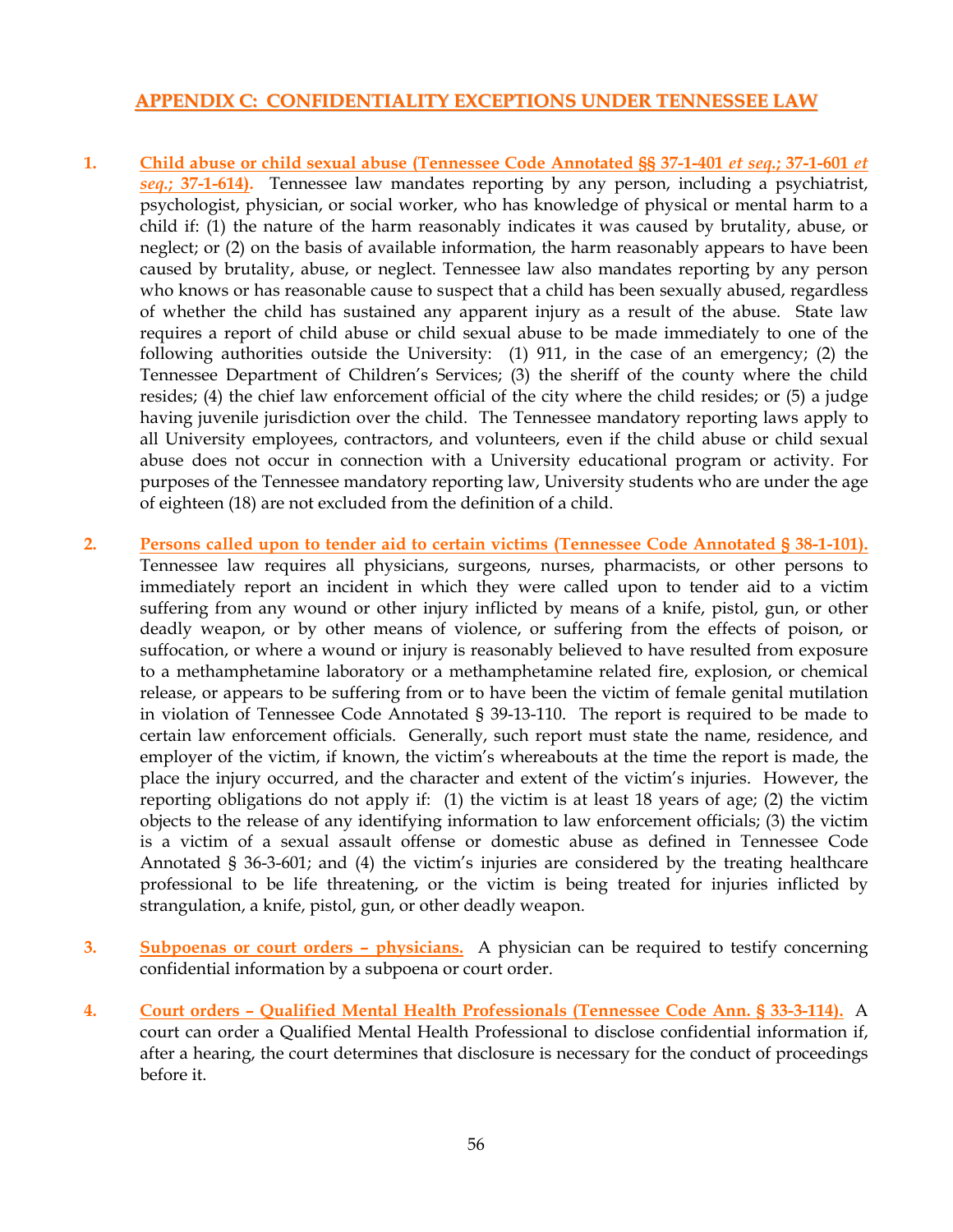## APPENDIX C: CONFIDENTIALITY EXCEPTIONS UNDER TENNESSEE LAW

1. **Child abuse or child sexual abuse (Tennessee Code Annotated §§ 37-1-401 *et seq.*; 37-1-601 *et seq.*; 37-1-614).** Tennessee law mandates reporting by any person, including a psychiatrist, psychologist, physician, or social worker, who has knowledge of physical or mental harm to a child if: (1) the nature of the harm reasonably indicates it was caused by brutality, abuse, or neglect; or (2) on the basis of available information, the harm reasonably appears to have been caused by brutality, abuse, or neglect. Tennessee law also mandates reporting by any person who knows or has reasonable cause to suspect that a child has been sexually abused, regardless of whether the child has sustained any apparent injury as a result of the abuse. State law requires a report of child abuse or child sexual abuse to be made immediately to one of the following authorities outside the University: (1) 911, in the case of an emergency; (2) the Tennessee Department of Children's Services; (3) the sheriff of the county where the child resides; (4) the chief law enforcement official of the city where the child resides; or (5) a judge having juvenile jurisdiction over the child. The Tennessee mandatory reporting laws apply to all University employees, contractors, and volunteers, even if the child abuse or child sexual abuse does not occur in connection with a University educational program or activity. For purposes of the Tennessee mandatory reporting law, University students who are under the age of eighteen (18) are not excluded from the definition of a child.

2. **Persons called upon to tender aid to certain victims (Tennessee Code Annotated § 38-1-101).** Tennessee law requires all physicians, surgeons, nurses, pharmacists, or other persons to immediately report an incident in which they were called upon to tender aid to a victim suffering from any wound or other injury inflicted by means of a knife, pistol, gun, or other deadly weapon, or by other means of violence, or suffering from the effects of poison, or suffocation, or where a wound or injury is reasonably believed to have resulted from exposure to a methamphetamine laboratory or a methamphetamine related fire, explosion, or chemical release, or appears to be suffering from or to have been the victim of female genital mutilation in violation of Tennessee Code Annotated § 39-13-110. The report is required to be made to certain law enforcement officials. Generally, such report must state the name, residence, and employer of the victim, if known, the victim's whereabouts at the time the report is made, the place the injury occurred, and the character and extent of the victim's injuries. However, the reporting obligations do not apply if: (1) the victim is at least 18 years of age; (2) the victim objects to the release of any identifying information to law enforcement officials; (3) the victim is a victim of a sexual assault offense or domestic abuse as defined in Tennessee Code Annotated § 36-3-601; and (4) the victim's injuries are considered by the treating healthcare professional to be life threatening, or the victim is being treated for injuries inflicted by strangulation, a knife, pistol, gun, or other deadly weapon.

3. **Subpoenas or court orders – physicians.** A physician can be required to testify concerning confidential information by a subpoena or court order.

4. **Court orders – Qualified Mental Health Professionals (Tennessee Code Ann. § 33-3-114).** A court can order a Qualified Mental Health Professional to disclose confidential information if, after a hearing, the court determines that disclosure is necessary for the conduct of proceedings before it.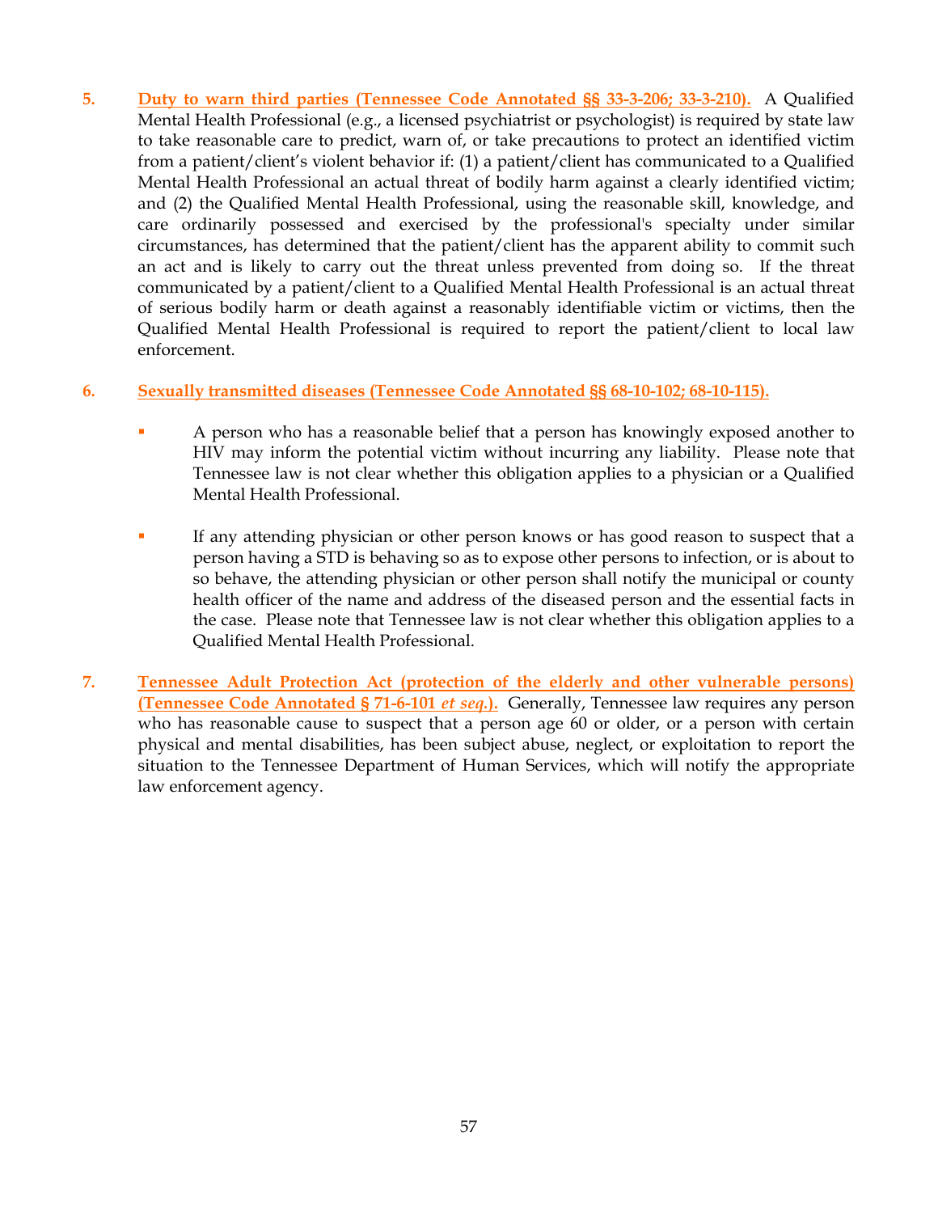5. **Duty to warn third parties (Tennessee Code Annotated §§ 33-3-206; 33-3-210).** A Qualified Mental Health Professional (e.g., a licensed psychiatrist or psychologist) is required by state law to take reasonable care to predict, warn of, or take precautions to protect an identified victim from a patient/client's violent behavior if: (1) a patient/client has communicated to a Qualified Mental Health Professional an actual threat of bodily harm against a clearly identified victim; and (2) the Qualified Mental Health Professional, using the reasonable skill, knowledge, and care ordinarily possessed and exercised by the professional's specialty under similar circumstances, has determined that the patient/client has the apparent ability to commit such an act and is likely to carry out the threat unless prevented from doing so. If the threat communicated by a patient/client to a Qualified Mental Health Professional is an actual threat of serious bodily harm or death against a reasonably identifiable victim or victims, then the Qualified Mental Health Professional is required to report the patient/client to local law enforcement.

6. **Sexually transmitted diseases (Tennessee Code Annotated §§ 68-10-102; 68-10-115).**

   - A person who has a reasonable belief that a person has knowingly exposed another to HIV may inform the potential victim without incurring any liability. Please note that Tennessee law is not clear whether this obligation applies to a physician or a Qualified Mental Health Professional.

   - If any attending physician or other person knows or has good reason to suspect that a person having a STD is behaving so as to expose other persons to infection, or is about to so behave, the attending physician or other person shall notify the municipal or county health officer of the name and address of the diseased person and the essential facts in the case. Please note that Tennessee law is not clear whether this obligation applies to a Qualified Mental Health Professional.

7. **Tennessee Adult Protection Act (protection of the elderly and other vulnerable persons) (Tennessee Code Annotated § 71-6-101 *et seq.*).** Generally, Tennessee law requires any person who has reasonable cause to suspect that a person age 60 or older, or a person with certain physical and mental disabilities, has been subject abuse, neglect, or exploitation to report the situation to the Tennessee Department of Human Services, which will notify the appropriate law enforcement agency.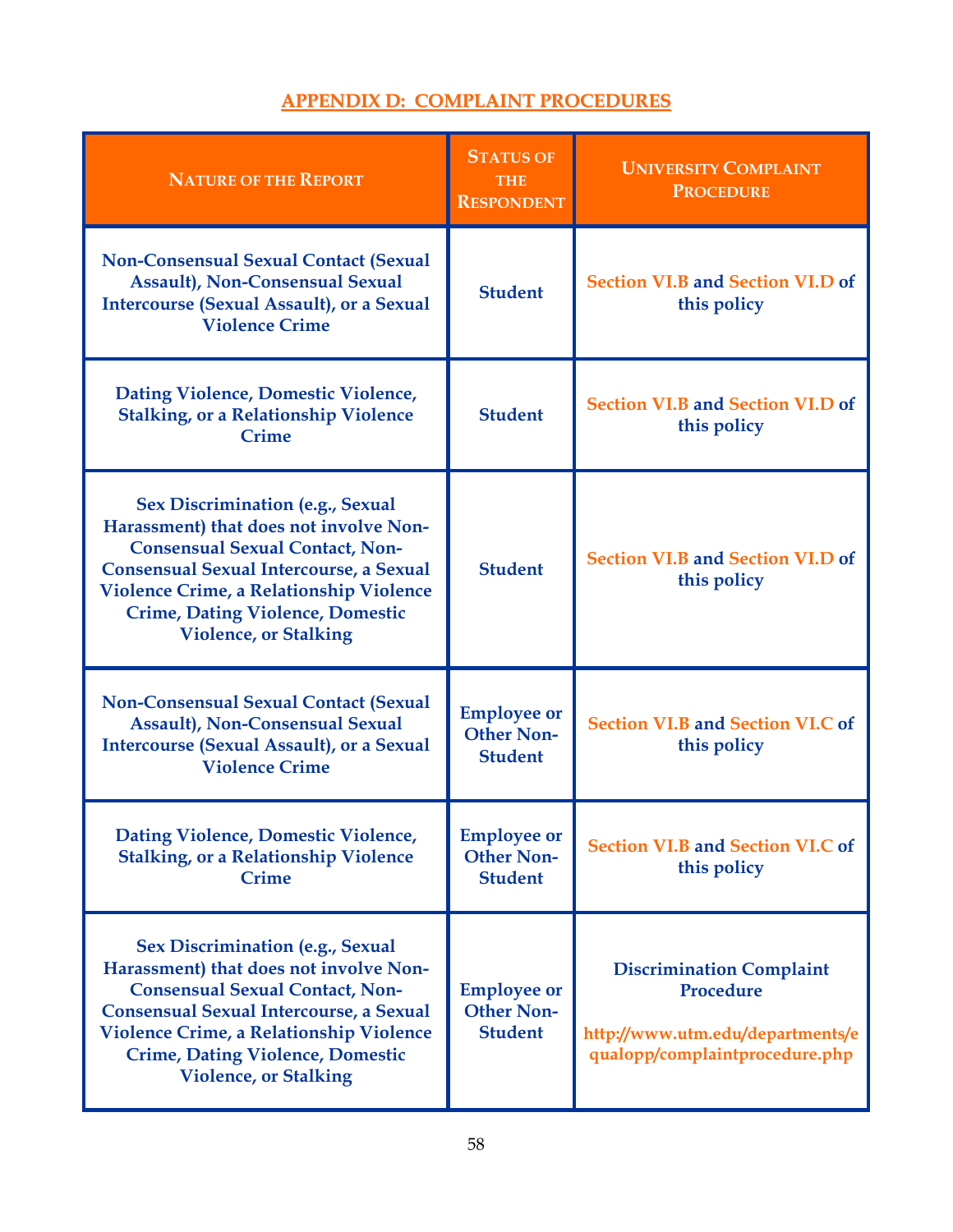## APPENDIX D: COMPLAINT PROCEDURES

| Nature of the Report | Status of the Respondent | University Complaint Procedure |
|---|---|---|
| Non-Consensual Sexual Contact (Sexual Assault), Non-Consensual Sexual Intercourse (Sexual Assault), or a Sexual Violence Crime | Student | Section VI.B and Section VI.D of this policy |
| Dating Violence, Domestic Violence, Stalking, or a Relationship Violence Crime | Student | Section VI.B and Section VI.D of this policy |
| Sex Discrimination (e.g., Sexual Harassment) that does not involve Non-Consensual Sexual Contact, Non-Consensual Sexual Intercourse, a Sexual Violence Crime, a Relationship Violence Crime, Dating Violence, Domestic Violence, or Stalking | Student | Section VI.B and Section VI.D of this policy |
| Non-Consensual Sexual Contact (Sexual Assault), Non-Consensual Sexual Intercourse (Sexual Assault), or a Sexual Violence Crime | Employee or Other Non-Student | Section VI.B and Section VI.C of this policy |
| Dating Violence, Domestic Violence, Stalking, or a Relationship Violence Crime | Employee or Other Non-Student | Section VI.B and Section VI.C of this policy |
| Sex Discrimination (e.g., Sexual Harassment) that does not involve Non-Consensual Sexual Contact, Non-Consensual Sexual Intercourse, a Sexual Violence Crime, a Relationship Violence Crime, Dating Violence, Domestic Violence, or Stalking | Employee or Other Non-Student | Discrimination Complaint Procedure http://www.utm.edu/departments/equalopp/complaintprocedure.php |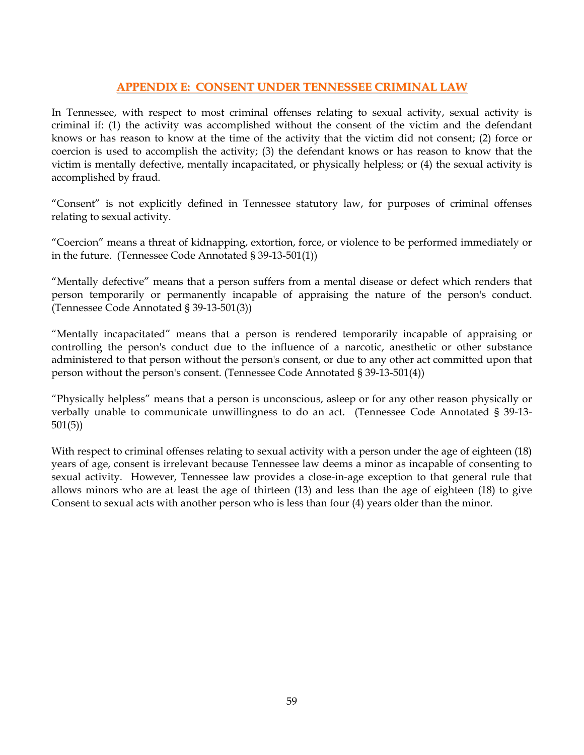## APPENDIX E: CONSENT UNDER TENNESSEE CRIMINAL LAW

In Tennessee, with respect to most criminal offenses relating to sexual activity, sexual activity is criminal if: (1) the activity was accomplished without the consent of the victim and the defendant knows or has reason to know at the time of the activity that the victim did not consent; (2) force or coercion is used to accomplish the activity; (3) the defendant knows or has reason to know that the victim is mentally defective, mentally incapacitated, or physically helpless; or (4) the sexual activity is accomplished by fraud.

"Consent" is not explicitly defined in Tennessee statutory law, for purposes of criminal offenses relating to sexual activity.

"Coercion" means a threat of kidnapping, extortion, force, or violence to be performed immediately or in the future. (Tennessee Code Annotated § 39-13-501(1))

"Mentally defective" means that a person suffers from a mental disease or defect which renders that person temporarily or permanently incapable of appraising the nature of the person's conduct. (Tennessee Code Annotated § 39-13-501(3))

"Mentally incapacitated" means that a person is rendered temporarily incapable of appraising or controlling the person's conduct due to the influence of a narcotic, anesthetic or other substance administered to that person without the person's consent, or due to any other act committed upon that person without the person's consent. (Tennessee Code Annotated § 39-13-501(4))

"Physically helpless" means that a person is unconscious, asleep or for any other reason physically or verbally unable to communicate unwillingness to do an act. (Tennessee Code Annotated § 39-13-501(5))

With respect to criminal offenses relating to sexual activity with a person under the age of eighteen (18) years of age, consent is irrelevant because Tennessee law deems a minor as incapable of consenting to sexual activity. However, Tennessee law provides a close-in-age exception to that general rule that allows minors who are at least the age of thirteen (13) and less than the age of eighteen (18) to give Consent to sexual acts with another person who is less than four (4) years older than the minor.